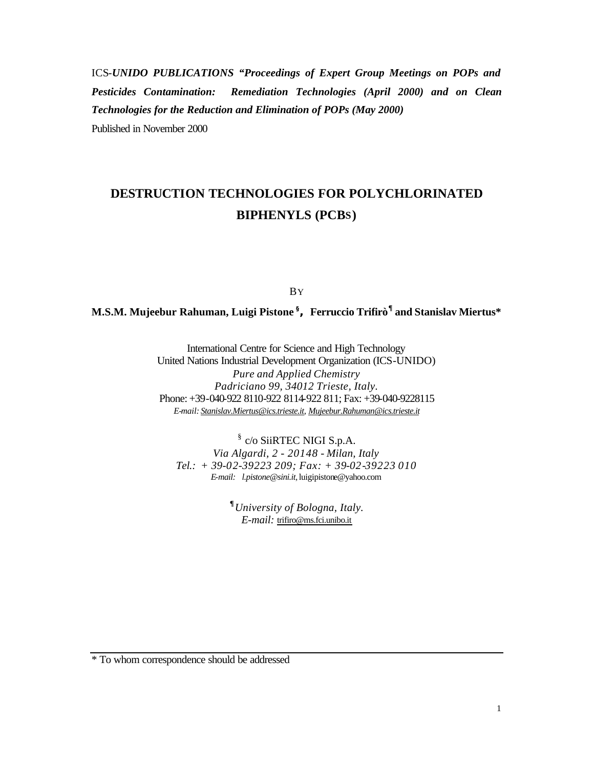ICS-*UNIDO PUBLICATIONS "Proceedings of Expert Group Meetings on POPs and Pesticides Contamination: Remediation Technologies (April 2000) and on Clean Technologies for the Reduction and Elimination of POPs (May 2000)*

Published in November 2000

# DESTRUCTION TECHNOLOGIES FOR POLYCHLORINATED BIPHENYLS (PCBS)

BY

**M.S.M. Mujeebur Rahuman, Luigi Pistone [§], Ferruccio Trifirò [¶] and Stanislav Miertus***

International Centre for Science and High Technology
United Nations Industrial Development Organization (ICS-UNIDO)
*Pure and Applied Chemistry*
*Padriciano 99, 34012 Trieste, Italy.*
Phone: +39-040-922 8110-922 8114-922 811; Fax: +39-040-9228115
*E-mail: Stanislav.Miertus@ics.trieste.it, Mujeebur.Rahuman@ics.trieste.it*

[§] c/o SiiRTEC NIGI S.p.A.
*Via Algardi, 2 - 20148 - Milan, Italy*
*Tel.: + 39-02-39223 209; Fax: + 39-02-39223 010*
*E-mail: l.pistone@sini.it,* luigipistone@yahoo.com

[¶] *University of Bologna, Italy.*
*E-mail:* trifiro@ms.fci.unibo.it

\* To whom correspondence should be addressed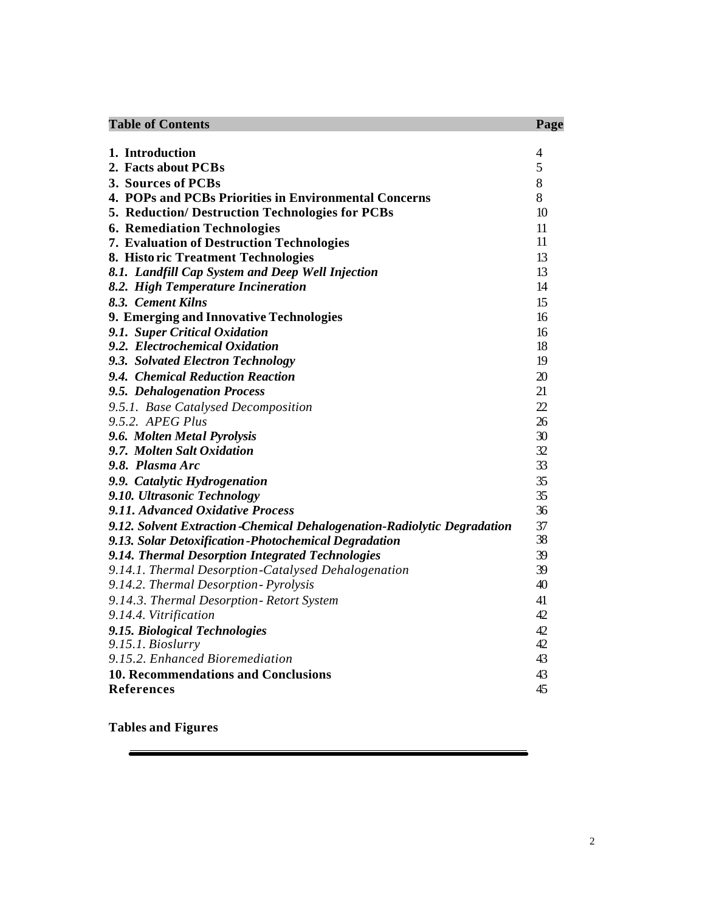| Table of Contents | Page |
|---|---|
| **1. Introduction** | 4 |
| **2. Facts about PCBs** | 5 |
| **3. Sources of PCBs** | 8 |
| **4. POPs and PCBs Priorities in Environmental Concerns** | 8 |
| **5. Reduction/ Destruction Technologies for PCBs** | 10 |
| **6. Remediation Technologies** | 11 |
| **7. Evaluation of Destruction Technologies** | 11 |
| **8. Historic Treatment Technologies** | 13 |
| ***8.1. Landfill Cap System and Deep Well Injection*** | 13 |
| ***8.2. High Temperature Incineration*** | 14 |
| ***8.3. Cement Kilns*** | 15 |
| **9. Emerging and Innovative Technologies** | 16 |
| ***9.1. Super Critical Oxidation*** | 16 |
| ***9.2. Electrochemical Oxidation*** | 18 |
| ***9.3. Solvated Electron Technology*** | 19 |
| ***9.4. Chemical Reduction Reaction*** | 20 |
| ***9.5. Dehalogenation Process*** | 21 |
| *9.5.1. Base Catalysed Decomposition* | 22 |
| *9.5.2. APEG Plus* | 26 |
| ***9.6. Molten Metal Pyrolysis*** | 30 |
| ***9.7. Molten Salt Oxidation*** | 32 |
| ***9.8. Plasma Arc*** | 33 |
| ***9.9. Catalytic Hydrogenation*** | 35 |
| ***9.10. Ultrasonic Technology*** | 35 |
| ***9.11. Advanced Oxidative Process*** | 36 |
| ***9.12. Solvent Extraction-Chemical Dehalogenation-Radiolytic Degradation*** | 37 |
| ***9.13. Solar Detoxification-Photochemical Degradation*** | 38 |
| ***9.14. Thermal Desorption Integrated Technologies*** | 39 |
| *9.14.1. Thermal Desorption-Catalysed Dehalogenation* | 39 |
| *9.14.2. Thermal Desorption- Pyrolysis* | 40 |
| *9.14.3. Thermal Desorption- Retort System* | 41 |
| *9.14.4. Vitrification* | 42 |
| ***9.15. Biological Technologies*** | 42 |
| *9.15.1. Bioslurry* | 42 |
| *9.15.2. Enhanced Bioremediation* | 43 |
| **10. Recommendations and Conclusions** | 43 |
| **References** | 45 |

**Tables and Figures**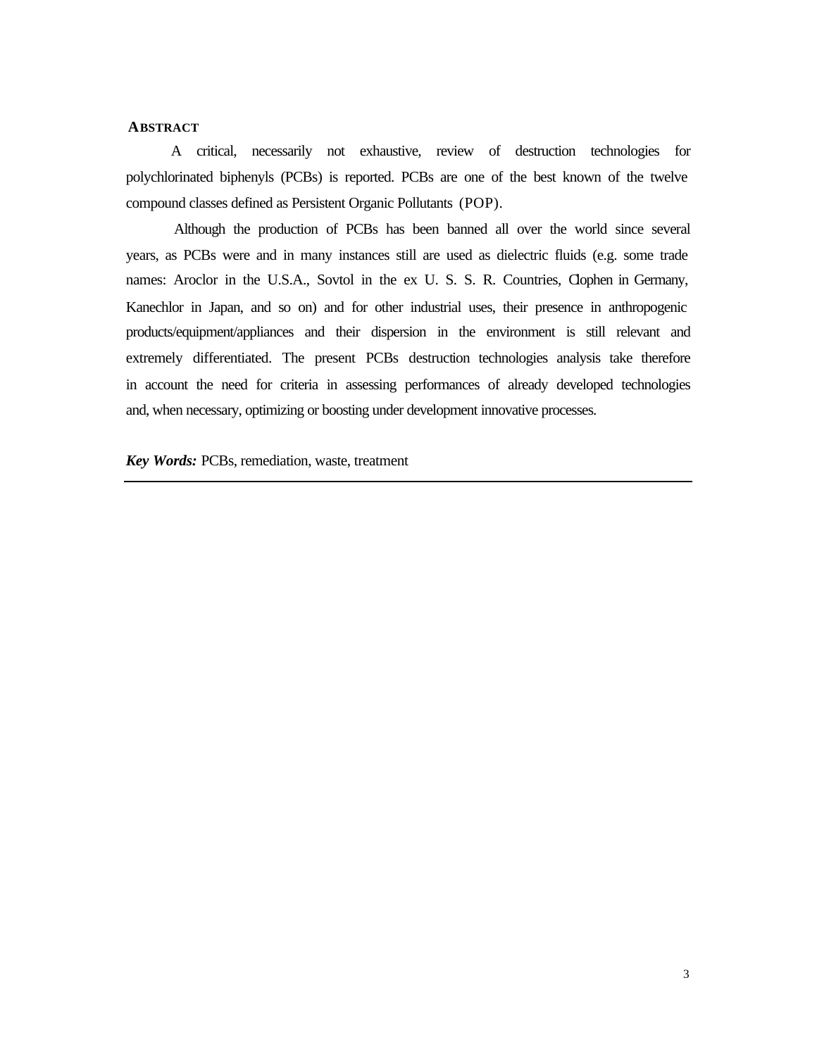## ABSTRACT

A critical, necessarily not exhaustive, review of destruction technologies for polychlorinated biphenyls (PCBs) is reported. PCBs are one of the best known of the twelve compound classes defined as Persistent Organic Pollutants (POP).

Although the production of PCBs has been banned all over the world since several years, as PCBs were and in many instances still are used as dielectric fluids (e.g. some trade names: Aroclor in the U.S.A., Sovtol in the ex U. S. S. R. Countries, Clophen in Germany, Kanechlor in Japan, and so on) and for other industrial uses, their presence in anthropogenic products/equipment/appliances and their dispersion in the environment is still relevant and extremely differentiated. The present PCBs destruction technologies analysis take therefore in account the need for criteria in assessing performances of already developed technologies and, when necessary, optimizing or boosting under development innovative processes.

***Key Words:*** PCBs, remediation, waste, treatment

---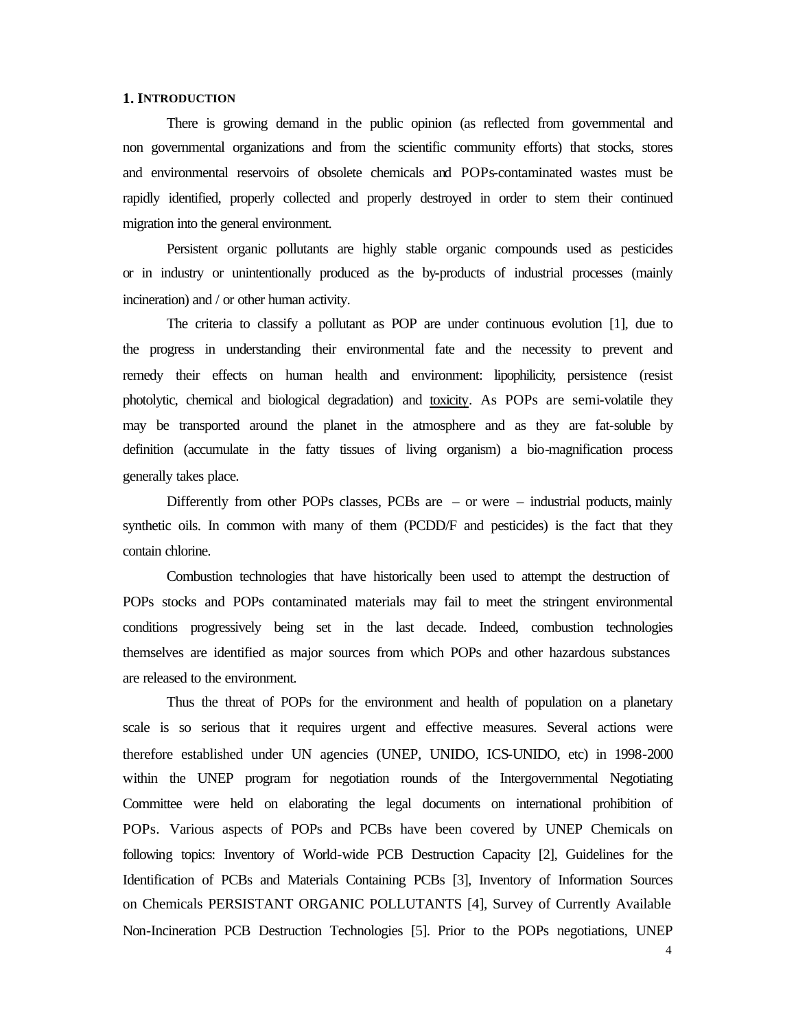## 1. INTRODUCTION

There is growing demand in the public opinion (as reflected from governmental and non governmental organizations and from the scientific community efforts) that stocks, stores and environmental reservoirs of obsolete chemicals and POPs-contaminated wastes must be rapidly identified, properly collected and properly destroyed in order to stem their continued migration into the general environment.

Persistent organic pollutants are highly stable organic compounds used as pesticides or in industry or unintentionally produced as the by-products of industrial processes (mainly incineration) and / or other human activity.

The criteria to classify a pollutant as POP are under continuous evolution [1], due to the progress in understanding their environmental fate and the necessity to prevent and remedy their effects on human health and environment: lipophilicity, persistence (resist photolytic, chemical and biological degradation) and toxicity. As POPs are semi-volatile they may be transported around the planet in the atmosphere and as they are fat-soluble by definition (accumulate in the fatty tissues of living organism) a bio-magnification process generally takes place.

Differently from other POPs classes, PCBs are – or were – industrial products, mainly synthetic oils. In common with many of them (PCDD/F and pesticides) is the fact that they contain chlorine.

Combustion technologies that have historically been used to attempt the destruction of POPs stocks and POPs contaminated materials may fail to meet the stringent environmental conditions progressively being set in the last decade. Indeed, combustion technologies themselves are identified as major sources from which POPs and other hazardous substances are released to the environment.

Thus the threat of POPs for the environment and health of population on a planetary scale is so serious that it requires urgent and effective measures. Several actions were therefore established under UN agencies (UNEP, UNIDO, ICS-UNIDO, etc) in 1998-2000 within the UNEP program for negotiation rounds of the Intergovernmental Negotiating Committee were held on elaborating the legal documents on international prohibition of POPs. Various aspects of POPs and PCBs have been covered by UNEP Chemicals on following topics: Inventory of World-wide PCB Destruction Capacity [2], Guidelines for the Identification of PCBs and Materials Containing PCBs [3], Inventory of Information Sources on Chemicals PERSISTANT ORGANIC POLLUTANTS [4], Survey of Currently Available Non-Incineration PCB Destruction Technologies [5]. Prior to the POPs negotiations, UNEP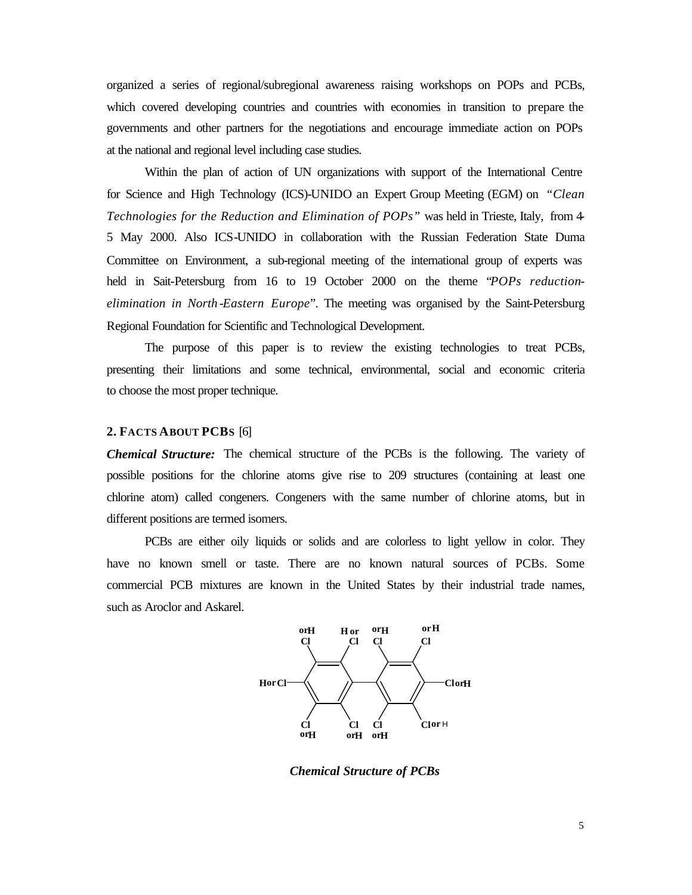organized a series of regional/subregional awareness raising workshops on POPs and PCBs, which covered developing countries and countries with economies in transition to prepare the governments and other partners for the negotiations and encourage immediate action on POPs at the national and regional level including case studies.

Within the plan of action of UN organizations with support of the International Centre for Science and High Technology (ICS)-UNIDO an Expert Group Meeting (EGM) on *"Clean Technologies for the Reduction and Elimination of POPs"* was held in Trieste, Italy, from 4-5 May 2000. Also ICS-UNIDO in collaboration with the Russian Federation State Duma Committee on Environment, a sub-regional meeting of the international group of experts was held in Sait-Petersburg from 16 to 19 October 2000 on the theme "*POPs reduction-elimination in North-Eastern Europe*". The meeting was organised by the Saint-Petersburg Regional Foundation for Scientific and Technological Development.

The purpose of this paper is to review the existing technologies to treat PCBs, presenting their limitations and some technical, environmental, social and economic criteria to choose the most proper technique.

## 2. FACTS ABOUT PCBS [6]

***Chemical Structure:*** The chemical structure of the PCBs is the following. The variety of possible positions for the chlorine atoms give rise to 209 structures (containing at least one chlorine atom) called congeners. Congeners with the same number of chlorine atoms, but in different positions are termed isomers.

PCBs are either oily liquids or solids and are colorless to light yellow in color. They have no known smell or taste. There are no known natural sources of PCBs. Some commercial PCB mixtures are known in the United States by their industrial trade names, such as Aroclor and Askarel.

***Chemical Structure of PCBs***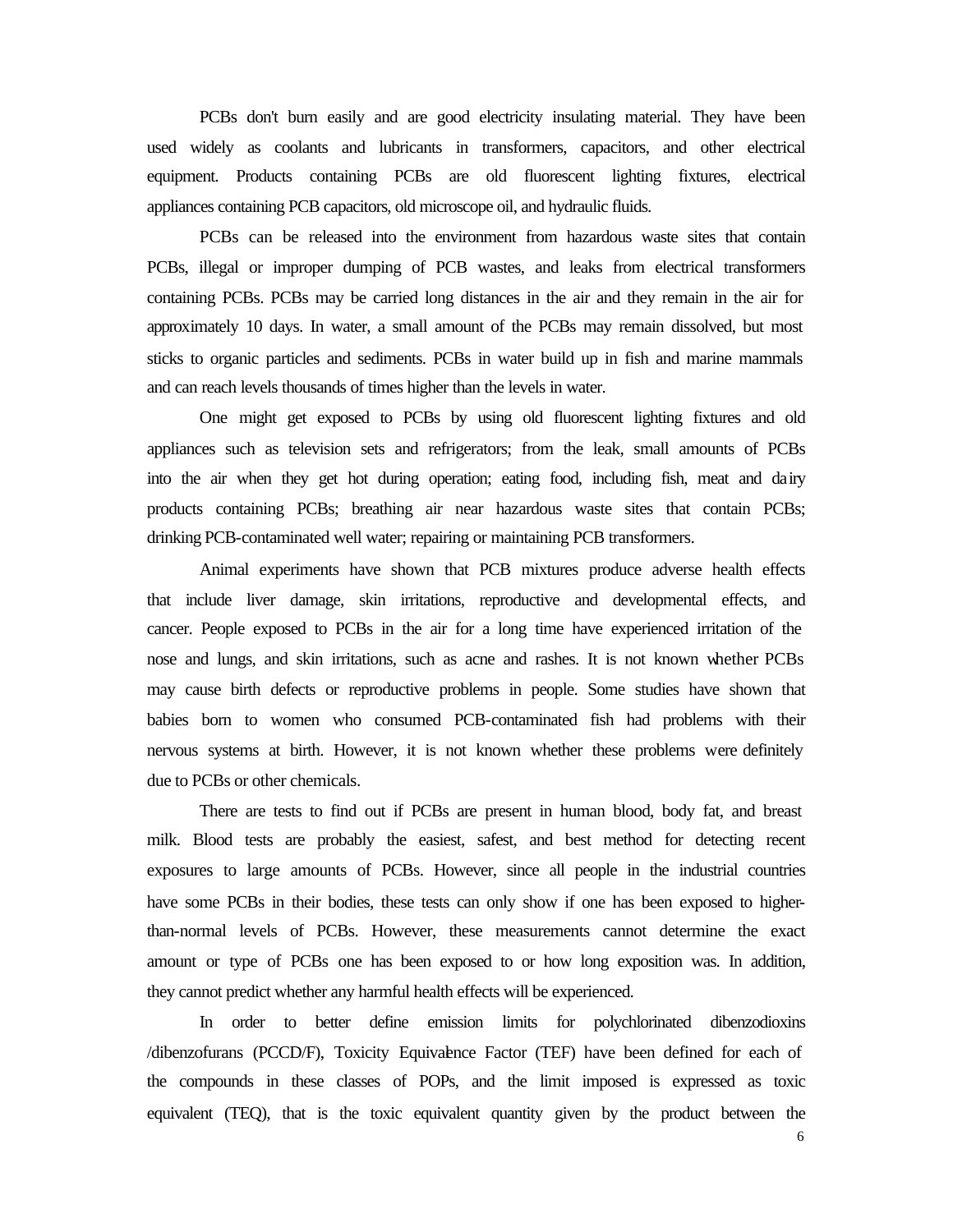PCBs don't burn easily and are good electricity insulating material. They have been used widely as coolants and lubricants in transformers, capacitors, and other electrical equipment. Products containing PCBs are old fluorescent lighting fixtures, electrical appliances containing PCB capacitors, old microscope oil, and hydraulic fluids.

PCBs can be released into the environment from hazardous waste sites that contain PCBs, illegal or improper dumping of PCB wastes, and leaks from electrical transformers containing PCBs. PCBs may be carried long distances in the air and they remain in the air for approximately 10 days. In water, a small amount of the PCBs may remain dissolved, but most sticks to organic particles and sediments. PCBs in water build up in fish and marine mammals and can reach levels thousands of times higher than the levels in water.

One might get exposed to PCBs by using old fluorescent lighting fixtures and old appliances such as television sets and refrigerators; from the leak, small amounts of PCBs into the air when they get hot during operation; eating food, including fish, meat and dairy products containing PCBs; breathing air near hazardous waste sites that contain PCBs; drinking PCB-contaminated well water; repairing or maintaining PCB transformers.

Animal experiments have shown that PCB mixtures produce adverse health effects that include liver damage, skin irritations, reproductive and developmental effects, and cancer. People exposed to PCBs in the air for a long time have experienced irritation of the nose and lungs, and skin irritations, such as acne and rashes. It is not known whether PCBs may cause birth defects or reproductive problems in people. Some studies have shown that babies born to women who consumed PCB-contaminated fish had problems with their nervous systems at birth. However, it is not known whether these problems were definitely due to PCBs or other chemicals.

There are tests to find out if PCBs are present in human blood, body fat, and breast milk. Blood tests are probably the easiest, safest, and best method for detecting recent exposures to large amounts of PCBs. However, since all people in the industrial countries have some PCBs in their bodies, these tests can only show if one has been exposed to higher-than-normal levels of PCBs. However, these measurements cannot determine the exact amount or type of PCBs one has been exposed to or how long exposition was. In addition, they cannot predict whether any harmful health effects will be experienced.

In order to better define emission limits for polychlorinated dibenzodioxins /dibenzofurans (PCCD/F), Toxicity Equivalence Factor (TEF) have been defined for each of the compounds in these classes of POPs, and the limit imposed is expressed as toxic equivalent (TEQ), that is the toxic equivalent quantity given by the product between the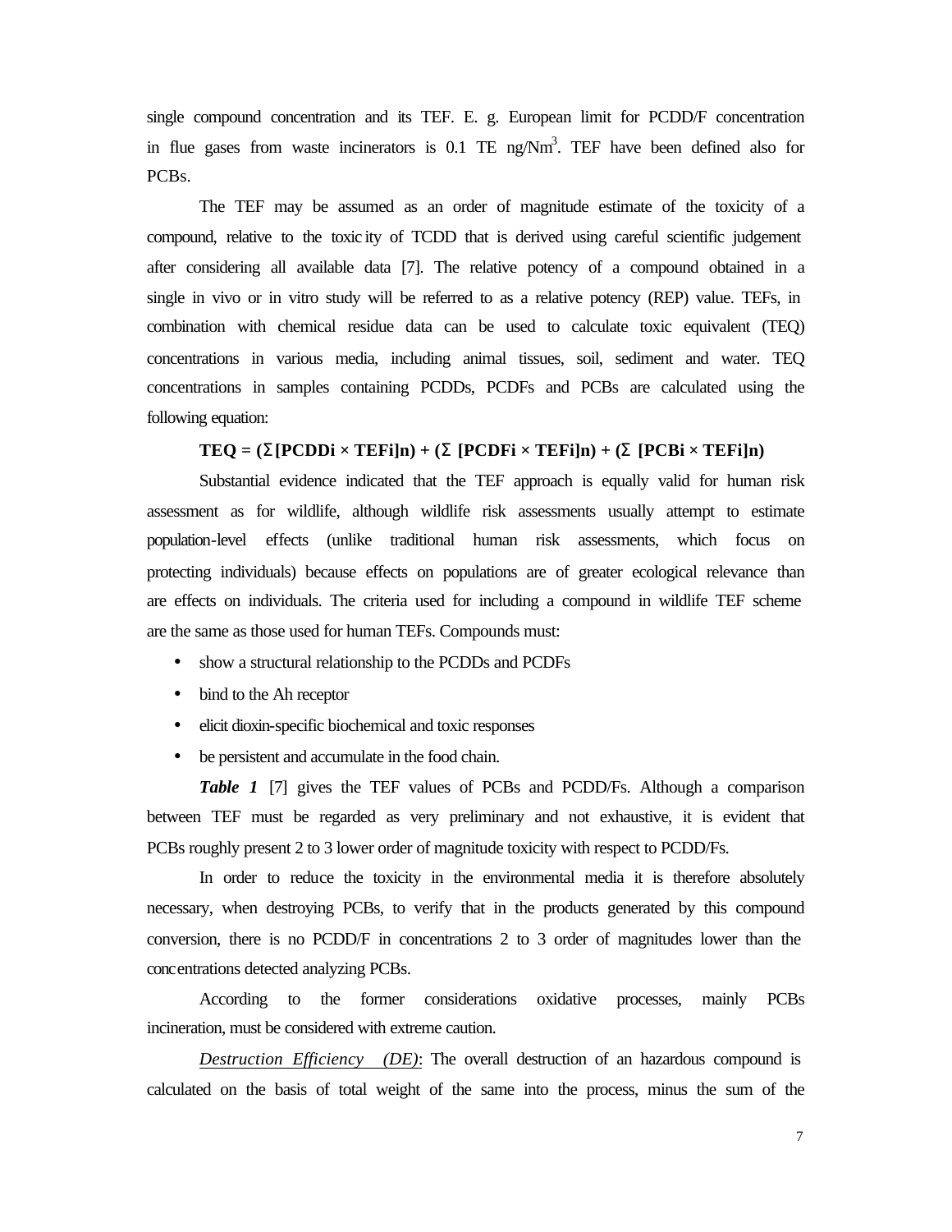single compound concentration and its TEF. E. g. European limit for PCDD/F concentration in flue gases from waste incinerators is 0.1 TE ng/Nm$^3$. TEF have been defined also for PCBs.

The TEF may be assumed as an order of magnitude estimate of the toxicity of a compound, relative to the toxicity of TCDD that is derived using careful scientific judgement after considering all available data [7]. The relative potency of a compound obtained in a single in vivo or in vitro study will be referred to as a relative potency (REP) value. TEFs, in combination with chemical residue data can be used to calculate toxic equivalent (TEQ) concentrations in various media, including animal tissues, soil, sediment and water. TEQ concentrations in samples containing PCDDs, PCDFs and PCBs are calculated using the following equation:

$$TEQ = (\Sigma[PCDDi \times TEFi]n) + (\Sigma\ [PCDFi \times TEFi]n) + (\Sigma\ [PCBi \times TEFi]n)$$

Substantial evidence indicated that the TEF approach is equally valid for human risk assessment as for wildlife, although wildlife risk assessments usually attempt to estimate population-level effects (unlike traditional human risk assessments, which focus on protecting individuals) because effects on populations are of greater ecological relevance than are effects on individuals. The criteria used for including a compound in wildlife TEF scheme are the same as those used for human TEFs. Compounds must:

- show a structural relationship to the PCDDs and PCDFs
- bind to the Ah receptor
- elicit dioxin-specific biochemical and toxic responses
- be persistent and accumulate in the food chain.

***Table 1*** [7] gives the TEF values of PCBs and PCDD/Fs. Although a comparison between TEF must be regarded as very preliminary and not exhaustive, it is evident that PCBs roughly present 2 to 3 lower order of magnitude toxicity with respect to PCDD/Fs.

In order to reduce the toxicity in the environmental media it is therefore absolutely necessary, when destroying PCBs, to verify that in the products generated by this compound conversion, there is no PCDD/F in concentrations 2 to 3 order of magnitudes lower than the concentrations detected analyzing PCBs.

According to the former considerations oxidative processes, mainly PCBs incineration, must be considered with extreme caution.

*Destruction Efficiency (DE)*: The overall destruction of an hazardous compound is calculated on the basis of total weight of the same into the process, minus the sum of the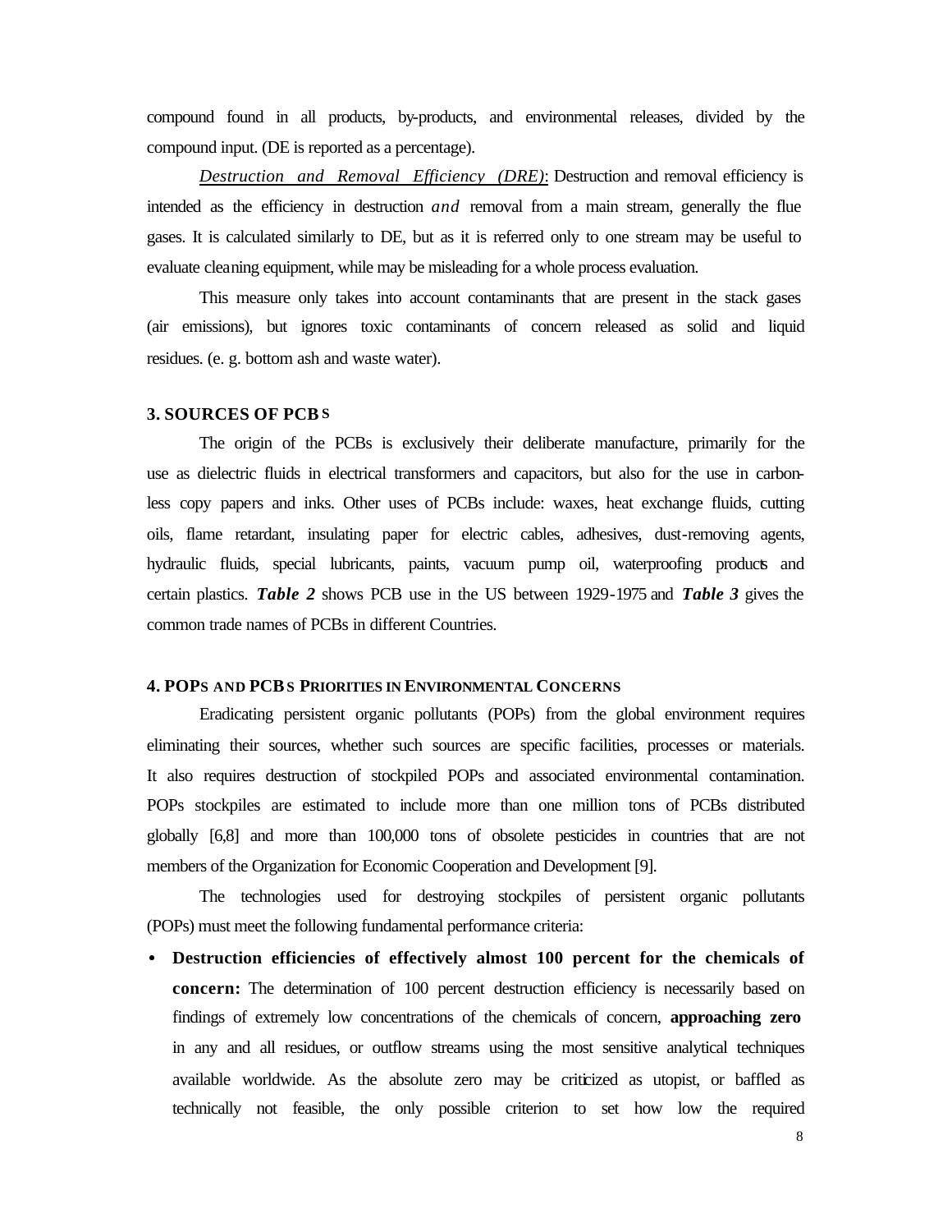compound found in all products, by-products, and environmental releases, divided by the compound input. (DE is reported as a percentage).

*Destruction and Removal Efficiency (DRE)*: Destruction and removal efficiency is intended as the efficiency in destruction *and* removal from a main stream, generally the flue gases. It is calculated similarly to DE, but as it is referred only to one stream may be useful to evaluate cleaning equipment, while may be misleading for a whole process evaluation.

This measure only takes into account contaminants that are present in the stack gases (air emissions), but ignores toxic contaminants of concern released as solid and liquid residues. (e. g. bottom ash and waste water).

### 3. SOURCES OF PCBS

The origin of the PCBs is exclusively their deliberate manufacture, primarily for the use as dielectric fluids in electrical transformers and capacitors, but also for the use in carbon-less copy papers and inks. Other uses of PCBs include: waxes, heat exchange fluids, cutting oils, flame retardant, insulating paper for electric cables, adhesives, dust-removing agents, hydraulic fluids, special lubricants, paints, vacuum pump oil, waterproofing products and certain plastics. ***Table 2*** shows PCB use in the US between 1929-1975 and ***Table 3*** gives the common trade names of PCBs in different Countries.

### 4. POPS AND PCBS PRIORITIES IN ENVIRONMENTAL CONCERNS

Eradicating persistent organic pollutants (POPs) from the global environment requires eliminating their sources, whether such sources are specific facilities, processes or materials. It also requires destruction of stockpiled POPs and associated environmental contamination. POPs stockpiles are estimated to include more than one million tons of PCBs distributed globally [6,8] and more than 100,000 tons of obsolete pesticides in countries that are not members of the Organization for Economic Cooperation and Development [9].

The technologies used for destroying stockpiles of persistent organic pollutants (POPs) must meet the following fundamental performance criteria:

- **Destruction efficiencies of effectively almost 100 percent for the chemicals of concern:** The determination of 100 percent destruction efficiency is necessarily based on findings of extremely low concentrations of the chemicals of concern, **approaching zero** in any and all residues, or outflow streams using the most sensitive analytical techniques available worldwide. As the absolute zero may be criticized as utopist, or baffled as technically not feasible, the only possible criterion to set how low the required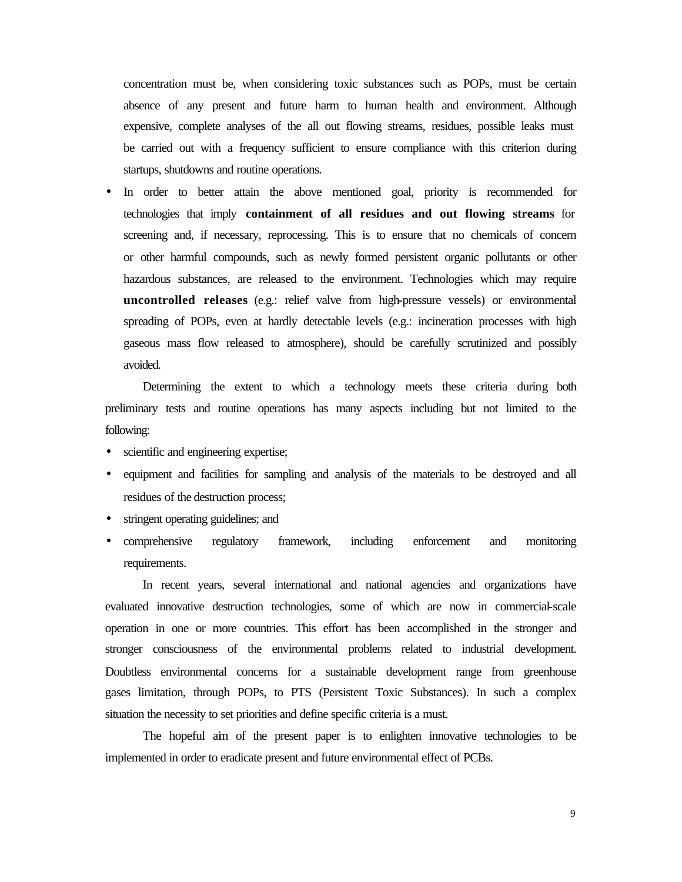concentration must be, when considering toxic substances such as POPs, must be certain absence of any present and future harm to human health and environment. Although expensive, complete analyses of the all out flowing streams, residues, possible leaks must be carried out with a frequency sufficient to ensure compliance with this criterion during startups, shutdowns and routine operations.

- In order to better attain the above mentioned goal, priority is recommended for technologies that imply **containment of all residues and out flowing streams** for screening and, if necessary, reprocessing. This is to ensure that no chemicals of concern or other harmful compounds, such as newly formed persistent organic pollutants or other hazardous substances, are released to the environment. Technologies which may require **uncontrolled releases** (e.g.: relief valve from high-pressure vessels) or environmental spreading of POPs, even at hardly detectable levels (e.g.: incineration processes with high gaseous mass flow released to atmosphere), should be carefully scrutinized and possibly avoided.

Determining the extent to which a technology meets these criteria during both preliminary tests and routine operations has many aspects including but not limited to the following:

- scientific and engineering expertise;
- equipment and facilities for sampling and analysis of the materials to be destroyed and all residues of the destruction process;
- stringent operating guidelines; and
- comprehensive regulatory framework, including enforcement and monitoring requirements.

In recent years, several international and national agencies and organizations have evaluated innovative destruction technologies, some of which are now in commercial-scale operation in one or more countries. This effort has been accomplished in the stronger and stronger consciousness of the environmental problems related to industrial development. Doubtless environmental concerns for a sustainable development range from greenhouse gases limitation, through POPs, to PTS (Persistent Toxic Substances). In such a complex situation the necessity to set priorities and define specific criteria is a must.

The hopeful aim of the present paper is to enlighten innovative technologies to be implemented in order to eradicate present and future environmental effect of PCBs.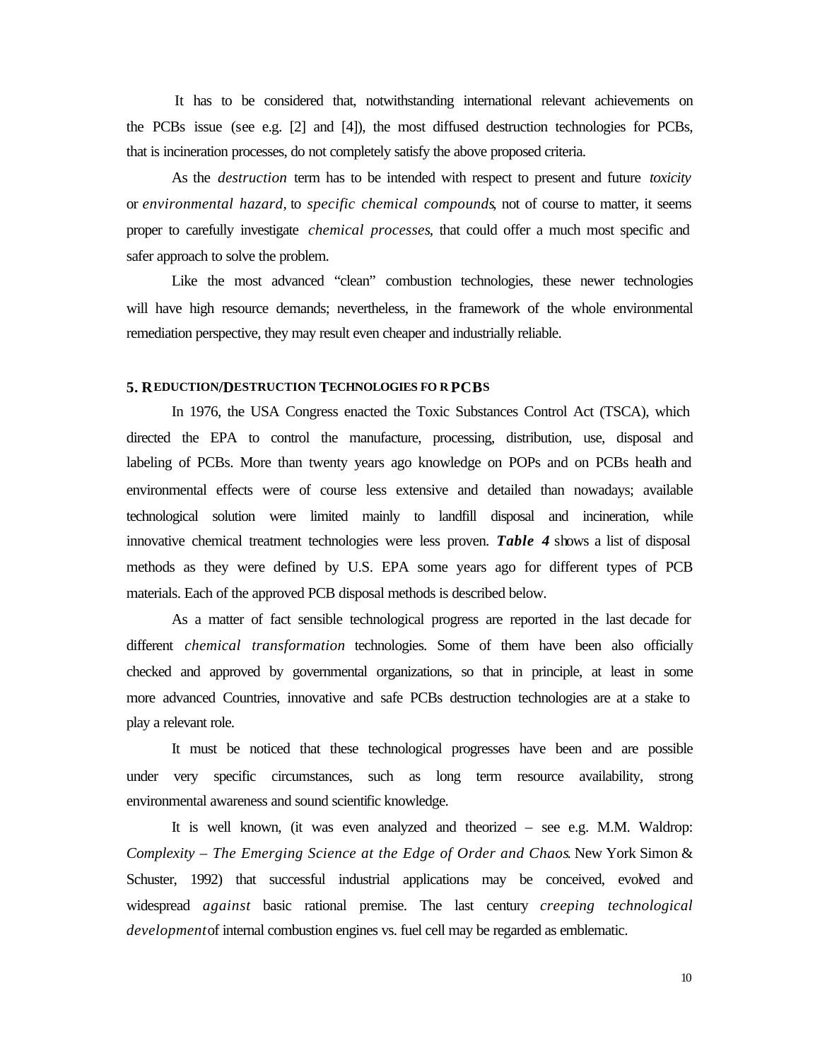It has to be considered that, notwithstanding international relevant achievements on the PCBs issue (see e.g. [2] and [4]), the most diffused destruction technologies for PCBs, that is incineration processes, do not completely satisfy the above proposed criteria.

As the *destruction* term has to be intended with respect to present and future *toxicity* or *environmental hazard*, to *specific chemical compounds*, not of course to matter, it seems proper to carefully investigate *chemical processes*, that could offer a much most specific and safer approach to solve the problem.

Like the most advanced "clean" combustion technologies, these newer technologies will have high resource demands; nevertheless, in the framework of the whole environmental remediation perspective, they may result even cheaper and industrially reliable.

## 5. REDUCTION/DESTRUCTION TECHNOLOGIES FOR PCBS

In 1976, the USA Congress enacted the Toxic Substances Control Act (TSCA), which directed the EPA to control the manufacture, processing, distribution, use, disposal and labeling of PCBs. More than twenty years ago knowledge on POPs and on PCBs health and environmental effects were of course less extensive and detailed than nowadays; available technological solution were limited mainly to landfill disposal and incineration, while innovative chemical treatment technologies were less proven. ***Table 4*** shows a list of disposal methods as they were defined by U.S. EPA some years ago for different types of PCB materials. Each of the approved PCB disposal methods is described below.

As a matter of fact sensible technological progress are reported in the last decade for different *chemical transformation* technologies. Some of them have been also officially checked and approved by governmental organizations, so that in principle, at least in some more advanced Countries, innovative and safe PCBs destruction technologies are at a stake to play a relevant role.

It must be noticed that these technological progresses have been and are possible under very specific circumstances, such as long term resource availability, strong environmental awareness and sound scientific knowledge.

It is well known, (it was even analyzed and theorized – see e.g. M.M. Waldrop: *Complexity – The Emerging Science at the Edge of Order and Chaos*. New York Simon & Schuster, 1992) that successful industrial applications may be conceived, evolved and widespread *against* basic rational premise. The last century *creeping technological development* of internal combustion engines vs. fuel cell may be regarded as emblematic.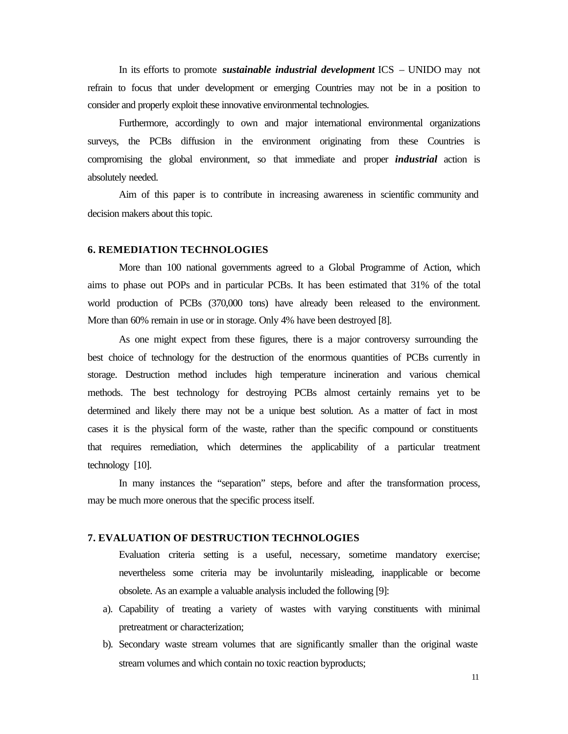In its efforts to promote ***sustainable industrial development*** ICS – UNIDO may not refrain to focus that under development or emerging Countries may not be in a position to consider and properly exploit these innovative environmental technologies.

Furthermore, accordingly to own and major international environmental organizations surveys, the PCBs diffusion in the environment originating from these Countries is compromising the global environment, so that immediate and proper ***industrial*** action is absolutely needed.

Aim of this paper is to contribute in increasing awareness in scientific community and decision makers about this topic.

## 6. REMEDIATION TECHNOLOGIES

More than 100 national governments agreed to a Global Programme of Action, which aims to phase out POPs and in particular PCBs. It has been estimated that 31% of the total world production of PCBs (370,000 tons) have already been released to the environment. More than 60% remain in use or in storage. Only 4% have been destroyed [8].

As one might expect from these figures, there is a major controversy surrounding the best choice of technology for the destruction of the enormous quantities of PCBs currently in storage. Destruction method includes high temperature incineration and various chemical methods. The best technology for destroying PCBs almost certainly remains yet to be determined and likely there may not be a unique best solution. As a matter of fact in most cases it is the physical form of the waste, rather than the specific compound or constituents that requires remediation, which determines the applicability of a particular treatment technology [10].

In many instances the "separation" steps, before and after the transformation process, may be much more onerous that the specific process itself.

## 7. EVALUATION OF DESTRUCTION TECHNOLOGIES

Evaluation criteria setting is a useful, necessary, sometime mandatory exercise; nevertheless some criteria may be involuntarily misleading, inapplicable or become obsolete. As an example a valuable analysis included the following [9]:

a). Capability of treating a variety of wastes with varying constituents with minimal pretreatment or characterization;

b). Secondary waste stream volumes that are significantly smaller than the original waste stream volumes and which contain no toxic reaction byproducts;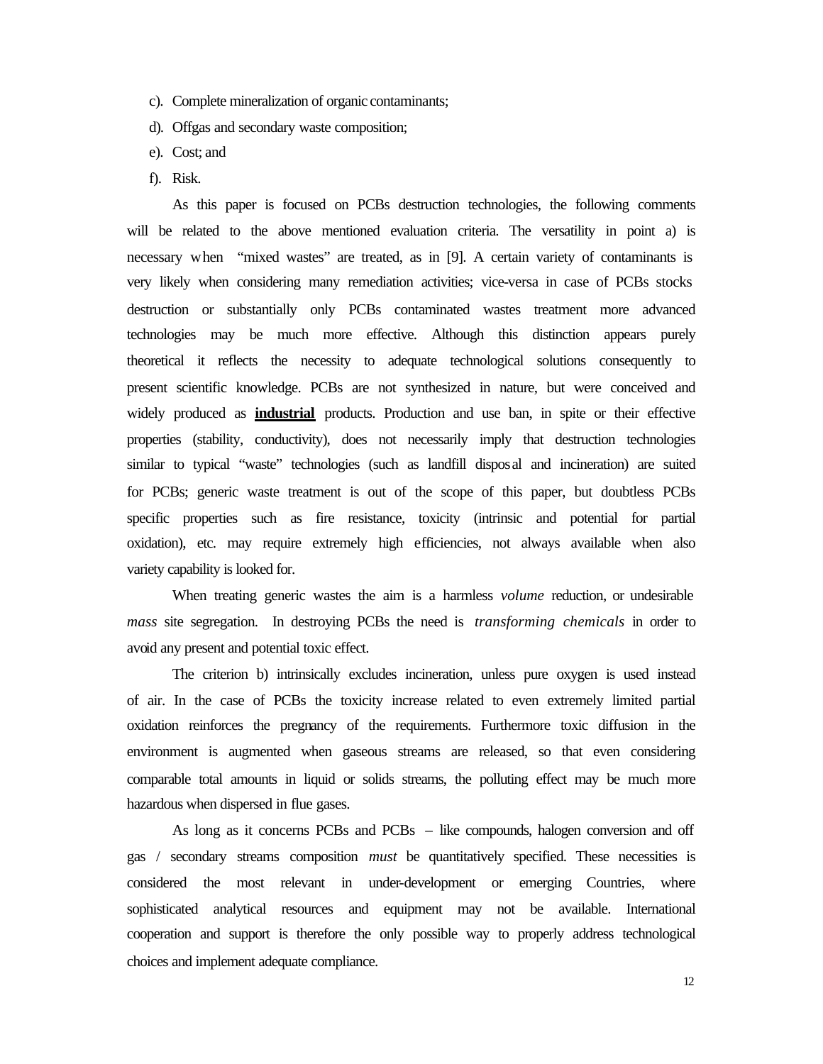c). Complete mineralization of organic contaminants;

d). Offgas and secondary waste composition;

e). Cost; and

f). Risk.

As this paper is focused on PCBs destruction technologies, the following comments will be related to the above mentioned evaluation criteria. The versatility in point a) is necessary when "mixed wastes" are treated, as in [9]. A certain variety of contaminants is very likely when considering many remediation activities; vice-versa in case of PCBs stocks destruction or substantially only PCBs contaminated wastes treatment more advanced technologies may be much more effective. Although this distinction appears purely theoretical it reflects the necessity to adequate technological solutions consequently to present scientific knowledge. PCBs are not synthesized in nature, but were conceived and widely produced as **industrial** products. Production and use ban, in spite or their effective properties (stability, conductivity), does not necessarily imply that destruction technologies similar to typical "waste" technologies (such as landfill disposal and incineration) are suited for PCBs; generic waste treatment is out of the scope of this paper, but doubtless PCBs specific properties such as fire resistance, toxicity (intrinsic and potential for partial oxidation), etc. may require extremely high efficiencies, not always available when also variety capability is looked for.

When treating generic wastes the aim is a harmless *volume* reduction, or undesirable *mass* site segregation. In destroying PCBs the need is *transforming chemicals* in order to avoid any present and potential toxic effect.

The criterion b) intrinsically excludes incineration, unless pure oxygen is used instead of air. In the case of PCBs the toxicity increase related to even extremely limited partial oxidation reinforces the pregnancy of the requirements. Furthermore toxic diffusion in the environment is augmented when gaseous streams are released, so that even considering comparable total amounts in liquid or solids streams, the polluting effect may be much more hazardous when dispersed in flue gases.

As long as it concerns PCBs and PCBs – like compounds, halogen conversion and off gas / secondary streams composition *must* be quantitatively specified. These necessities is considered the most relevant in under-development or emerging Countries, where sophisticated analytical resources and equipment may not be available. International cooperation and support is therefore the only possible way to properly address technological choices and implement adequate compliance.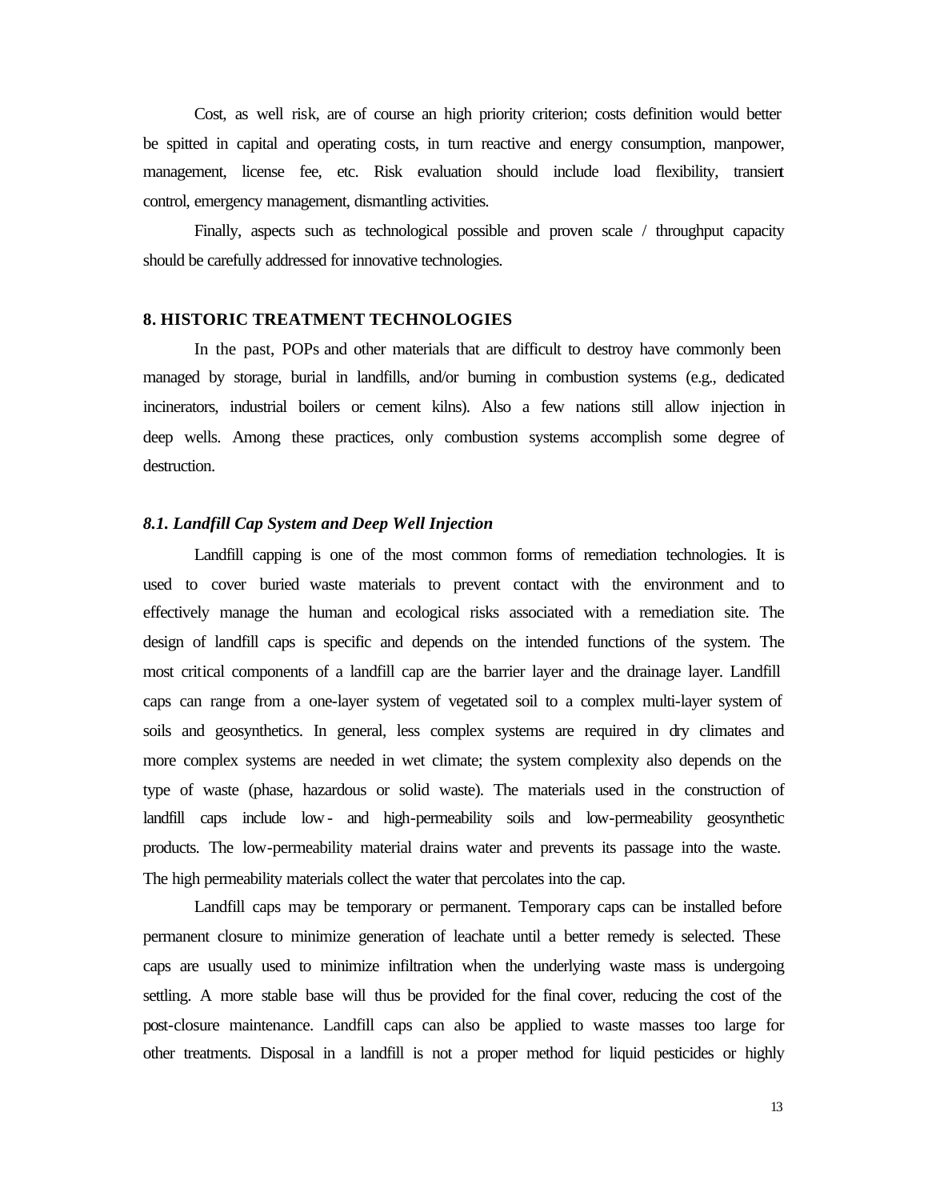Cost, as well risk, are of course an high priority criterion; costs definition would better be spitted in capital and operating costs, in turn reactive and energy consumption, manpower, management, license fee, etc. Risk evaluation should include load flexibility, transient control, emergency management, dismantling activities.

Finally, aspects such as technological possible and proven scale / throughput capacity should be carefully addressed for innovative technologies.

## 8. HISTORIC TREATMENT TECHNOLOGIES

In the past, POPs and other materials that are difficult to destroy have commonly been managed by storage, burial in landfills, and/or burning in combustion systems (e.g., dedicated incinerators, industrial boilers or cement kilns). Also a few nations still allow injection in deep wells. Among these practices, only combustion systems accomplish some degree of destruction.

### *8.1. Landfill Cap System and Deep Well Injection*

Landfill capping is one of the most common forms of remediation technologies. It is used to cover buried waste materials to prevent contact with the environment and to effectively manage the human and ecological risks associated with a remediation site. The design of landfill caps is specific and depends on the intended functions of the system. The most critical components of a landfill cap are the barrier layer and the drainage layer. Landfill caps can range from a one-layer system of vegetated soil to a complex multi-layer system of soils and geosynthetics. In general, less complex systems are required in dry climates and more complex systems are needed in wet climate; the system complexity also depends on the type of waste (phase, hazardous or solid waste). The materials used in the construction of landfill caps include low- and high-permeability soils and low-permeability geosynthetic products. The low-permeability material drains water and prevents its passage into the waste. The high permeability materials collect the water that percolates into the cap.

Landfill caps may be temporary or permanent. Temporary caps can be installed before permanent closure to minimize generation of leachate until a better remedy is selected. These caps are usually used to minimize infiltration when the underlying waste mass is undergoing settling. A more stable base will thus be provided for the final cover, reducing the cost of the post-closure maintenance. Landfill caps can also be applied to waste masses too large for other treatments. Disposal in a landfill is not a proper method for liquid pesticides or highly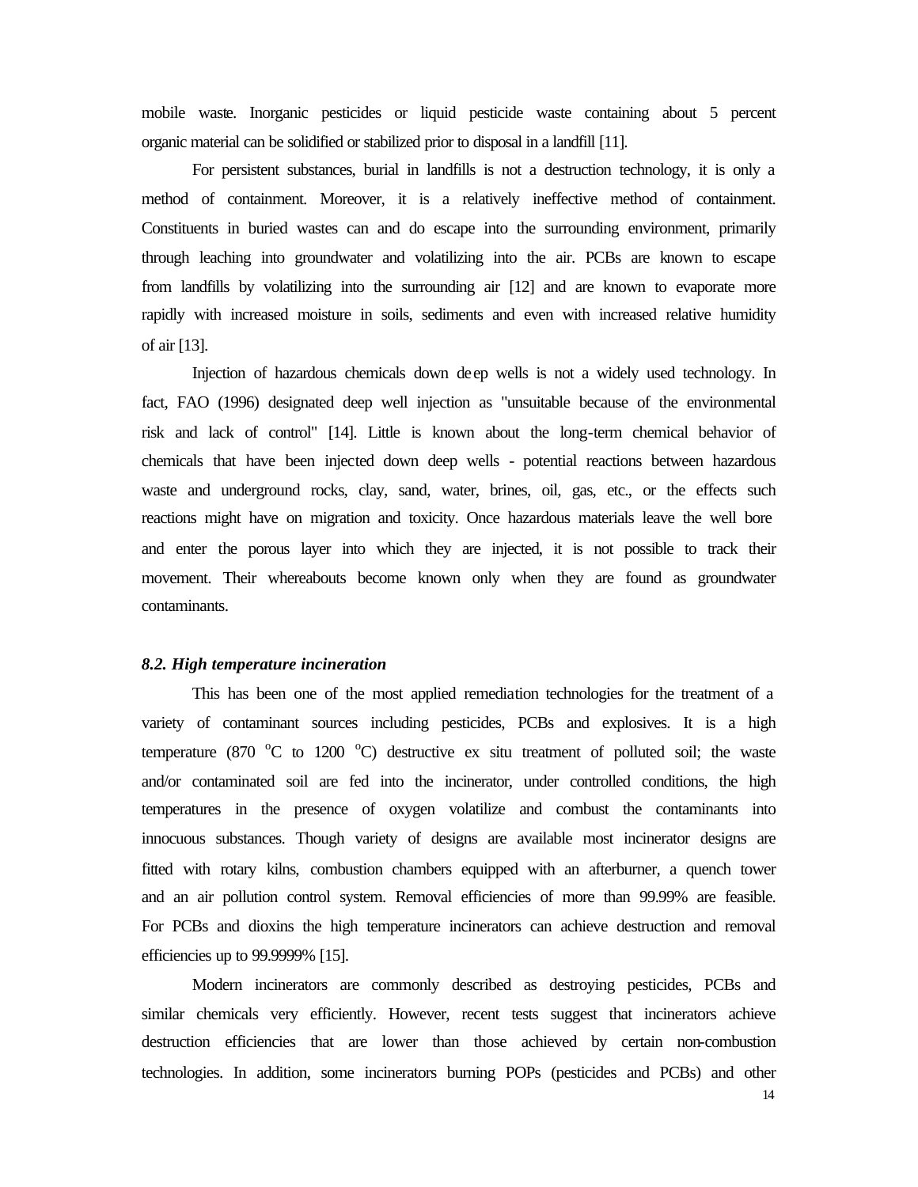mobile waste. Inorganic pesticides or liquid pesticide waste containing about 5 percent organic material can be solidified or stabilized prior to disposal in a landfill [11].

For persistent substances, burial in landfills is not a destruction technology, it is only a method of containment. Moreover, it is a relatively ineffective method of containment. Constituents in buried wastes can and do escape into the surrounding environment, primarily through leaching into groundwater and volatilizing into the air. PCBs are known to escape from landfills by volatilizing into the surrounding air [12] and are known to evaporate more rapidly with increased moisture in soils, sediments and even with increased relative humidity of air [13].

Injection of hazardous chemicals down deep wells is not a widely used technology. In fact, FAO (1996) designated deep well injection as "unsuitable because of the environmental risk and lack of control" [14]. Little is known about the long-term chemical behavior of chemicals that have been injected down deep wells - potential reactions between hazardous waste and underground rocks, clay, sand, water, brines, oil, gas, etc., or the effects such reactions might have on migration and toxicity. Once hazardous materials leave the well bore and enter the porous layer into which they are injected, it is not possible to track their movement. Their whereabouts become known only when they are found as groundwater contaminants.

### *8.2. High temperature incineration*

This has been one of the most applied remediation technologies for the treatment of a variety of contaminant sources including pesticides, PCBs and explosives. It is a high temperature (870 $^{o}$C to 1200 $^{o}$C) destructive ex situ treatment of polluted soil; the waste and/or contaminated soil are fed into the incinerator, under controlled conditions, the high temperatures in the presence of oxygen volatilize and combust the contaminants into innocuous substances. Though variety of designs are available most incinerator designs are fitted with rotary kilns, combustion chambers equipped with an afterburner, a quench tower and an air pollution control system. Removal efficiencies of more than 99.99% are feasible. For PCBs and dioxins the high temperature incinerators can achieve destruction and removal efficiencies up to 99.9999% [15].

Modern incinerators are commonly described as destroying pesticides, PCBs and similar chemicals very efficiently. However, recent tests suggest that incinerators achieve destruction efficiencies that are lower than those achieved by certain non-combustion technologies. In addition, some incinerators burning POPs (pesticides and PCBs) and other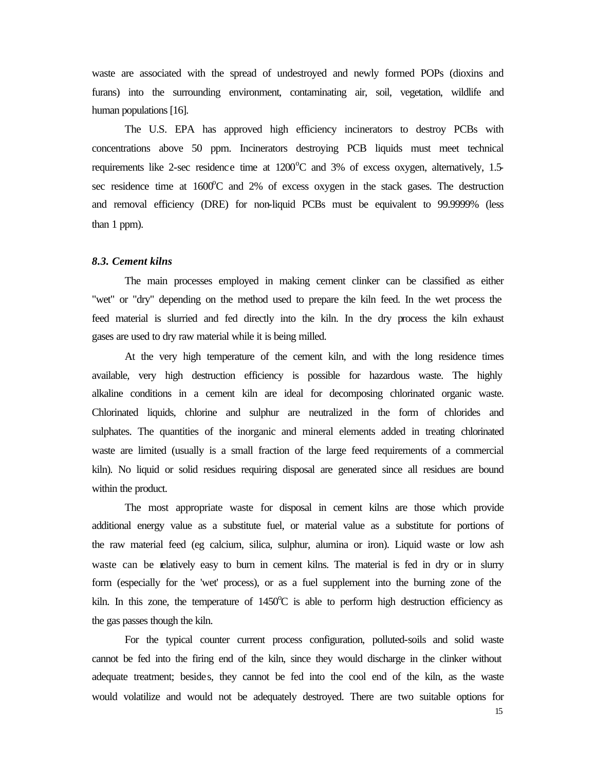waste are associated with the spread of undestroyed and newly formed POPs (dioxins and furans) into the surrounding environment, contaminating air, soil, vegetation, wildlife and human populations [16].

The U.S. EPA has approved high efficiency incinerators to destroy PCBs with concentrations above 50 ppm. Incinerators destroying PCB liquids must meet technical requirements like 2-sec residence time at 1200$^{o}$C and 3% of excess oxygen, alternatively, 1.5-sec residence time at 1600$^{o}$C and 2% of excess oxygen in the stack gases. The destruction and removal efficiency (DRE) for non-liquid PCBs must be equivalent to 99.9999% (less than 1 ppm).

### *8.3. Cement kilns*

The main processes employed in making cement clinker can be classified as either "wet" or "dry" depending on the method used to prepare the kiln feed. In the wet process the feed material is slurried and fed directly into the kiln. In the dry process the kiln exhaust gases are used to dry raw material while it is being milled.

At the very high temperature of the cement kiln, and with the long residence times available, very high destruction efficiency is possible for hazardous waste. The highly alkaline conditions in a cement kiln are ideal for decomposing chlorinated organic waste. Chlorinated liquids, chlorine and sulphur are neutralized in the form of chlorides and sulphates. The quantities of the inorganic and mineral elements added in treating chlorinated waste are limited (usually is a small fraction of the large feed requirements of a commercial kiln). No liquid or solid residues requiring disposal are generated since all residues are bound within the product.

The most appropriate waste for disposal in cement kilns are those which provide additional energy value as a substitute fuel, or material value as a substitute for portions of the raw material feed (eg calcium, silica, sulphur, alumina or iron). Liquid waste or low ash waste can be relatively easy to burn in cement kilns. The material is fed in dry or in slurry form (especially for the 'wet' process), or as a fuel supplement into the burning zone of the kiln. In this zone, the temperature of 1450$^{o}$C is able to perform high destruction efficiency as the gas passes though the kiln.

For the typical counter current process configuration, polluted-soils and solid waste cannot be fed into the firing end of the kiln, since they would discharge in the clinker without adequate treatment; besides, they cannot be fed into the cool end of the kiln, as the waste would volatilize and would not be adequately destroyed. There are two suitable options for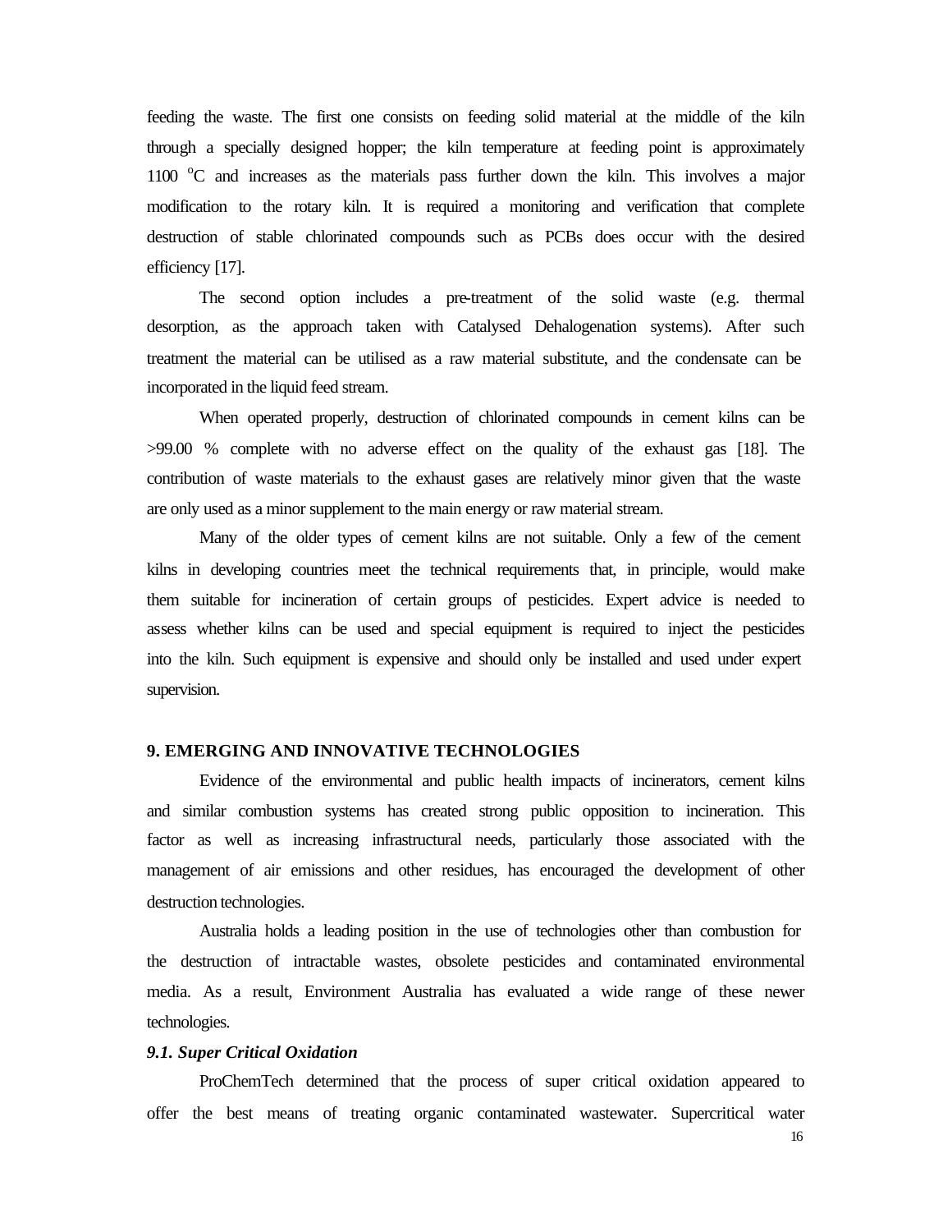feeding the waste. The first one consists on feeding solid material at the middle of the kiln through a specially designed hopper; the kiln temperature at feeding point is approximately 1100 $^{o}$C and increases as the materials pass further down the kiln. This involves a major modification to the rotary kiln. It is required a monitoring and verification that complete destruction of stable chlorinated compounds such as PCBs does occur with the desired efficiency [17].

The second option includes a pre-treatment of the solid waste (e.g. thermal desorption, as the approach taken with Catalysed Dehalogenation systems). After such treatment the material can be utilised as a raw material substitute, and the condensate can be incorporated in the liquid feed stream.

When operated properly, destruction of chlorinated compounds in cement kilns can be >99.00 % complete with no adverse effect on the quality of the exhaust gas [18]. The contribution of waste materials to the exhaust gases are relatively minor given that the waste are only used as a minor supplement to the main energy or raw material stream.

Many of the older types of cement kilns are not suitable. Only a few of the cement kilns in developing countries meet the technical requirements that, in principle, would make them suitable for incineration of certain groups of pesticides. Expert advice is needed to assess whether kilns can be used and special equipment is required to inject the pesticides into the kiln. Such equipment is expensive and should only be installed and used under expert supervision.

## 9. EMERGING AND INNOVATIVE TECHNOLOGIES

Evidence of the environmental and public health impacts of incinerators, cement kilns and similar combustion systems has created strong public opposition to incineration. This factor as well as increasing infrastructural needs, particularly those associated with the management of air emissions and other residues, has encouraged the development of other destruction technologies.

Australia holds a leading position in the use of technologies other than combustion for the destruction of intractable wastes, obsolete pesticides and contaminated environmental media. As a result, Environment Australia has evaluated a wide range of these newer technologies.

### *9.1. Super Critical Oxidation*

ProChemTech determined that the process of super critical oxidation appeared to offer the best means of treating organic contaminated wastewater. Supercritical water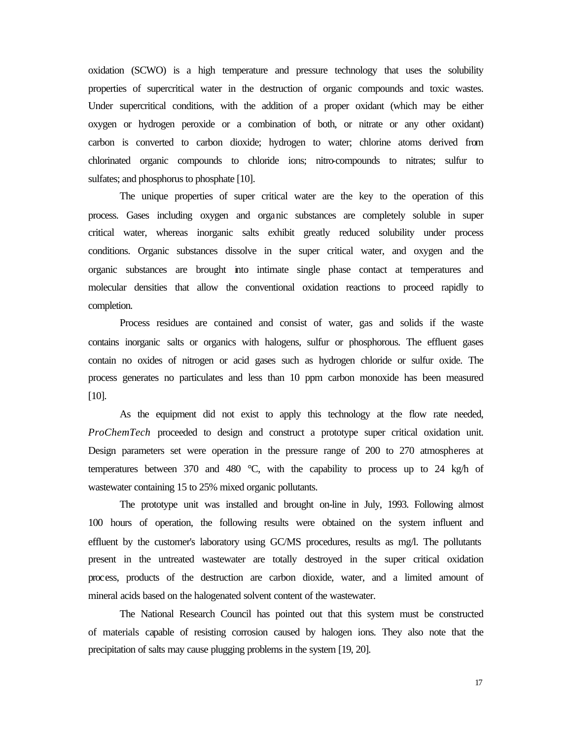oxidation (SCWO) is a high temperature and pressure technology that uses the solubility properties of supercritical water in the destruction of organic compounds and toxic wastes. Under supercritical conditions, with the addition of a proper oxidant (which may be either oxygen or hydrogen peroxide or a combination of both, or nitrate or any other oxidant) carbon is converted to carbon dioxide; hydrogen to water; chlorine atoms derived from chlorinated organic compounds to chloride ions; nitro-compounds to nitrates; sulfur to sulfates; and phosphorus to phosphate [10].

The unique properties of super critical water are the key to the operation of this process. Gases including oxygen and organic substances are completely soluble in super critical water, whereas inorganic salts exhibit greatly reduced solubility under process conditions. Organic substances dissolve in the super critical water, and oxygen and the organic substances are brought into intimate single phase contact at temperatures and molecular densities that allow the conventional oxidation reactions to proceed rapidly to completion.

Process residues are contained and consist of water, gas and solids if the waste contains inorganic salts or organics with halogens, sulfur or phosphorous. The effluent gases contain no oxides of nitrogen or acid gases such as hydrogen chloride or sulfur oxide. The process generates no particulates and less than 10 ppm carbon monoxide has been measured [10].

As the equipment did not exist to apply this technology at the flow rate needed, *ProChemTech* proceeded to design and construct a prototype super critical oxidation unit. Design parameters set were operation in the pressure range of 200 to 270 atmospheres at temperatures between 370 and 480 °C, with the capability to process up to 24 kg/h of wastewater containing 15 to 25% mixed organic pollutants.

The prototype unit was installed and brought on-line in July, 1993. Following almost 100 hours of operation, the following results were obtained on the system influent and effluent by the customer's laboratory using GC/MS procedures, results as mg/l. The pollutants present in the untreated wastewater are totally destroyed in the super critical oxidation process, products of the destruction are carbon dioxide, water, and a limited amount of mineral acids based on the halogenated solvent content of the wastewater.

The National Research Council has pointed out that this system must be constructed of materials capable of resisting corrosion caused by halogen ions. They also note that the precipitation of salts may cause plugging problems in the system [19, 20].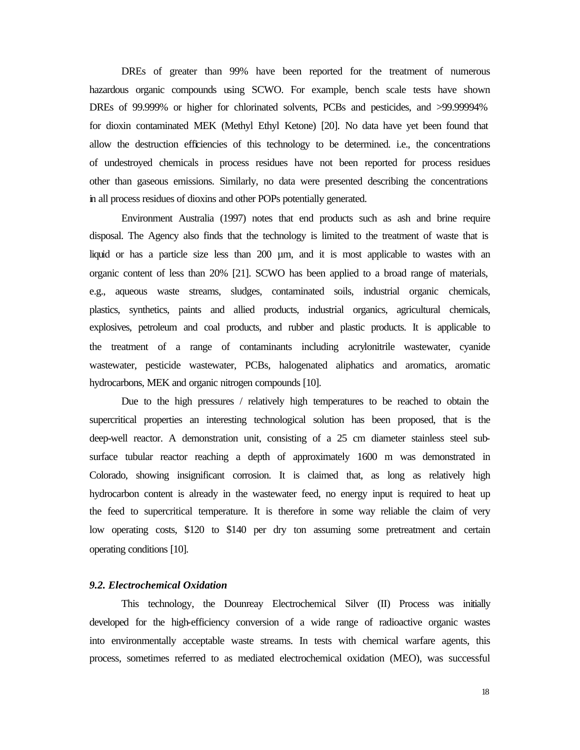DREs of greater than 99% have been reported for the treatment of numerous hazardous organic compounds using SCWO. For example, bench scale tests have shown DREs of 99.999% or higher for chlorinated solvents, PCBs and pesticides, and >99.99994% for dioxin contaminated MEK (Methyl Ethyl Ketone) [20]. No data have yet been found that allow the destruction efficiencies of this technology to be determined. i.e., the concentrations of undestroyed chemicals in process residues have not been reported for process residues other than gaseous emissions. Similarly, no data were presented describing the concentrations in all process residues of dioxins and other POPs potentially generated.

Environment Australia (1997) notes that end products such as ash and brine require disposal. The Agency also finds that the technology is limited to the treatment of waste that is liquid or has a particle size less than 200 μm, and it is most applicable to wastes with an organic content of less than 20% [21]. SCWO has been applied to a broad range of materials, e.g., aqueous waste streams, sludges, contaminated soils, industrial organic chemicals, plastics, synthetics, paints and allied products, industrial organics, agricultural chemicals, explosives, petroleum and coal products, and rubber and plastic products. It is applicable to the treatment of a range of contaminants including acrylonitrile wastewater, cyanide wastewater, pesticide wastewater, PCBs, halogenated aliphatics and aromatics, aromatic hydrocarbons, MEK and organic nitrogen compounds [10].

Due to the high pressures / relatively high temperatures to be reached to obtain the supercritical properties an interesting technological solution has been proposed, that is the deep-well reactor. A demonstration unit, consisting of a 25 cm diameter stainless steel sub-surface tubular reactor reaching a depth of approximately 1600 m was demonstrated in Colorado, showing insignificant corrosion. It is claimed that, as long as relatively high hydrocarbon content is already in the wastewater feed, no energy input is required to heat up the feed to supercritical temperature. It is therefore in some way reliable the claim of very low operating costs, $120 to $140 per dry ton assuming some pretreatment and certain operating conditions [10].

### *9.2. Electrochemical Oxidation*

This technology, the Dounreay Electrochemical Silver (II) Process was initially developed for the high-efficiency conversion of a wide range of radioactive organic wastes into environmentally acceptable waste streams. In tests with chemical warfare agents, this process, sometimes referred to as mediated electrochemical oxidation (MEO), was successful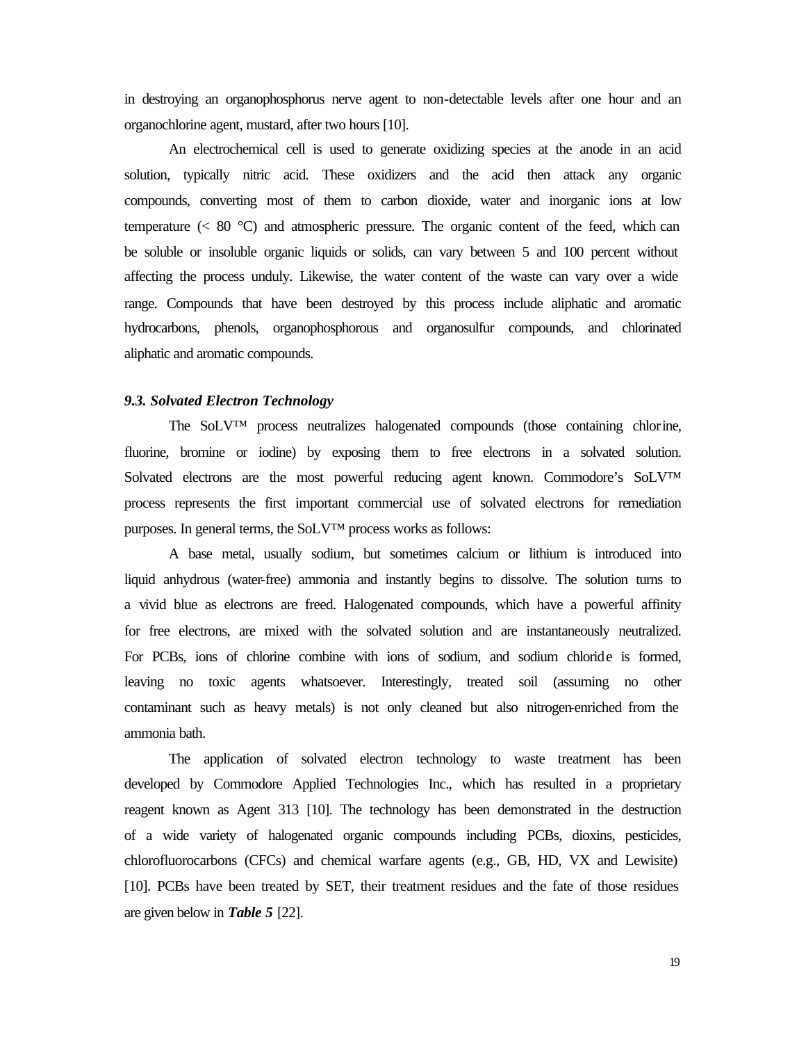in destroying an organophosphorus nerve agent to non-detectable levels after one hour and an organochlorine agent, mustard, after two hours [10].

An electrochemical cell is used to generate oxidizing species at the anode in an acid solution, typically nitric acid. These oxidizers and the acid then attack any organic compounds, converting most of them to carbon dioxide, water and inorganic ions at low temperature (< 80 °C) and atmospheric pressure. The organic content of the feed, which can be soluble or insoluble organic liquids or solids, can vary between 5 and 100 percent without affecting the process unduly. Likewise, the water content of the waste can vary over a wide range. Compounds that have been destroyed by this process include aliphatic and aromatic hydrocarbons, phenols, organophosphorous and organosulfur compounds, and chlorinated aliphatic and aromatic compounds.

### *9.3. Solvated Electron Technology*

The SoLV™ process neutralizes halogenated compounds (those containing chlorine, fluorine, bromine or iodine) by exposing them to free electrons in a solvated solution. Solvated electrons are the most powerful reducing agent known. Commodore's SoLV™ process represents the first important commercial use of solvated electrons for remediation purposes. In general terms, the SoLV™ process works as follows:

A base metal, usually sodium, but sometimes calcium or lithium is introduced into liquid anhydrous (water-free) ammonia and instantly begins to dissolve. The solution turns to a vivid blue as electrons are freed. Halogenated compounds, which have a powerful affinity for free electrons, are mixed with the solvated solution and are instantaneously neutralized. For PCBs, ions of chlorine combine with ions of sodium, and sodium chloride is formed, leaving no toxic agents whatsoever. Interestingly, treated soil (assuming no other contaminant such as heavy metals) is not only cleaned but also nitrogen-enriched from the ammonia bath.

The application of solvated electron technology to waste treatment has been developed by Commodore Applied Technologies Inc., which has resulted in a proprietary reagent known as Agent 313 [10]. The technology has been demonstrated in the destruction of a wide variety of halogenated organic compounds including PCBs, dioxins, pesticides, chlorofluorocarbons (CFCs) and chemical warfare agents (e.g., GB, HD, VX and Lewisite) [10]. PCBs have been treated by SET, their treatment residues and the fate of those residues are given below in ***Table 5*** [22].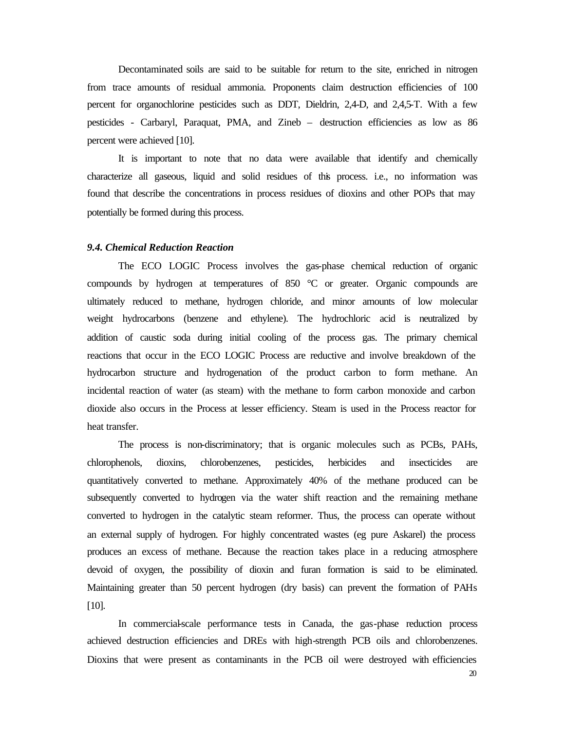Decontaminated soils are said to be suitable for return to the site, enriched in nitrogen from trace amounts of residual ammonia. Proponents claim destruction efficiencies of 100 percent for organochlorine pesticides such as DDT, Dieldrin, 2,4-D, and 2,4,5-T. With a few pesticides - Carbaryl, Paraquat, PMA, and Zineb – destruction efficiencies as low as 86 percent were achieved [10].

It is important to note that no data were available that identify and chemically characterize all gaseous, liquid and solid residues of this process. i.e., no information was found that describe the concentrations in process residues of dioxins and other POPs that may potentially be formed during this process.

### *9.4. Chemical Reduction Reaction*

The ECO LOGIC Process involves the gas-phase chemical reduction of organic compounds by hydrogen at temperatures of 850 °C or greater. Organic compounds are ultimately reduced to methane, hydrogen chloride, and minor amounts of low molecular weight hydrocarbons (benzene and ethylene). The hydrochloric acid is neutralized by addition of caustic soda during initial cooling of the process gas. The primary chemical reactions that occur in the ECO LOGIC Process are reductive and involve breakdown of the hydrocarbon structure and hydrogenation of the product carbon to form methane. An incidental reaction of water (as steam) with the methane to form carbon monoxide and carbon dioxide also occurs in the Process at lesser efficiency. Steam is used in the Process reactor for heat transfer.

The process is non-discriminatory; that is organic molecules such as PCBs, PAHs, chlorophenols, dioxins, chlorobenzenes, pesticides, herbicides and insecticides are quantitatively converted to methane. Approximately 40% of the methane produced can be subsequently converted to hydrogen via the water shift reaction and the remaining methane converted to hydrogen in the catalytic steam reformer. Thus, the process can operate without an external supply of hydrogen. For highly concentrated wastes (eg pure Askarel) the process produces an excess of methane. Because the reaction takes place in a reducing atmosphere devoid of oxygen, the possibility of dioxin and furan formation is said to be eliminated. Maintaining greater than 50 percent hydrogen (dry basis) can prevent the formation of PAHs [10].

In commercial-scale performance tests in Canada, the gas-phase reduction process achieved destruction efficiencies and DREs with high-strength PCB oils and chlorobenzenes. Dioxins that were present as contaminants in the PCB oil were destroyed with efficiencies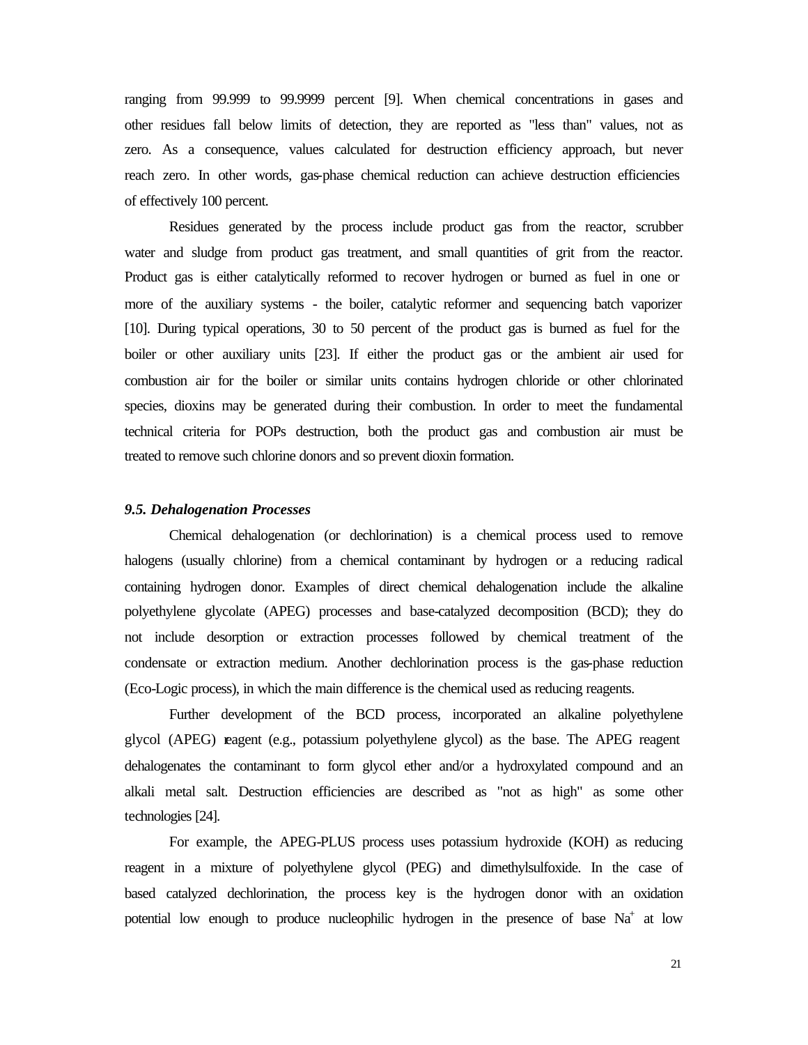ranging from 99.999 to 99.9999 percent [9]. When chemical concentrations in gases and other residues fall below limits of detection, they are reported as "less than" values, not as zero. As a consequence, values calculated for destruction efficiency approach, but never reach zero. In other words, gas-phase chemical reduction can achieve destruction efficiencies of effectively 100 percent.

Residues generated by the process include product gas from the reactor, scrubber water and sludge from product gas treatment, and small quantities of grit from the reactor. Product gas is either catalytically reformed to recover hydrogen or burned as fuel in one or more of the auxiliary systems - the boiler, catalytic reformer and sequencing batch vaporizer [10]. During typical operations, 30 to 50 percent of the product gas is burned as fuel for the boiler or other auxiliary units [23]. If either the product gas or the ambient air used for combustion air for the boiler or similar units contains hydrogen chloride or other chlorinated species, dioxins may be generated during their combustion. In order to meet the fundamental technical criteria for POPs destruction, both the product gas and combustion air must be treated to remove such chlorine donors and so prevent dioxin formation.

### *9.5. Dehalogenation Processes*

Chemical dehalogenation (or dechlorination) is a chemical process used to remove halogens (usually chlorine) from a chemical contaminant by hydrogen or a reducing radical containing hydrogen donor. Examples of direct chemical dehalogenation include the alkaline polyethylene glycolate (APEG) processes and base-catalyzed decomposition (BCD); they do not include desorption or extraction processes followed by chemical treatment of the condensate or extraction medium. Another dechlorination process is the gas-phase reduction (Eco-Logic process), in which the main difference is the chemical used as reducing reagents.

Further development of the BCD process, incorporated an alkaline polyethylene glycol (APEG) reagent (e.g., potassium polyethylene glycol) as the base. The APEG reagent dehalogenates the contaminant to form glycol ether and/or a hydroxylated compound and an alkali metal salt. Destruction efficiencies are described as "not as high" as some other technologies [24].

For example, the APEG-PLUS process uses potassium hydroxide (KOH) as reducing reagent in a mixture of polyethylene glycol (PEG) and dimethylsulfoxide. In the case of based catalyzed dechlorination, the process key is the hydrogen donor with an oxidation potential low enough to produce nucleophilic hydrogen in the presence of base $Na^+$ at low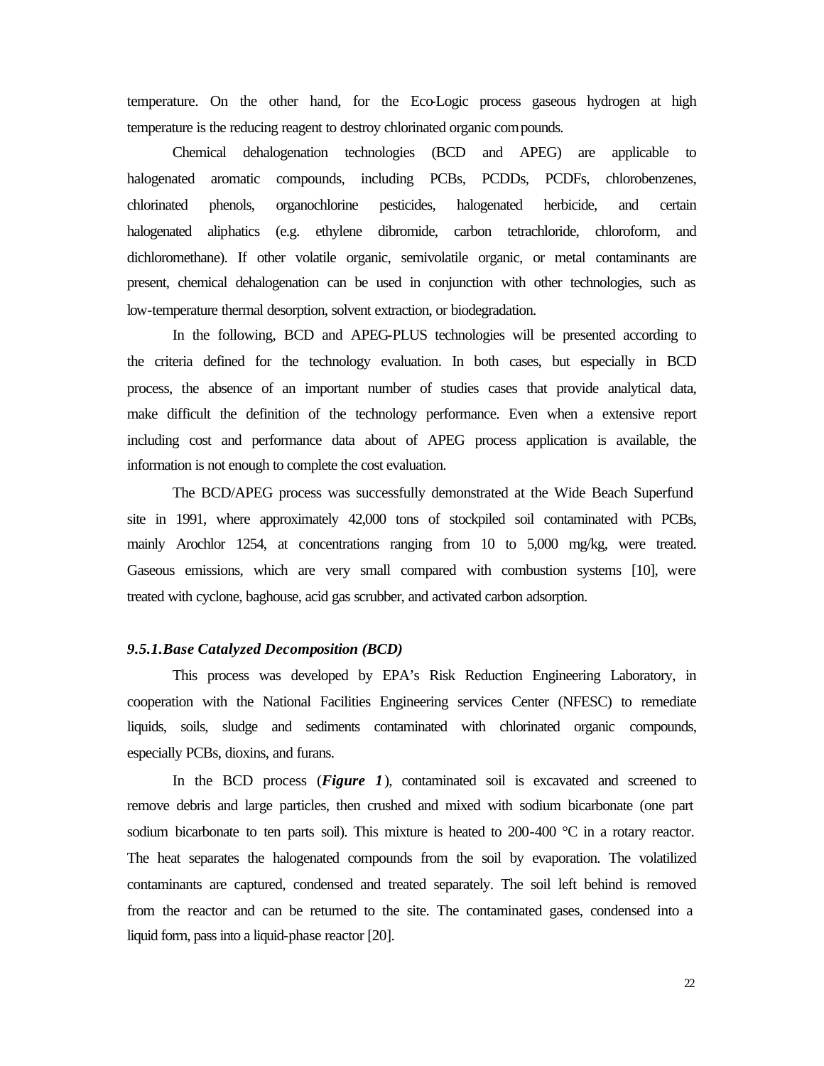temperature. On the other hand, for the Eco-Logic process gaseous hydrogen at high temperature is the reducing reagent to destroy chlorinated organic compounds.

Chemical dehalogenation technologies (BCD and APEG) are applicable to halogenated aromatic compounds, including PCBs, PCDDs, PCDFs, chlorobenzenes, chlorinated phenols, organochlorine pesticides, halogenated herbicide, and certain halogenated aliphatics (e.g. ethylene dibromide, carbon tetrachloride, chloroform, and dichloromethane). If other volatile organic, semivolatile organic, or metal contaminants are present, chemical dehalogenation can be used in conjunction with other technologies, such as low-temperature thermal desorption, solvent extraction, or biodegradation.

In the following, BCD and APEG-PLUS technologies will be presented according to the criteria defined for the technology evaluation. In both cases, but especially in BCD process, the absence of an important number of studies cases that provide analytical data, make difficult the definition of the technology performance. Even when a extensive report including cost and performance data about of APEG process application is available, the information is not enough to complete the cost evaluation.

The BCD/APEG process was successfully demonstrated at the Wide Beach Superfund site in 1991, where approximately 42,000 tons of stockpiled soil contaminated with PCBs, mainly Arochlor 1254, at concentrations ranging from 10 to 5,000 mg/kg, were treated. Gaseous emissions, which are very small compared with combustion systems [10], were treated with cyclone, baghouse, acid gas scrubber, and activated carbon adsorption.

### *9.5.1. Base Catalyzed Decomposition (BCD)*

This process was developed by EPA's Risk Reduction Engineering Laboratory, in cooperation with the National Facilities Engineering services Center (NFESC) to remediate liquids, soils, sludge and sediments contaminated with chlorinated organic compounds, especially PCBs, dioxins, and furans.

In the BCD process (***Figure 1***), contaminated soil is excavated and screened to remove debris and large particles, then crushed and mixed with sodium bicarbonate (one part sodium bicarbonate to ten parts soil). This mixture is heated to 200-400 °C in a rotary reactor. The heat separates the halogenated compounds from the soil by evaporation. The volatilized contaminants are captured, condensed and treated separately. The soil left behind is removed from the reactor and can be returned to the site. The contaminated gases, condensed into a liquid form, pass into a liquid-phase reactor [20].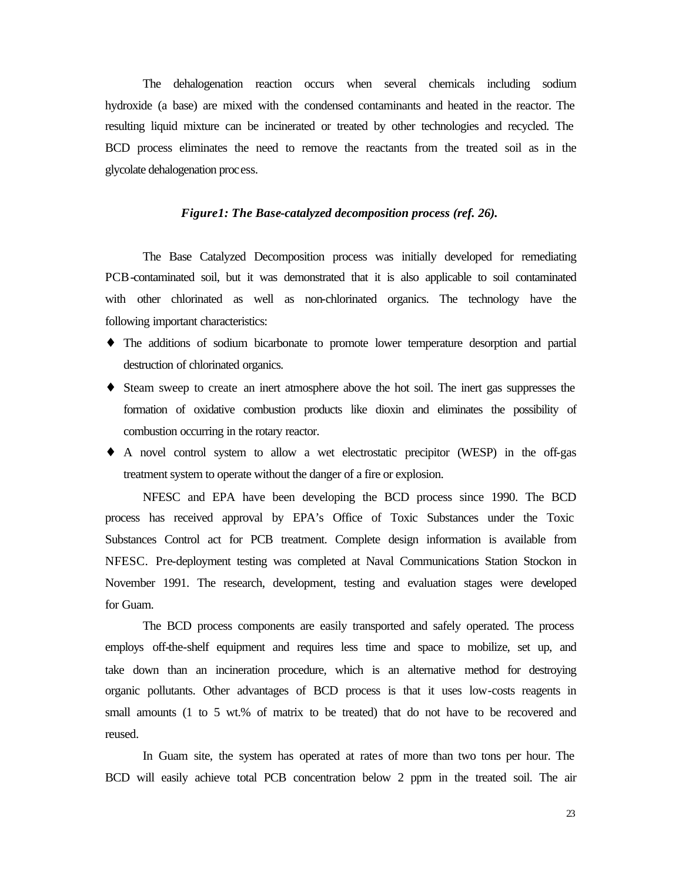The dehalogenation reaction occurs when several chemicals including sodium hydroxide (a base) are mixed with the condensed contaminants and heated in the reactor. The resulting liquid mixture can be incinerated or treated by other technologies and recycled. The BCD process eliminates the need to remove the reactants from the treated soil as in the glycolate dehalogenation process.

***Figure1: The Base-catalyzed decomposition process (ref. 26).***

The Base Catalyzed Decomposition process was initially developed for remediating PCB-contaminated soil, but it was demonstrated that it is also applicable to soil contaminated with other chlorinated as well as non-chlorinated organics. The technology have the following important characteristics:

- The additions of sodium bicarbonate to promote lower temperature desorption and partial destruction of chlorinated organics.
- Steam sweep to create an inert atmosphere above the hot soil. The inert gas suppresses the formation of oxidative combustion products like dioxin and eliminates the possibility of combustion occurring in the rotary reactor.
- A novel control system to allow a wet electrostatic precipitor (WESP) in the off-gas treatment system to operate without the danger of a fire or explosion.

NFESC and EPA have been developing the BCD process since 1990. The BCD process has received approval by EPA's Office of Toxic Substances under the Toxic Substances Control act for PCB treatment. Complete design information is available from NFESC. Pre-deployment testing was completed at Naval Communications Station Stockon in November 1991. The research, development, testing and evaluation stages were developed for Guam.

The BCD process components are easily transported and safely operated. The process employs off-the-shelf equipment and requires less time and space to mobilize, set up, and take down than an incineration procedure, which is an alternative method for destroying organic pollutants. Other advantages of BCD process is that it uses low-costs reagents in small amounts (1 to 5 wt.% of matrix to be treated) that do not have to be recovered and reused.

In Guam site, the system has operated at rates of more than two tons per hour. The BCD will easily achieve total PCB concentration below 2 ppm in the treated soil. The air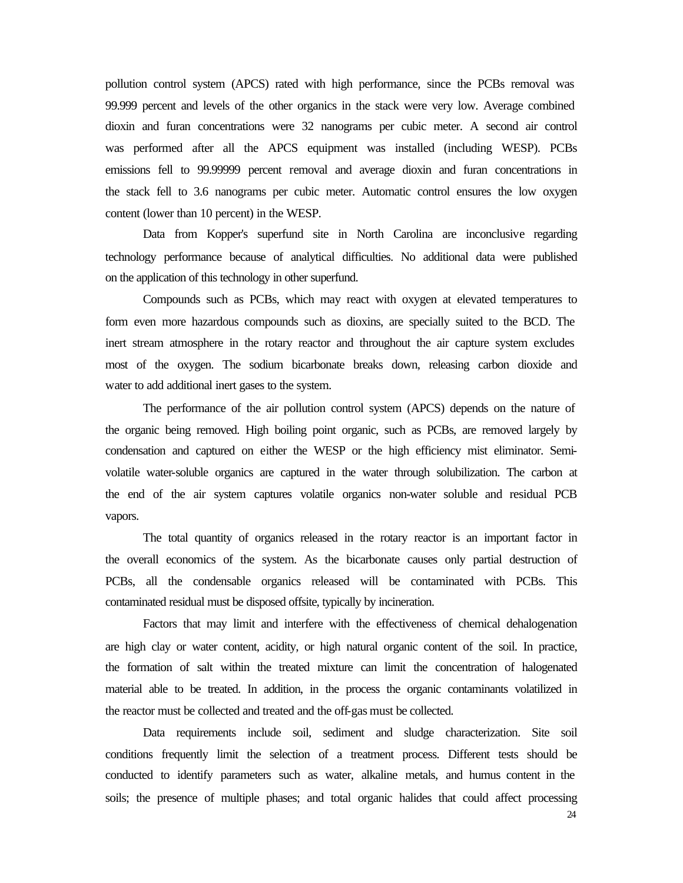pollution control system (APCS) rated with high performance, since the PCBs removal was 99.999 percent and levels of the other organics in the stack were very low. Average combined dioxin and furan concentrations were 32 nanograms per cubic meter. A second air control was performed after all the APCS equipment was installed (including WESP). PCBs emissions fell to 99.99999 percent removal and average dioxin and furan concentrations in the stack fell to 3.6 nanograms per cubic meter. Automatic control ensures the low oxygen content (lower than 10 percent) in the WESP.

Data from Kopper's superfund site in North Carolina are inconclusive regarding technology performance because of analytical difficulties. No additional data were published on the application of this technology in other superfund.

Compounds such as PCBs, which may react with oxygen at elevated temperatures to form even more hazardous compounds such as dioxins, are specially suited to the BCD. The inert stream atmosphere in the rotary reactor and throughout the air capture system excludes most of the oxygen. The sodium bicarbonate breaks down, releasing carbon dioxide and water to add additional inert gases to the system.

The performance of the air pollution control system (APCS) depends on the nature of the organic being removed. High boiling point organic, such as PCBs, are removed largely by condensation and captured on either the WESP or the high efficiency mist eliminator. Semi-volatile water-soluble organics are captured in the water through solubilization. The carbon at the end of the air system captures volatile organics non-water soluble and residual PCB vapors.

The total quantity of organics released in the rotary reactor is an important factor in the overall economics of the system. As the bicarbonate causes only partial destruction of PCBs, all the condensable organics released will be contaminated with PCBs. This contaminated residual must be disposed offsite, typically by incineration.

Factors that may limit and interfere with the effectiveness of chemical dehalogenation are high clay or water content, acidity, or high natural organic content of the soil. In practice, the formation of salt within the treated mixture can limit the concentration of halogenated material able to be treated. In addition, in the process the organic contaminants volatilized in the reactor must be collected and treated and the off-gas must be collected.

Data requirements include soil, sediment and sludge characterization. Site soil conditions frequently limit the selection of a treatment process. Different tests should be conducted to identify parameters such as water, alkaline metals, and humus content in the soils; the presence of multiple phases; and total organic halides that could affect processing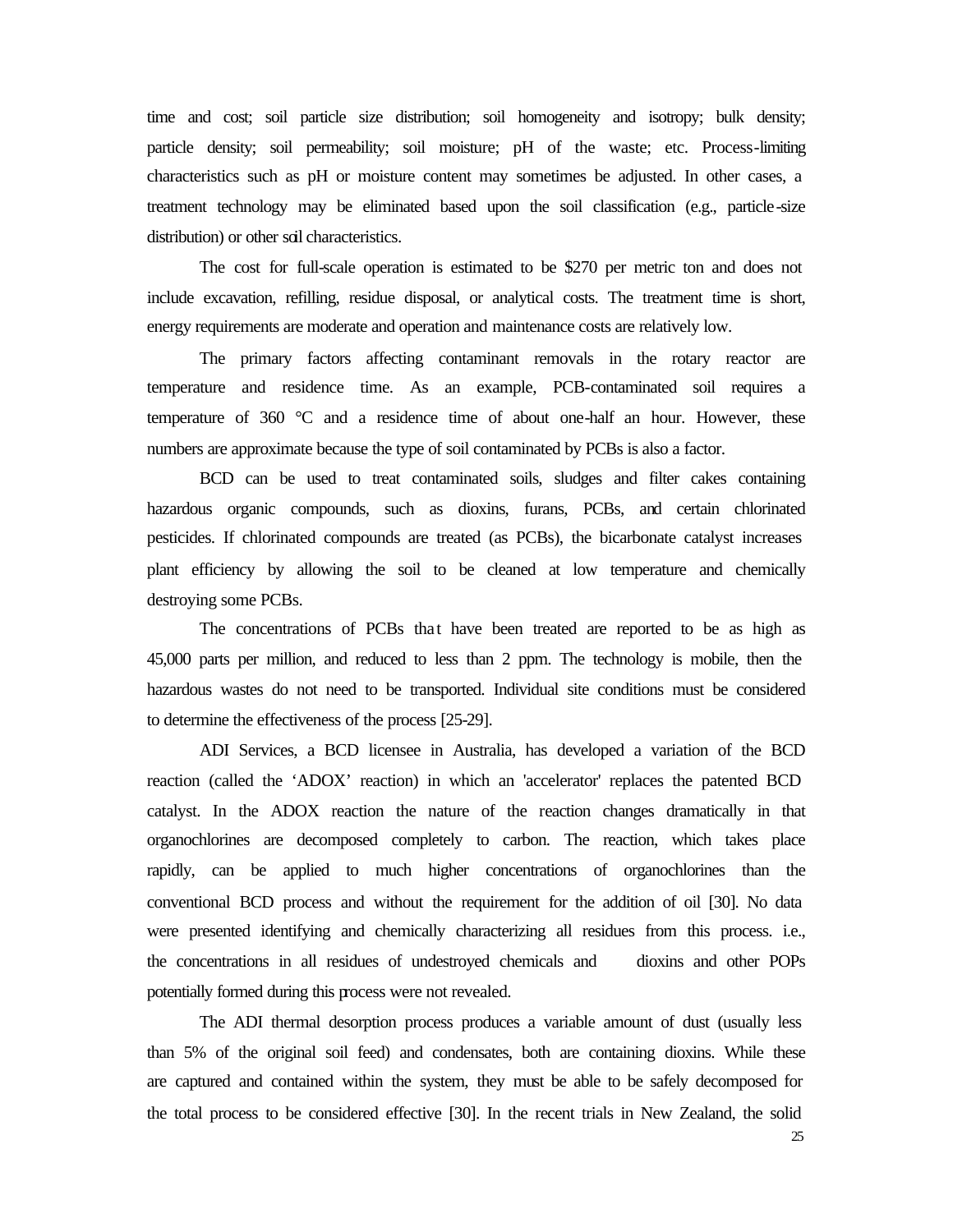time and cost; soil particle size distribution; soil homogeneity and isotropy; bulk density; particle density; soil permeability; soil moisture; pH of the waste; etc. Process-limiting characteristics such as pH or moisture content may sometimes be adjusted. In other cases, a treatment technology may be eliminated based upon the soil classification (e.g., particle-size distribution) or other soil characteristics.

The cost for full-scale operation is estimated to be $270 per metric ton and does not include excavation, refilling, residue disposal, or analytical costs. The treatment time is short, energy requirements are moderate and operation and maintenance costs are relatively low.

The primary factors affecting contaminant removals in the rotary reactor are temperature and residence time. As an example, PCB-contaminated soil requires a temperature of 360 °C and a residence time of about one-half an hour. However, these numbers are approximate because the type of soil contaminated by PCBs is also a factor.

BCD can be used to treat contaminated soils, sludges and filter cakes containing hazardous organic compounds, such as dioxins, furans, PCBs, and certain chlorinated pesticides. If chlorinated compounds are treated (as PCBs), the bicarbonate catalyst increases plant efficiency by allowing the soil to be cleaned at low temperature and chemically destroying some PCBs.

The concentrations of PCBs that have been treated are reported to be as high as 45,000 parts per million, and reduced to less than 2 ppm. The technology is mobile, then the hazardous wastes do not need to be transported. Individual site conditions must be considered to determine the effectiveness of the process [25-29].

ADI Services, a BCD licensee in Australia, has developed a variation of the BCD reaction (called the 'ADOX' reaction) in which an 'accelerator' replaces the patented BCD catalyst. In the ADOX reaction the nature of the reaction changes dramatically in that organochlorines are decomposed completely to carbon. The reaction, which takes place rapidly, can be applied to much higher concentrations of organochlorines than the conventional BCD process and without the requirement for the addition of oil [30]. No data were presented identifying and chemically characterizing all residues from this process. i.e., the concentrations in all residues of undestroyed chemicals and dioxins and other POPs potentially formed during this process were not revealed.

The ADI thermal desorption process produces a variable amount of dust (usually less than 5% of the original soil feed) and condensates, both are containing dioxins. While these are captured and contained within the system, they must be able to be safely decomposed for the total process to be considered effective [30]. In the recent trials in New Zealand, the solid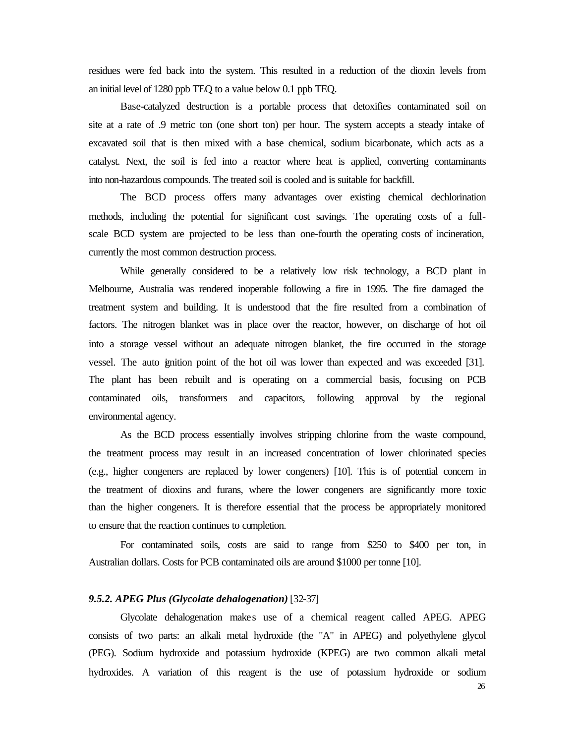residues were fed back into the system. This resulted in a reduction of the dioxin levels from an initial level of 1280 ppb TEQ to a value below 0.1 ppb TEQ.

Base-catalyzed destruction is a portable process that detoxifies contaminated soil on site at a rate of .9 metric ton (one short ton) per hour. The system accepts a steady intake of excavated soil that is then mixed with a base chemical, sodium bicarbonate, which acts as a catalyst. Next, the soil is fed into a reactor where heat is applied, converting contaminants into non-hazardous compounds. The treated soil is cooled and is suitable for backfill.

The BCD process offers many advantages over existing chemical dechlorination methods, including the potential for significant cost savings. The operating costs of a full-scale BCD system are projected to be less than one-fourth the operating costs of incineration, currently the most common destruction process.

While generally considered to be a relatively low risk technology, a BCD plant in Melbourne, Australia was rendered inoperable following a fire in 1995. The fire damaged the treatment system and building. It is understood that the fire resulted from a combination of factors. The nitrogen blanket was in place over the reactor, however, on discharge of hot oil into a storage vessel without an adequate nitrogen blanket, the fire occurred in the storage vessel. The auto ignition point of the hot oil was lower than expected and was exceeded [31]. The plant has been rebuilt and is operating on a commercial basis, focusing on PCB contaminated oils, transformers and capacitors, following approval by the regional environmental agency.

As the BCD process essentially involves stripping chlorine from the waste compound, the treatment process may result in an increased concentration of lower chlorinated species (e.g., higher congeners are replaced by lower congeners) [10]. This is of potential concern in the treatment of dioxins and furans, where the lower congeners are significantly more toxic than the higher congeners. It is therefore essential that the process be appropriately monitored to ensure that the reaction continues to completion.

For contaminated soils, costs are said to range from \$250 to \$400 per ton, in Australian dollars. Costs for PCB contaminated oils are around \$1000 per tonne [10].

### *9.5.2. APEG Plus (Glycolate dehalogenation)* [32-37]

Glycolate dehalogenation makes use of a chemical reagent called APEG. APEG consists of two parts: an alkali metal hydroxide (the "A" in APEG) and polyethylene glycol (PEG). Sodium hydroxide and potassium hydroxide (KPEG) are two common alkali metal hydroxides. A variation of this reagent is the use of potassium hydroxide or sodium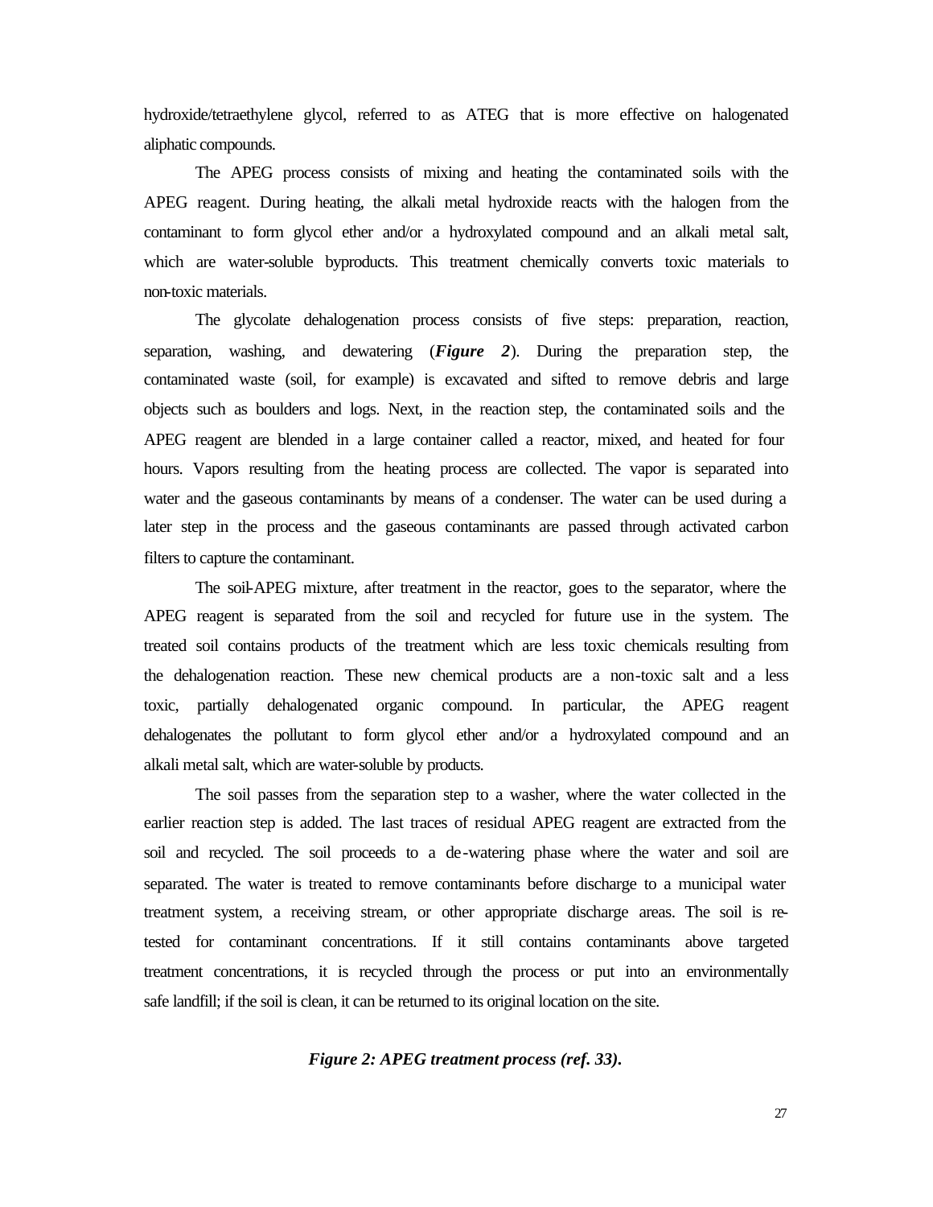hydroxide/tetraethylene glycol, referred to as ATEG that is more effective on halogenated aliphatic compounds.

The APEG process consists of mixing and heating the contaminated soils with the APEG reagent. During heating, the alkali metal hydroxide reacts with the halogen from the contaminant to form glycol ether and/or a hydroxylated compound and an alkali metal salt, which are water-soluble byproducts. This treatment chemically converts toxic materials to non-toxic materials.

The glycolate dehalogenation process consists of five steps: preparation, reaction, separation, washing, and dewatering (***Figure 2***). During the preparation step, the contaminated waste (soil, for example) is excavated and sifted to remove debris and large objects such as boulders and logs. Next, in the reaction step, the contaminated soils and the APEG reagent are blended in a large container called a reactor, mixed, and heated for four hours. Vapors resulting from the heating process are collected. The vapor is separated into water and the gaseous contaminants by means of a condenser. The water can be used during a later step in the process and the gaseous contaminants are passed through activated carbon filters to capture the contaminant.

The soil-APEG mixture, after treatment in the reactor, goes to the separator, where the APEG reagent is separated from the soil and recycled for future use in the system. The treated soil contains products of the treatment which are less toxic chemicals resulting from the dehalogenation reaction. These new chemical products are a non-toxic salt and a less toxic, partially dehalogenated organic compound. In particular, the APEG reagent dehalogenates the pollutant to form glycol ether and/or a hydroxylated compound and an alkali metal salt, which are water-soluble by products.

The soil passes from the separation step to a washer, where the water collected in the earlier reaction step is added. The last traces of residual APEG reagent are extracted from the soil and recycled. The soil proceeds to a de-watering phase where the water and soil are separated. The water is treated to remove contaminants before discharge to a municipal water treatment system, a receiving stream, or other appropriate discharge areas. The soil is re-tested for contaminant concentrations. If it still contains contaminants above targeted treatment concentrations, it is recycled through the process or put into an environmentally safe landfill; if the soil is clean, it can be returned to its original location on the site.

***Figure 2: APEG treatment process (ref. 33).***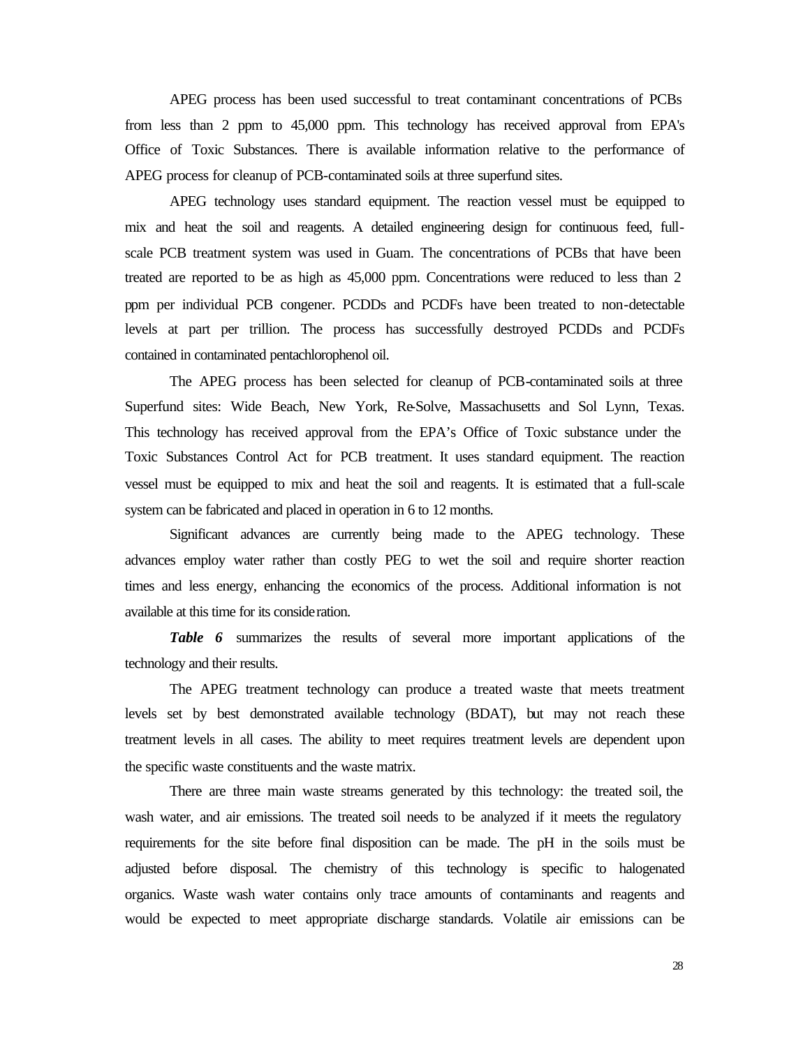APEG process has been used successful to treat contaminant concentrations of PCBs from less than 2 ppm to 45,000 ppm. This technology has received approval from EPA's Office of Toxic Substances. There is available information relative to the performance of APEG process for cleanup of PCB-contaminated soils at three superfund sites.

APEG technology uses standard equipment. The reaction vessel must be equipped to mix and heat the soil and reagents. A detailed engineering design for continuous feed, full-scale PCB treatment system was used in Guam. The concentrations of PCBs that have been treated are reported to be as high as 45,000 ppm. Concentrations were reduced to less than 2 ppm per individual PCB congener. PCDDs and PCDFs have been treated to non-detectable levels at part per trillion. The process has successfully destroyed PCDDs and PCDFs contained in contaminated pentachlorophenol oil.

The APEG process has been selected for cleanup of PCB-contaminated soils at three Superfund sites: Wide Beach, New York, Re-Solve, Massachusetts and Sol Lynn, Texas. This technology has received approval from the EPA's Office of Toxic substance under the Toxic Substances Control Act for PCB treatment. It uses standard equipment. The reaction vessel must be equipped to mix and heat the soil and reagents. It is estimated that a full-scale system can be fabricated and placed in operation in 6 to 12 months.

Significant advances are currently being made to the APEG technology. These advances employ water rather than costly PEG to wet the soil and require shorter reaction times and less energy, enhancing the economics of the process. Additional information is not available at this time for its consideration.

***Table 6*** summarizes the results of several more important applications of the technology and their results.

The APEG treatment technology can produce a treated waste that meets treatment levels set by best demonstrated available technology (BDAT), but may not reach these treatment levels in all cases. The ability to meet requires treatment levels are dependent upon the specific waste constituents and the waste matrix.

There are three main waste streams generated by this technology: the treated soil, the wash water, and air emissions. The treated soil needs to be analyzed if it meets the regulatory requirements for the site before final disposition can be made. The pH in the soils must be adjusted before disposal. The chemistry of this technology is specific to halogenated organics. Waste wash water contains only trace amounts of contaminants and reagents and would be expected to meet appropriate discharge standards. Volatile air emissions can be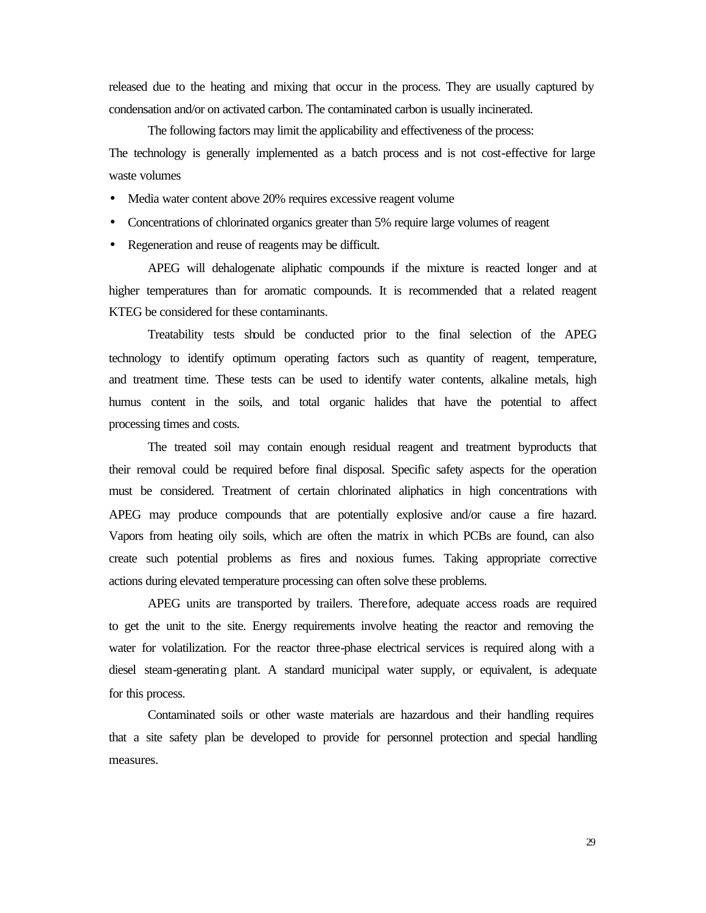released due to the heating and mixing that occur in the process. They are usually captured by condensation and/or on activated carbon. The contaminated carbon is usually incinerated.

The following factors may limit the applicability and effectiveness of the process:
The technology is generally implemented as a batch process and is not cost-effective for large waste volumes

- Media water content above 20% requires excessive reagent volume
- Concentrations of chlorinated organics greater than 5% require large volumes of reagent
- Regeneration and reuse of reagents may be difficult.

APEG will dehalogenate aliphatic compounds if the mixture is reacted longer and at higher temperatures than for aromatic compounds. It is recommended that a related reagent KTEG be considered for these contaminants.

Treatability tests should be conducted prior to the final selection of the APEG technology to identify optimum operating factors such as quantity of reagent, temperature, and treatment time. These tests can be used to identify water contents, alkaline metals, high humus content in the soils, and total organic halides that have the potential to affect processing times and costs.

The treated soil may contain enough residual reagent and treatment byproducts that their removal could be required before final disposal. Specific safety aspects for the operation must be considered. Treatment of certain chlorinated aliphatics in high concentrations with APEG may produce compounds that are potentially explosive and/or cause a fire hazard. Vapors from heating oily soils, which are often the matrix in which PCBs are found, can also create such potential problems as fires and noxious fumes. Taking appropriate corrective actions during elevated temperature processing can often solve these problems.

APEG units are transported by trailers. Therefore, adequate access roads are required to get the unit to the site. Energy requirements involve heating the reactor and removing the water for volatilization. For the reactor three-phase electrical services is required along with a diesel steam-generating plant. A standard municipal water supply, or equivalent, is adequate for this process.

Contaminated soils or other waste materials are hazardous and their handling requires that a site safety plan be developed to provide for personnel protection and special handling measures.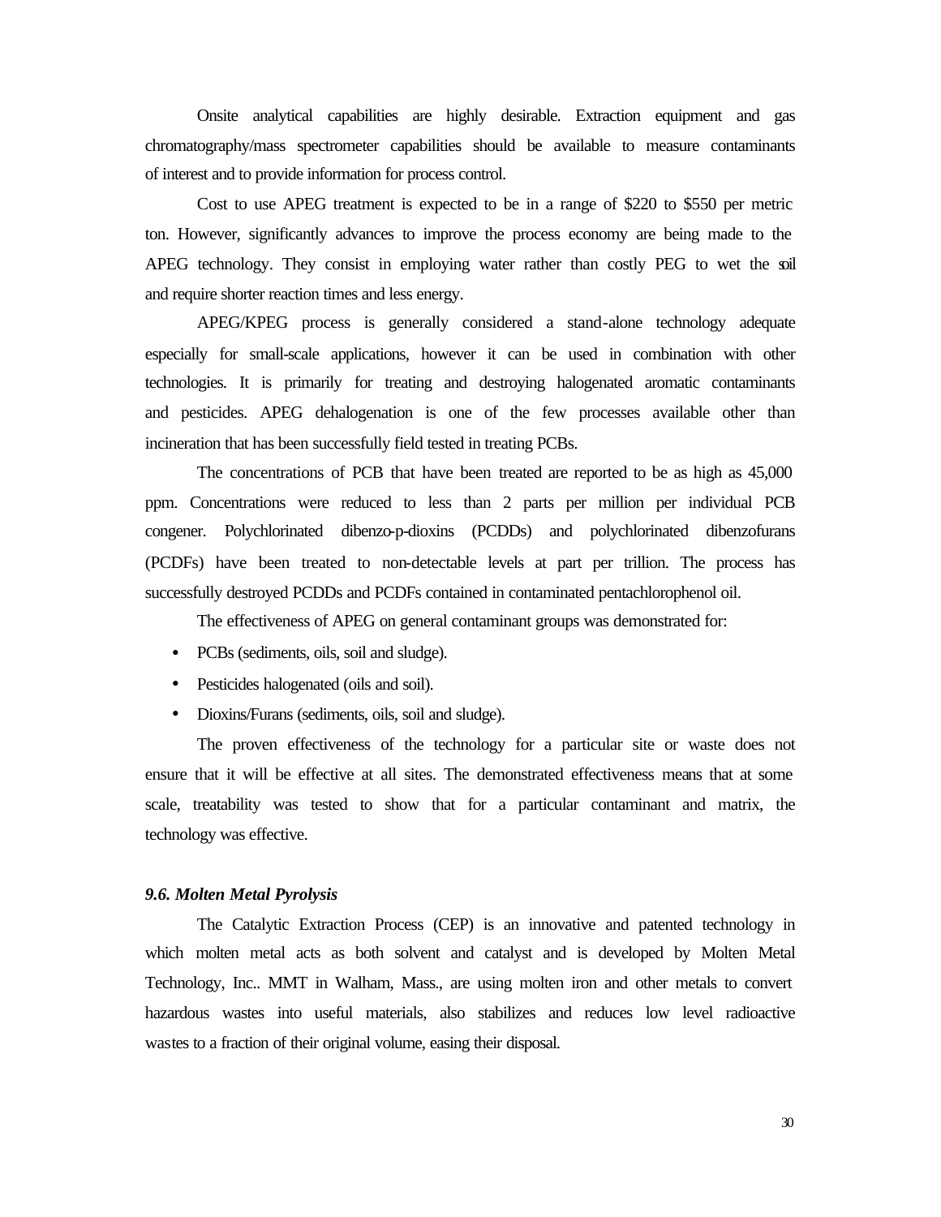Onsite analytical capabilities are highly desirable. Extraction equipment and gas chromatography/mass spectrometer capabilities should be available to measure contaminants of interest and to provide information for process control.

Cost to use APEG treatment is expected to be in a range of $220 to $550 per metric ton. However, significantly advances to improve the process economy are being made to the APEG technology. They consist in employing water rather than costly PEG to wet the soil and require shorter reaction times and less energy.

APEG/KPEG process is generally considered a stand-alone technology adequate especially for small-scale applications, however it can be used in combination with other technologies. It is primarily for treating and destroying halogenated aromatic contaminants and pesticides. APEG dehalogenation is one of the few processes available other than incineration that has been successfully field tested in treating PCBs.

The concentrations of PCB that have been treated are reported to be as high as 45,000 ppm. Concentrations were reduced to less than 2 parts per million per individual PCB congener. Polychlorinated dibenzo-p-dioxins (PCDDs) and polychlorinated dibenzofurans (PCDFs) have been treated to non-detectable levels at part per trillion. The process has successfully destroyed PCDDs and PCDFs contained in contaminated pentachlorophenol oil.

The effectiveness of APEG on general contaminant groups was demonstrated for:

- PCBs (sediments, oils, soil and sludge).
- Pesticides halogenated (oils and soil).
- Dioxins/Furans (sediments, oils, soil and sludge).

The proven effectiveness of the technology for a particular site or waste does not ensure that it will be effective at all sites. The demonstrated effectiveness means that at some scale, treatability was tested to show that for a particular contaminant and matrix, the technology was effective.

### *9.6. Molten Metal Pyrolysis*

The Catalytic Extraction Process (CEP) is an innovative and patented technology in which molten metal acts as both solvent and catalyst and is developed by Molten Metal Technology, Inc.. MMT in Walham, Mass., are using molten iron and other metals to convert hazardous wastes into useful materials, also stabilizes and reduces low level radioactive wastes to a fraction of their original volume, easing their disposal.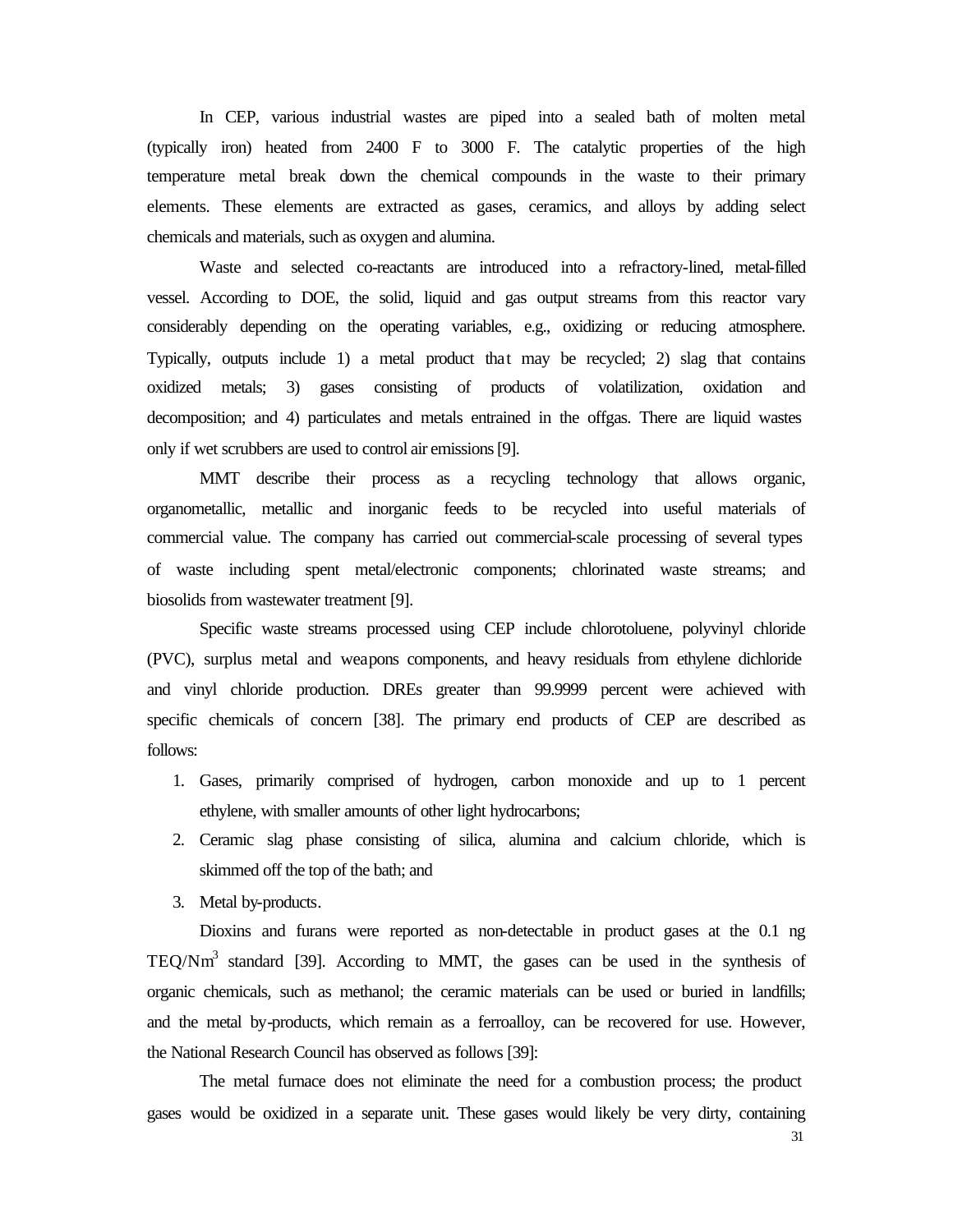In CEP, various industrial wastes are piped into a sealed bath of molten metal (typically iron) heated from 2400 F to 3000 F. The catalytic properties of the high temperature metal break down the chemical compounds in the waste to their primary elements. These elements are extracted as gases, ceramics, and alloys by adding select chemicals and materials, such as oxygen and alumina.

Waste and selected co-reactants are introduced into a refractory-lined, metal-filled vessel. According to DOE, the solid, liquid and gas output streams from this reactor vary considerably depending on the operating variables, e.g., oxidizing or reducing atmosphere. Typically, outputs include 1) a metal product that may be recycled; 2) slag that contains oxidized metals; 3) gases consisting of products of volatilization, oxidation and decomposition; and 4) particulates and metals entrained in the offgas. There are liquid wastes only if wet scrubbers are used to control air emissions [9].

MMT describe their process as a recycling technology that allows organic, organometallic, metallic and inorganic feeds to be recycled into useful materials of commercial value. The company has carried out commercial-scale processing of several types of waste including spent metal/electronic components; chlorinated waste streams; and biosolids from wastewater treatment [9].

Specific waste streams processed using CEP include chlorotoluene, polyvinyl chloride (PVC), surplus metal and weapons components, and heavy residuals from ethylene dichloride and vinyl chloride production. DREs greater than 99.9999 percent were achieved with specific chemicals of concern [38]. The primary end products of CEP are described as follows:

1. Gases, primarily comprised of hydrogen, carbon monoxide and up to 1 percent ethylene, with smaller amounts of other light hydrocarbons;
2. Ceramic slag phase consisting of silica, alumina and calcium chloride, which is skimmed off the top of the bath; and
3. Metal by-products.

Dioxins and furans were reported as non-detectable in product gases at the 0.1 ng TEQ/$Nm^3$ standard [39]. According to MMT, the gases can be used in the synthesis of organic chemicals, such as methanol; the ceramic materials can be used or buried in landfills; and the metal by-products, which remain as a ferroalloy, can be recovered for use. However, the National Research Council has observed as follows [39]:

The metal furnace does not eliminate the need for a combustion process; the product gases would be oxidized in a separate unit. These gases would likely be very dirty, containing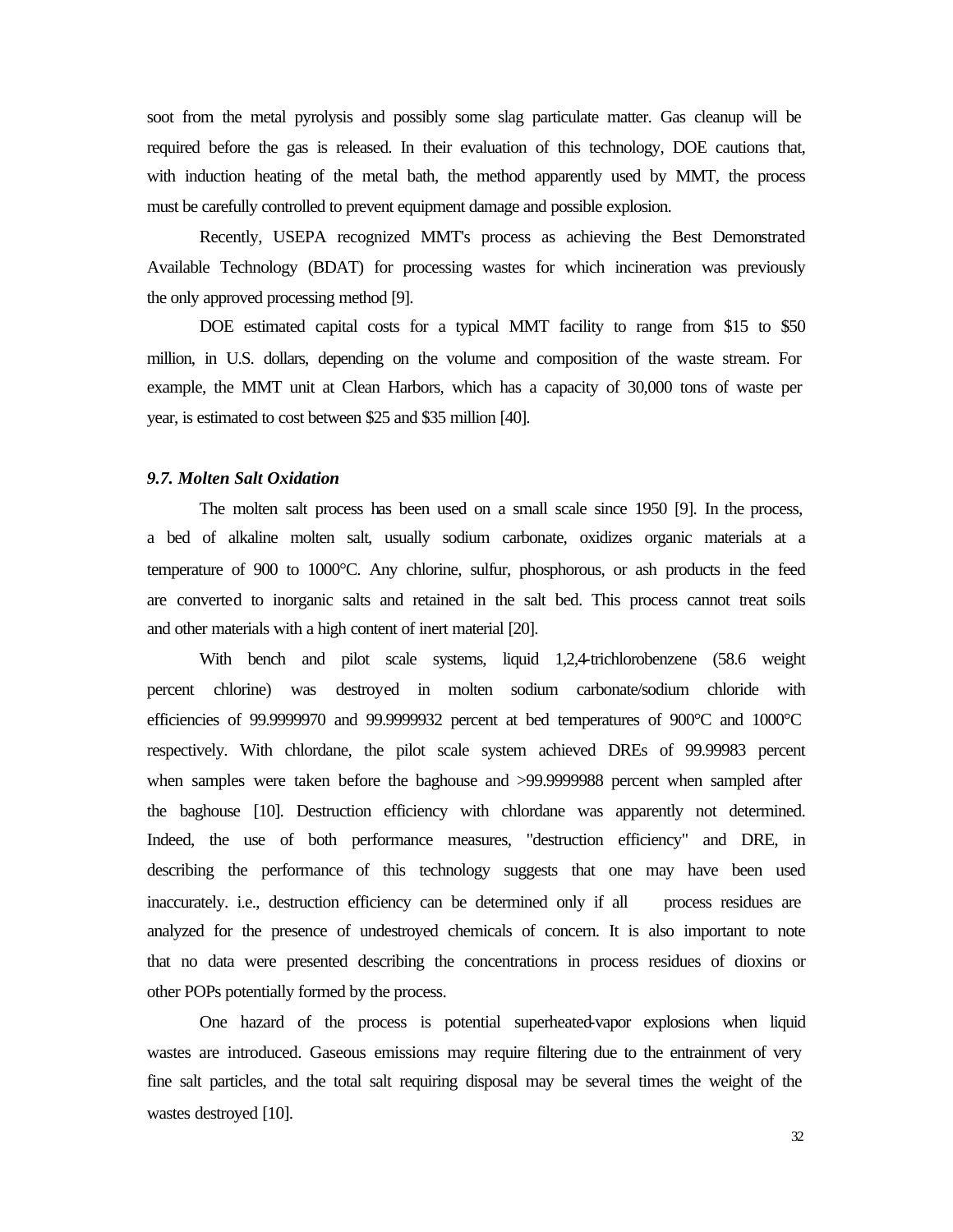soot from the metal pyrolysis and possibly some slag particulate matter. Gas cleanup will be required before the gas is released. In their evaluation of this technology, DOE cautions that, with induction heating of the metal bath, the method apparently used by MMT, the process must be carefully controlled to prevent equipment damage and possible explosion.

Recently, USEPA recognized MMT's process as achieving the Best Demonstrated Available Technology (BDAT) for processing wastes for which incineration was previously the only approved processing method [9].

DOE estimated capital costs for a typical MMT facility to range from \$15 to \$50 million, in U.S. dollars, depending on the volume and composition of the waste stream. For example, the MMT unit at Clean Harbors, which has a capacity of 30,000 tons of waste per year, is estimated to cost between \$25 and \$35 million [40].

### *9.7. Molten Salt Oxidation*

The molten salt process has been used on a small scale since 1950 [9]. In the process, a bed of alkaline molten salt, usually sodium carbonate, oxidizes organic materials at a temperature of 900 to 1000°C. Any chlorine, sulfur, phosphorous, or ash products in the feed are converted to inorganic salts and retained in the salt bed. This process cannot treat soils and other materials with a high content of inert material [20].

With bench and pilot scale systems, liquid 1,2,4-trichlorobenzene (58.6 weight percent chlorine) was destroyed in molten sodium carbonate/sodium chloride with efficiencies of 99.9999970 and 99.9999932 percent at bed temperatures of 900°C and 1000°C respectively. With chlordane, the pilot scale system achieved DREs of 99.99983 percent when samples were taken before the baghouse and >99.9999988 percent when sampled after the baghouse [10]. Destruction efficiency with chlordane was apparently not determined. Indeed, the use of both performance measures, "destruction efficiency" and DRE, in describing the performance of this technology suggests that one may have been used inaccurately. i.e., destruction efficiency can be determined only if all process residues are analyzed for the presence of undestroyed chemicals of concern. It is also important to note that no data were presented describing the concentrations in process residues of dioxins or other POPs potentially formed by the process.

One hazard of the process is potential superheated-vapor explosions when liquid wastes are introduced. Gaseous emissions may require filtering due to the entrainment of very fine salt particles, and the total salt requiring disposal may be several times the weight of the wastes destroyed [10].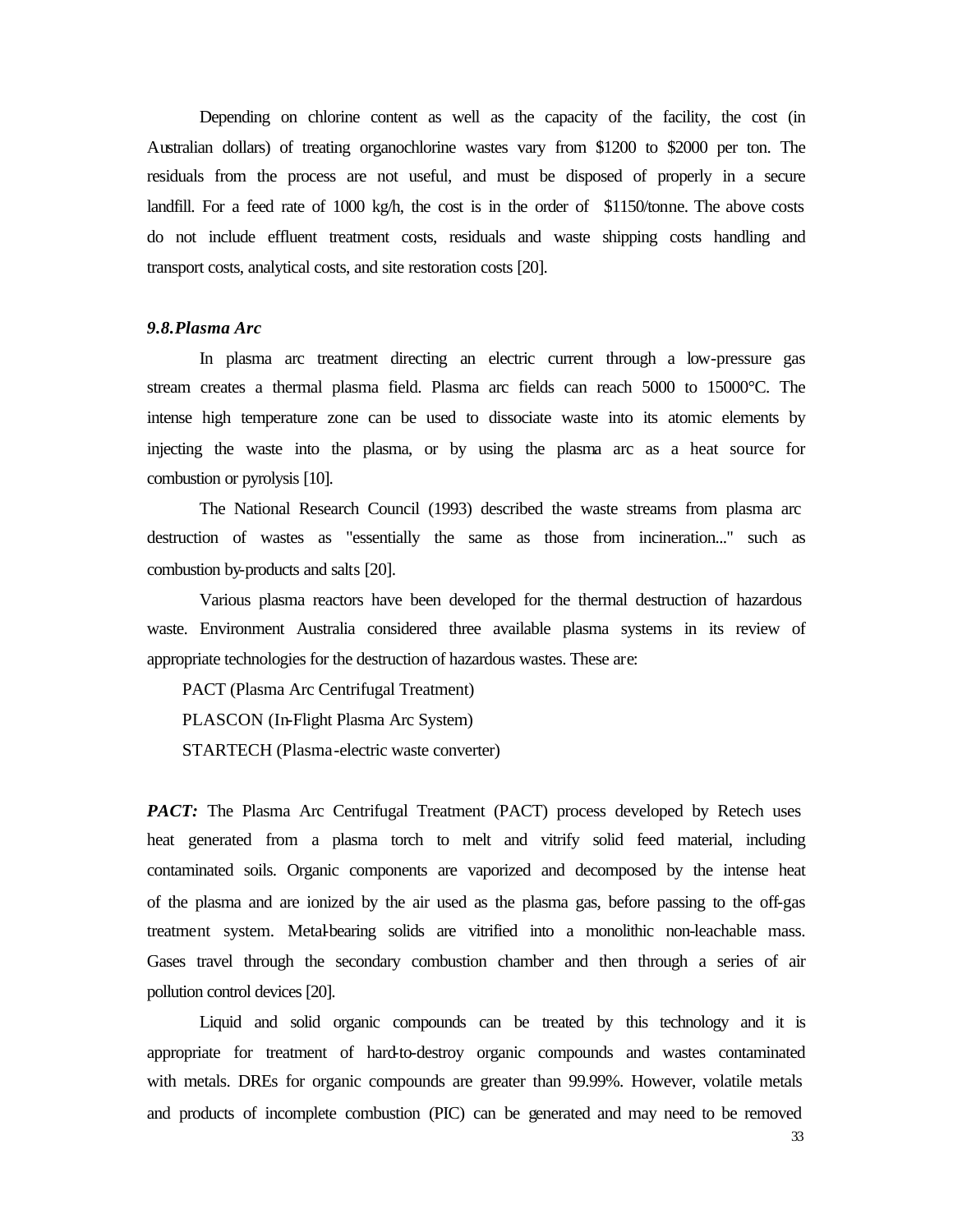Depending on chlorine content as well as the capacity of the facility, the cost (in Australian dollars) of treating organochlorine wastes vary from $1200 to $2000 per ton. The residuals from the process are not useful, and must be disposed of properly in a secure landfill. For a feed rate of 1000 kg/h, the cost is in the order of $1150/tonne. The above costs do not include effluent treatment costs, residuals and waste shipping costs handling and transport costs, analytical costs, and site restoration costs [20].

### *9.8. Plasma Arc*

In plasma arc treatment directing an electric current through a low-pressure gas stream creates a thermal plasma field. Plasma arc fields can reach 5000 to 15000°C. The intense high temperature zone can be used to dissociate waste into its atomic elements by injecting the waste into the plasma, or by using the plasma arc as a heat source for combustion or pyrolysis [10].

The National Research Council (1993) described the waste streams from plasma arc destruction of wastes as "essentially the same as those from incineration..." such as combustion by-products and salts [20].

Various plasma reactors have been developed for the thermal destruction of hazardous waste. Environment Australia considered three available plasma systems in its review of appropriate technologies for the destruction of hazardous wastes. These are:

PACT (Plasma Arc Centrifugal Treatment)

PLASCON (In-Flight Plasma Arc System)

STARTECH (Plasma-electric waste converter)

***PACT:*** The Plasma Arc Centrifugal Treatment (PACT) process developed by Retech uses heat generated from a plasma torch to melt and vitrify solid feed material, including contaminated soils. Organic components are vaporized and decomposed by the intense heat of the plasma and are ionized by the air used as the plasma gas, before passing to the off-gas treatment system. Metal-bearing solids are vitrified into a monolithic non-leachable mass. Gases travel through the secondary combustion chamber and then through a series of air pollution control devices [20].

Liquid and solid organic compounds can be treated by this technology and it is appropriate for treatment of hard-to-destroy organic compounds and wastes contaminated with metals. DREs for organic compounds are greater than 99.99%. However, volatile metals and products of incomplete combustion (PIC) can be generated and may need to be removed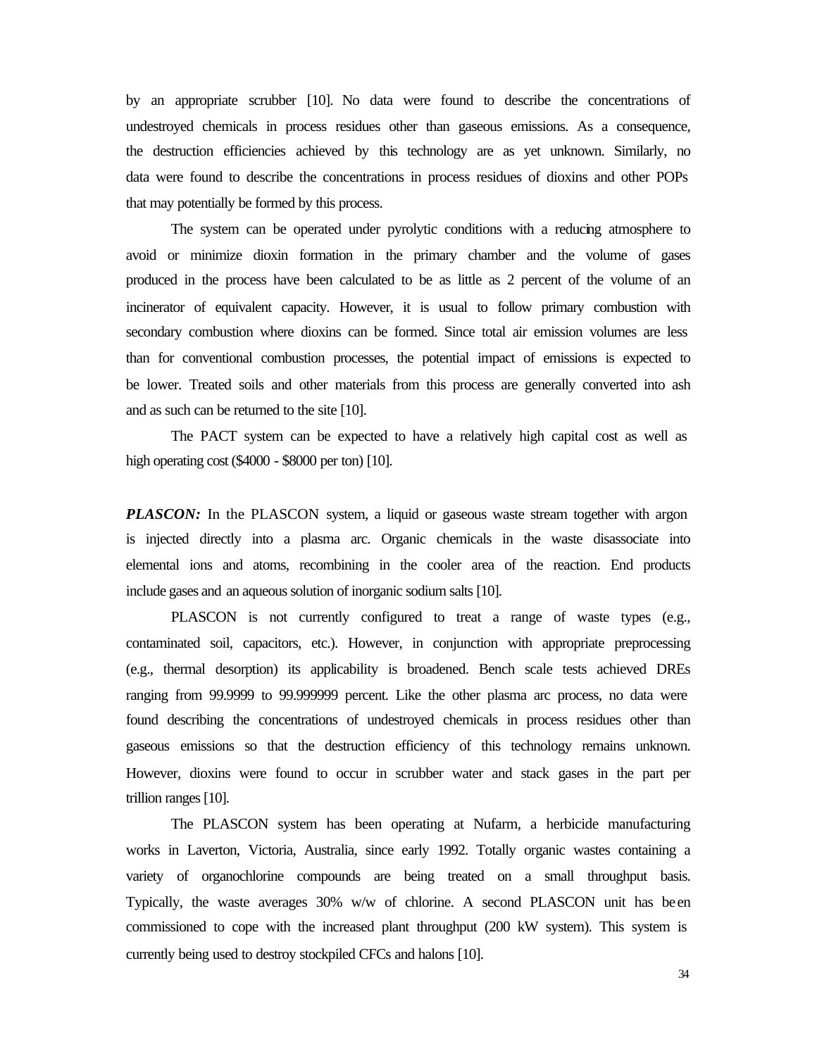by an appropriate scrubber [10]. No data were found to describe the concentrations of undestroyed chemicals in process residues other than gaseous emissions. As a consequence, the destruction efficiencies achieved by this technology are as yet unknown. Similarly, no data were found to describe the concentrations in process residues of dioxins and other POPs that may potentially be formed by this process.

The system can be operated under pyrolytic conditions with a reducing atmosphere to avoid or minimize dioxin formation in the primary chamber and the volume of gases produced in the process have been calculated to be as little as 2 percent of the volume of an incinerator of equivalent capacity. However, it is usual to follow primary combustion with secondary combustion where dioxins can be formed. Since total air emission volumes are less than for conventional combustion processes, the potential impact of emissions is expected to be lower. Treated soils and other materials from this process are generally converted into ash and as such can be returned to the site [10].

The PACT system can be expected to have a relatively high capital cost as well as high operating cost ($4000 - $8000 per ton) [10].

***PLASCON:*** In the PLASCON system, a liquid or gaseous waste stream together with argon is injected directly into a plasma arc. Organic chemicals in the waste disassociate into elemental ions and atoms, recombining in the cooler area of the reaction. End products include gases and an aqueous solution of inorganic sodium salts [10].

PLASCON is not currently configured to treat a range of waste types (e.g., contaminated soil, capacitors, etc.). However, in conjunction with appropriate preprocessing (e.g., thermal desorption) its applicability is broadened. Bench scale tests achieved DREs ranging from 99.9999 to 99.999999 percent. Like the other plasma arc process, no data were found describing the concentrations of undestroyed chemicals in process residues other than gaseous emissions so that the destruction efficiency of this technology remains unknown. However, dioxins were found to occur in scrubber water and stack gases in the part per trillion ranges [10].

The PLASCON system has been operating at Nufarm, a herbicide manufacturing works in Laverton, Victoria, Australia, since early 1992. Totally organic wastes containing a variety of organochlorine compounds are being treated on a small throughput basis. Typically, the waste averages 30% w/w of chlorine. A second PLASCON unit has been commissioned to cope with the increased plant throughput (200 kW system). This system is currently being used to destroy stockpiled CFCs and halons [10].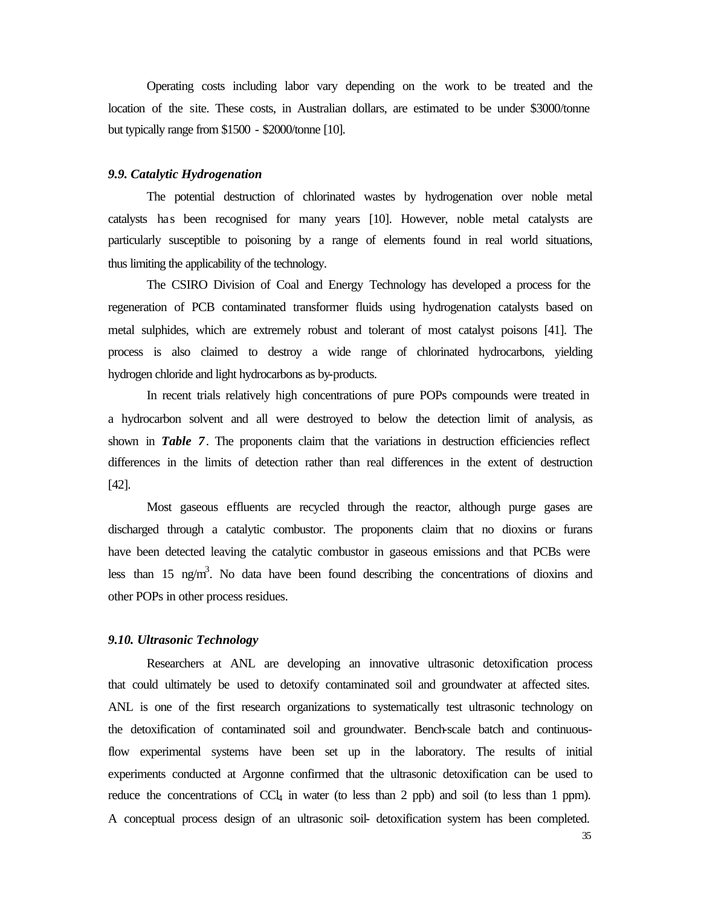Operating costs including labor vary depending on the work to be treated and the location of the site. These costs, in Australian dollars, are estimated to be under $3000/tonne but typically range from $1500 - $2000/tonne [10].

### *9.9. Catalytic Hydrogenation*

The potential destruction of chlorinated wastes by hydrogenation over noble metal catalysts has been recognised for many years [10]. However, noble metal catalysts are particularly susceptible to poisoning by a range of elements found in real world situations, thus limiting the applicability of the technology.

The CSIRO Division of Coal and Energy Technology has developed a process for the regeneration of PCB contaminated transformer fluids using hydrogenation catalysts based on metal sulphides, which are extremely robust and tolerant of most catalyst poisons [41]. The process is also claimed to destroy a wide range of chlorinated hydrocarbons, yielding hydrogen chloride and light hydrocarbons as by-products.

In recent trials relatively high concentrations of pure POPs compounds were treated in a hydrocarbon solvent and all were destroyed to below the detection limit of analysis, as shown in ***Table 7***. The proponents claim that the variations in destruction efficiencies reflect differences in the limits of detection rather than real differences in the extent of destruction [42].

Most gaseous effluents are recycled through the reactor, although purge gases are discharged through a catalytic combustor. The proponents claim that no dioxins or furans have been detected leaving the catalytic combustor in gaseous emissions and that PCBs were less than 15 $ng/m^3$. No data have been found describing the concentrations of dioxins and other POPs in other process residues.

### *9.10. Ultrasonic Technology*

Researchers at ANL are developing an innovative ultrasonic detoxification process that could ultimately be used to detoxify contaminated soil and groundwater at affected sites. ANL is one of the first research organizations to systematically test ultrasonic technology on the detoxification of contaminated soil and groundwater. Bench-scale batch and continuous-flow experimental systems have been set up in the laboratory. The results of initial experiments conducted at Argonne confirmed that the ultrasonic detoxification can be used to reduce the concentrations of $CCl_4$ in water (to less than 2 ppb) and soil (to less than 1 ppm). A conceptual process design of an ultrasonic soil- detoxification system has been completed.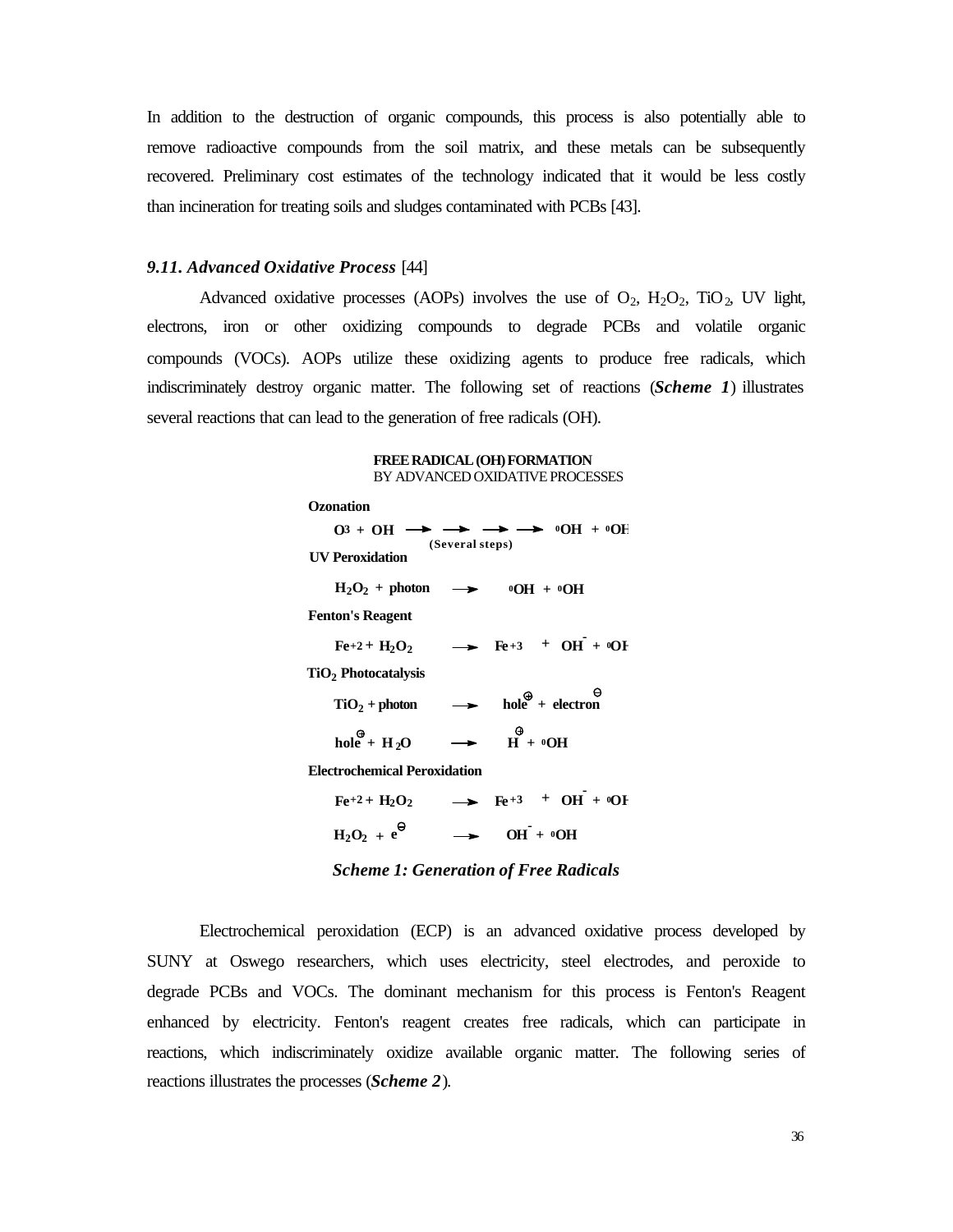In addition to the destruction of organic compounds, this process is also potentially able to remove radioactive compounds from the soil matrix, and these metals can be subsequently recovered. Preliminary cost estimates of the technology indicated that it would be less costly than incineration for treating soils and sludges contaminated with PCBs [43].

### *9.11. Advanced Oxidative Process* [44]

Advanced oxidative processes (AOPs) involves the use of $O_2$, $H_2O_2$, $TiO_2$, UV light, electrons, iron or other oxidizing compounds to degrade PCBs and volatile organic compounds (VOCs). AOPs utilize these oxidizing agents to produce free radicals, which indiscriminately destroy organic matter. The following set of reactions (***Scheme 1***) illustrates several reactions that can lead to the generation of free radicals (OH).

**FREE RADICAL (OH) FORMATION**
BY ADVANCED OXIDATIVE PROCESSES

**Ozonation**

$$O_3 + OH \longrightarrow \longrightarrow \longrightarrow \longrightarrow {}^{0}OH + {}^{0}OH \quad \text{(Several steps)}$$

**UV Peroxidation**

$$H_2O_2 + \text{photon} \longrightarrow {}^{0}OH + {}^{0}OH$$

**Fenton's Reagent**

$$Fe^{+2} + H_2O_2 \longrightarrow Fe^{+3} + OH^{-} + {}^{0}OH$$

**$TiO_2$ Photocatalysis**

$$TiO_2 + \text{photon} \longrightarrow \text{hole}^{\oplus} + \text{electron}^{\ominus}$$

$$\text{hole}^{\oplus} + H_2O \longrightarrow H^{\oplus} + {}^{0}OH$$

**Electrochemical Peroxidation**

$$Fe^{+2} + H_2O_2 \longrightarrow Fe^{+3} + OH^{-} + {}^{0}OH$$

$$H_2O_2 + e^{\ominus} \longrightarrow OH^{-} + {}^{0}OH$$

***Scheme 1: Generation of Free Radicals***

Electrochemical peroxidation (ECP) is an advanced oxidative process developed by SUNY at Oswego researchers, which uses electricity, steel electrodes, and peroxide to degrade PCBs and VOCs. The dominant mechanism for this process is Fenton's Reagent enhanced by electricity. Fenton's reagent creates free radicals, which can participate in reactions, which indiscriminately oxidize available organic matter. The following series of reactions illustrates the processes (***Scheme 2***).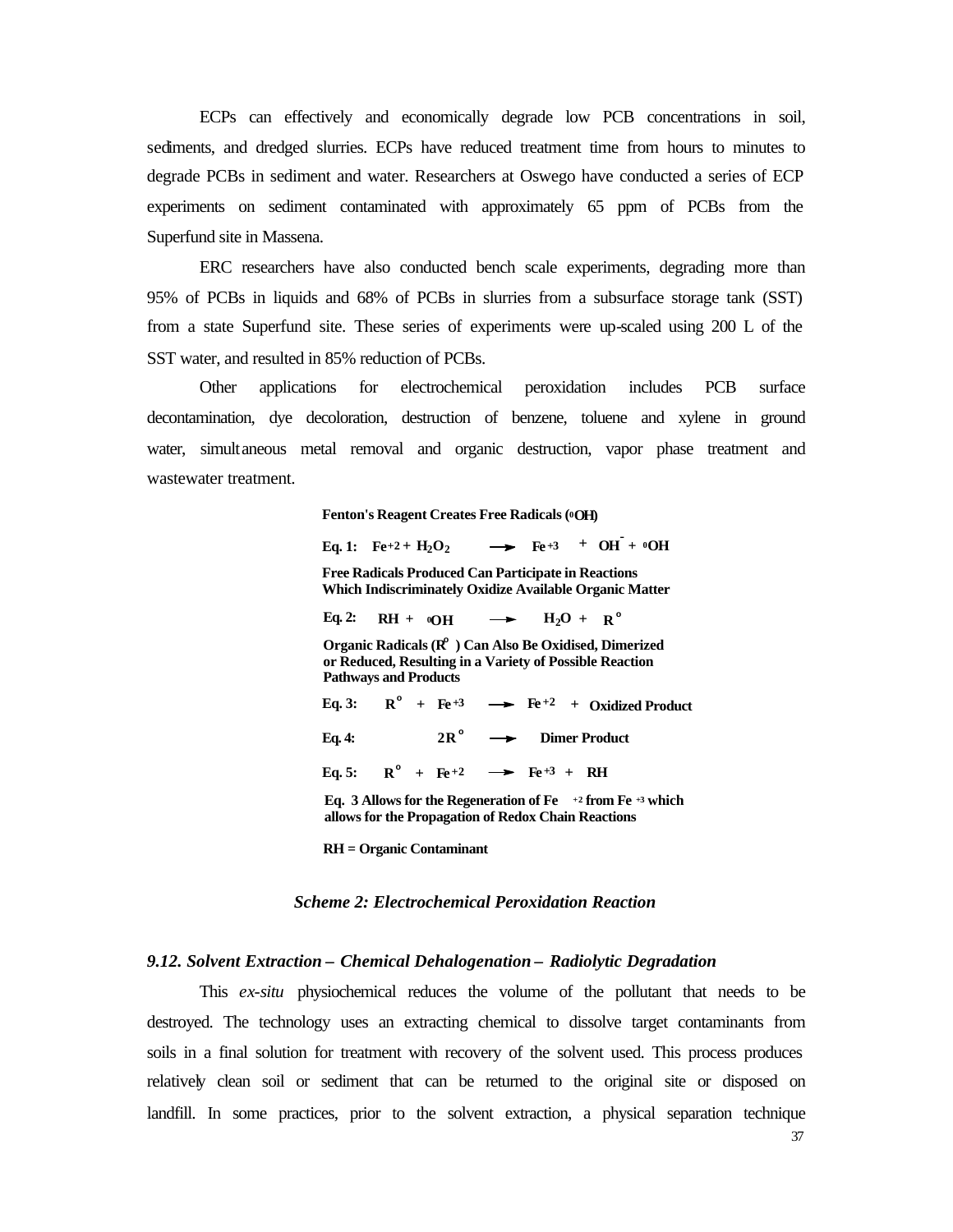ECPs can effectively and economically degrade low PCB concentrations in soil, sediments, and dredged slurries. ECPs have reduced treatment time from hours to minutes to degrade PCBs in sediment and water. Researchers at Oswego have conducted a series of ECP experiments on sediment contaminated with approximately 65 ppm of PCBs from the Superfund site in Massena.

ERC researchers have also conducted bench scale experiments, degrading more than 95% of PCBs in liquids and 68% of PCBs in slurries from a subsurface storage tank (SST) from a state Superfund site. These series of experiments were up-scaled using 200 L of the SST water, and resulted in 85% reduction of PCBs.

Other applications for electrochemical peroxidation includes PCB surface decontamination, dye decoloration, destruction of benzene, toluene and xylene in ground water, simultaneous metal removal and organic destruction, vapor phase treatment and wastewater treatment.

**Fenton's Reagent Creates Free Radicals ($^{0}OH$)**

**Eq. 1:** $Fe^{+2} + H_2O_2 \longrightarrow Fe^{+3} + OH^- + {}^{0}OH$

**Free Radicals Produced Can Participate in Reactions Which Indiscriminately Oxidize Available Organic Matter**

**Eq. 2:** $RH + {}^{0}OH \longrightarrow H_2O + R^{o}$

**Organic Radicals ($R^{o}$) Can Also Be Oxidised, Dimerized or Reduced, Resulting in a Variety of Possible Reaction Pathways and Products**

**Eq. 3:** $R^{o} + Fe^{+3} \longrightarrow Fe^{+2} +$ Oxidized Product

**Eq. 4:** $2R^{o} \longrightarrow$ Dimer Product

**Eq. 5:** $R^{o} + Fe^{+2} \longrightarrow Fe^{+3} + RH$

**Eq. 3 Allows for the Regeneration of $Fe^{+2}$ from $Fe^{+3}$ which allows for the Propagation of Redox Chain Reactions**

**RH = Organic Contaminant**

***Scheme 2: Electrochemical Peroxidation Reaction***

### *9.12. Solvent Extraction – Chemical Dehalogenation – Radiolytic Degradation*

This *ex-situ* physiochemical reduces the volume of the pollutant that needs to be destroyed. The technology uses an extracting chemical to dissolve target contaminants from soils in a final solution for treatment with recovery of the solvent used. This process produces relatively clean soil or sediment that can be returned to the original site or disposed on landfill. In some practices, prior to the solvent extraction, a physical separation technique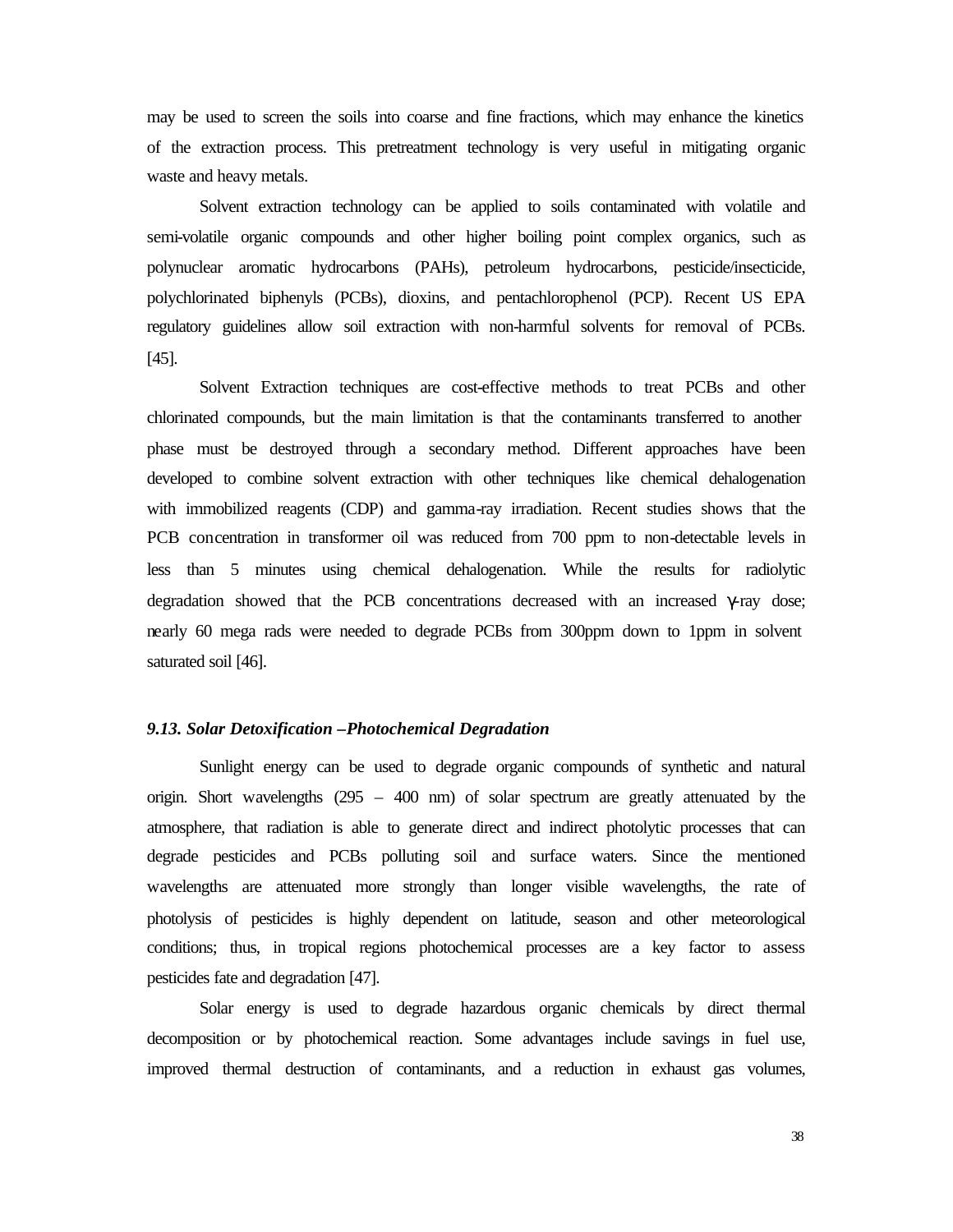may be used to screen the soils into coarse and fine fractions, which may enhance the kinetics of the extraction process. This pretreatment technology is very useful in mitigating organic waste and heavy metals.

Solvent extraction technology can be applied to soils contaminated with volatile and semi-volatile organic compounds and other higher boiling point complex organics, such as polynuclear aromatic hydrocarbons (PAHs), petroleum hydrocarbons, pesticide/insecticide, polychlorinated biphenyls (PCBs), dioxins, and pentachlorophenol (PCP). Recent US EPA regulatory guidelines allow soil extraction with non-harmful solvents for removal of PCBs. [45].

Solvent Extraction techniques are cost-effective methods to treat PCBs and other chlorinated compounds, but the main limitation is that the contaminants transferred to another phase must be destroyed through a secondary method. Different approaches have been developed to combine solvent extraction with other techniques like chemical dehalogenation with immobilized reagents (CDP) and gamma-ray irradiation. Recent studies shows that the PCB concentration in transformer oil was reduced from 700 ppm to non-detectable levels in less than 5 minutes using chemical dehalogenation. While the results for radiolytic degradation showed that the PCB concentrations decreased with an increased $\gamma$-ray dose; nearly 60 mega rads were needed to degrade PCBs from 300ppm down to 1ppm in solvent saturated soil [46].

### *9.13. Solar Detoxification –Photochemical Degradation*

Sunlight energy can be used to degrade organic compounds of synthetic and natural origin. Short wavelengths (295 – 400 nm) of solar spectrum are greatly attenuated by the atmosphere, that radiation is able to generate direct and indirect photolytic processes that can degrade pesticides and PCBs polluting soil and surface waters. Since the mentioned wavelengths are attenuated more strongly than longer visible wavelengths, the rate of photolysis of pesticides is highly dependent on latitude, season and other meteorological conditions; thus, in tropical regions photochemical processes are a key factor to assess pesticides fate and degradation [47].

Solar energy is used to degrade hazardous organic chemicals by direct thermal decomposition or by photochemical reaction. Some advantages include savings in fuel use, improved thermal destruction of contaminants, and a reduction in exhaust gas volumes,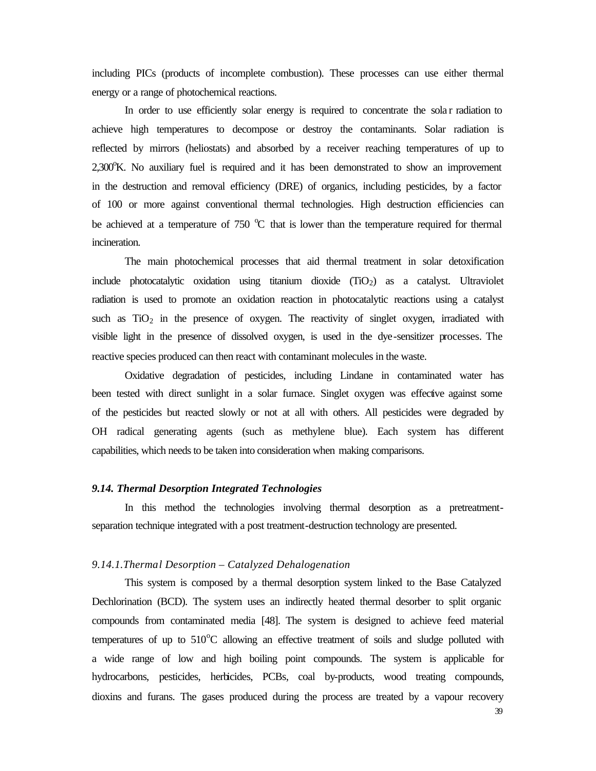including PICs (products of incomplete combustion). These processes can use either thermal energy or a range of photochemical reactions.

In order to use efficiently solar energy is required to concentrate the solar radiation to achieve high temperatures to decompose or destroy the contaminants. Solar radiation is reflected by mirrors (heliostats) and absorbed by a receiver reaching temperatures of up to 2,300°K. No auxiliary fuel is required and it has been demonstrated to show an improvement in the destruction and removal efficiency (DRE) of organics, including pesticides, by a factor of 100 or more against conventional thermal technologies. High destruction efficiencies can be achieved at a temperature of 750 °C that is lower than the temperature required for thermal incineration.

The main photochemical processes that aid thermal treatment in solar detoxification include photocatalytic oxidation using titanium dioxide ($TiO_2$) as a catalyst. Ultraviolet radiation is used to promote an oxidation reaction in photocatalytic reactions using a catalyst such as $TiO_2$ in the presence of oxygen. The reactivity of singlet oxygen, irradiated with visible light in the presence of dissolved oxygen, is used in the dye-sensitizer processes. The reactive species produced can then react with contaminant molecules in the waste.

Oxidative degradation of pesticides, including Lindane in contaminated water has been tested with direct sunlight in a solar furnace. Singlet oxygen was effective against some of the pesticides but reacted slowly or not at all with others. All pesticides were degraded by OH radical generating agents (such as methylene blue). Each system has different capabilities, which needs to be taken into consideration when making comparisons.

### *9.14. Thermal Desorption Integrated Technologies*

In this method the technologies involving thermal desorption as a pretreatment-separation technique integrated with a post treatment-destruction technology are presented.

#### *9.14.1.Thermal Desorption – Catalyzed Dehalogenation*

This system is composed by a thermal desorption system linked to the Base Catalyzed Dechlorination (BCD). The system uses an indirectly heated thermal desorber to split organic compounds from contaminated media [48]. The system is designed to achieve feed material temperatures of up to 510°C allowing an effective treatment of soils and sludge polluted with a wide range of low and high boiling point compounds. The system is applicable for hydrocarbons, pesticides, herbicides, PCBs, coal by-products, wood treating compounds, dioxins and furans. The gases produced during the process are treated by a vapour recovery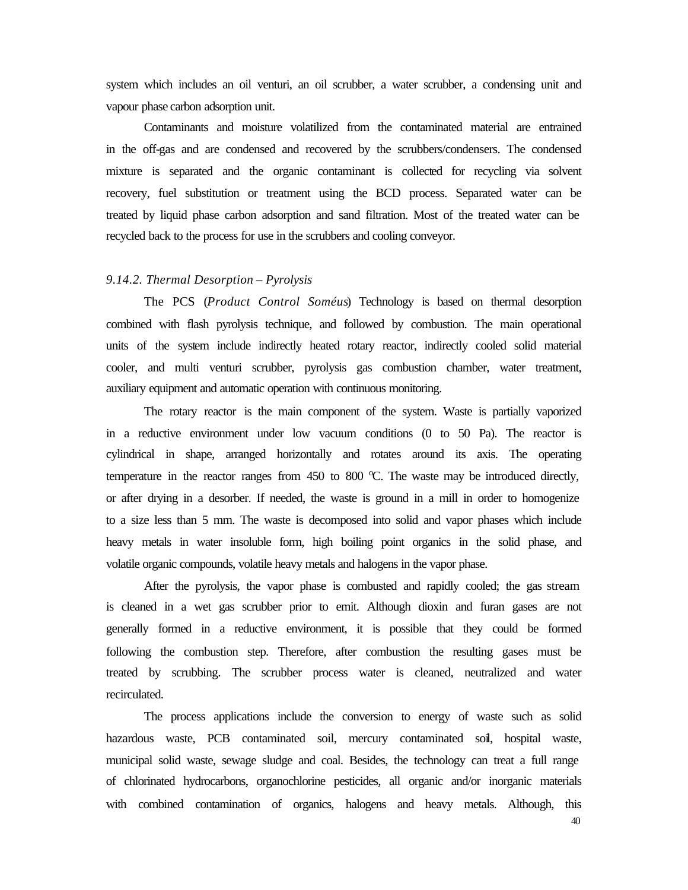system which includes an oil venturi, an oil scrubber, a water scrubber, a condensing unit and vapour phase carbon adsorption unit.

Contaminants and moisture volatilized from the contaminated material are entrained in the off-gas and are condensed and recovered by the scrubbers/condensers. The condensed mixture is separated and the organic contaminant is collected for recycling via solvent recovery, fuel substitution or treatment using the BCD process. Separated water can be treated by liquid phase carbon adsorption and sand filtration. Most of the treated water can be recycled back to the process for use in the scrubbers and cooling conveyor.

### *9.14.2. Thermal Desorption – Pyrolysis*

The PCS (*Product Control Soméus*) Technology is based on thermal desorption combined with flash pyrolysis technique, and followed by combustion. The main operational units of the system include indirectly heated rotary reactor, indirectly cooled solid material cooler, and multi venturi scrubber, pyrolysis gas combustion chamber, water treatment, auxiliary equipment and automatic operation with continuous monitoring.

The rotary reactor is the main component of the system. Waste is partially vaporized in a reductive environment under low vacuum conditions (0 to 50 Pa). The reactor is cylindrical in shape, arranged horizontally and rotates around its axis. The operating temperature in the reactor ranges from 450 to 800 ºC. The waste may be introduced directly, or after drying in a desorber. If needed, the waste is ground in a mill in order to homogenize to a size less than 5 mm. The waste is decomposed into solid and vapor phases which include heavy metals in water insoluble form, high boiling point organics in the solid phase, and volatile organic compounds, volatile heavy metals and halogens in the vapor phase.

After the pyrolysis, the vapor phase is combusted and rapidly cooled; the gas stream is cleaned in a wet gas scrubber prior to emit. Although dioxin and furan gases are not generally formed in a reductive environment, it is possible that they could be formed following the combustion step. Therefore, after combustion the resulting gases must be treated by scrubbing. The scrubber process water is cleaned, neutralized and water recirculated.

The process applications include the conversion to energy of waste such as solid hazardous waste, PCB contaminated soil, mercury contaminated soil, hospital waste, municipal solid waste, sewage sludge and coal. Besides, the technology can treat a full range of chlorinated hydrocarbons, organochlorine pesticides, all organic and/or inorganic materials with combined contamination of organics, halogens and heavy metals. Although, this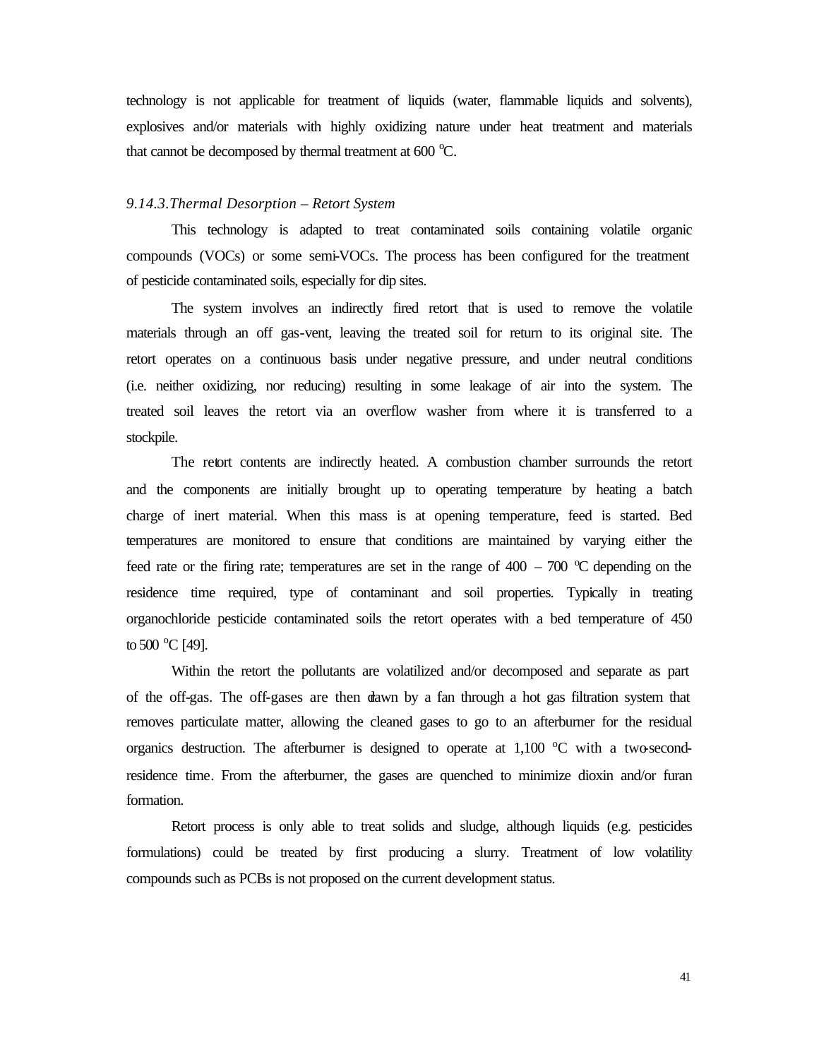technology is not applicable for treatment of liquids (water, flammable liquids and solvents), explosives and/or materials with highly oxidizing nature under heat treatment and materials that cannot be decomposed by thermal treatment at 600 $^oC$.

### *9.14.3.Thermal Desorption – Retort System*

This technology is adapted to treat contaminated soils containing volatile organic compounds (VOCs) or some semi-VOCs. The process has been configured for the treatment of pesticide contaminated soils, especially for dip sites.

The system involves an indirectly fired retort that is used to remove the volatile materials through an off gas-vent, leaving the treated soil for return to its original site. The retort operates on a continuous basis under negative pressure, and under neutral conditions (i.e. neither oxidizing, nor reducing) resulting in some leakage of air into the system. The treated soil leaves the retort via an overflow washer from where it is transferred to a stockpile.

The retort contents are indirectly heated. A combustion chamber surrounds the retort and the components are initially brought up to operating temperature by heating a batch charge of inert material. When this mass is at opening temperature, feed is started. Bed temperatures are monitored to ensure that conditions are maintained by varying either the feed rate or the firing rate; temperatures are set in the range of 400 – 700 $^oC$ depending on the residence time required, type of contaminant and soil properties. Typically in treating organochloride pesticide contaminated soils the retort operates with a bed temperature of 450 to 500 $^oC$ [49].

Within the retort the pollutants are volatilized and/or decomposed and separate as part of the off-gas. The off-gases are then drawn by a fan through a hot gas filtration system that removes particulate matter, allowing the cleaned gases to go to an afterburner for the residual organics destruction. The afterburner is designed to operate at 1,100 $^oC$ with a two-second-residence time. From the afterburner, the gases are quenched to minimize dioxin and/or furan formation.

Retort process is only able to treat solids and sludge, although liquids (e.g. pesticides formulations) could be treated by first producing a slurry. Treatment of low volatility compounds such as PCBs is not proposed on the current development status.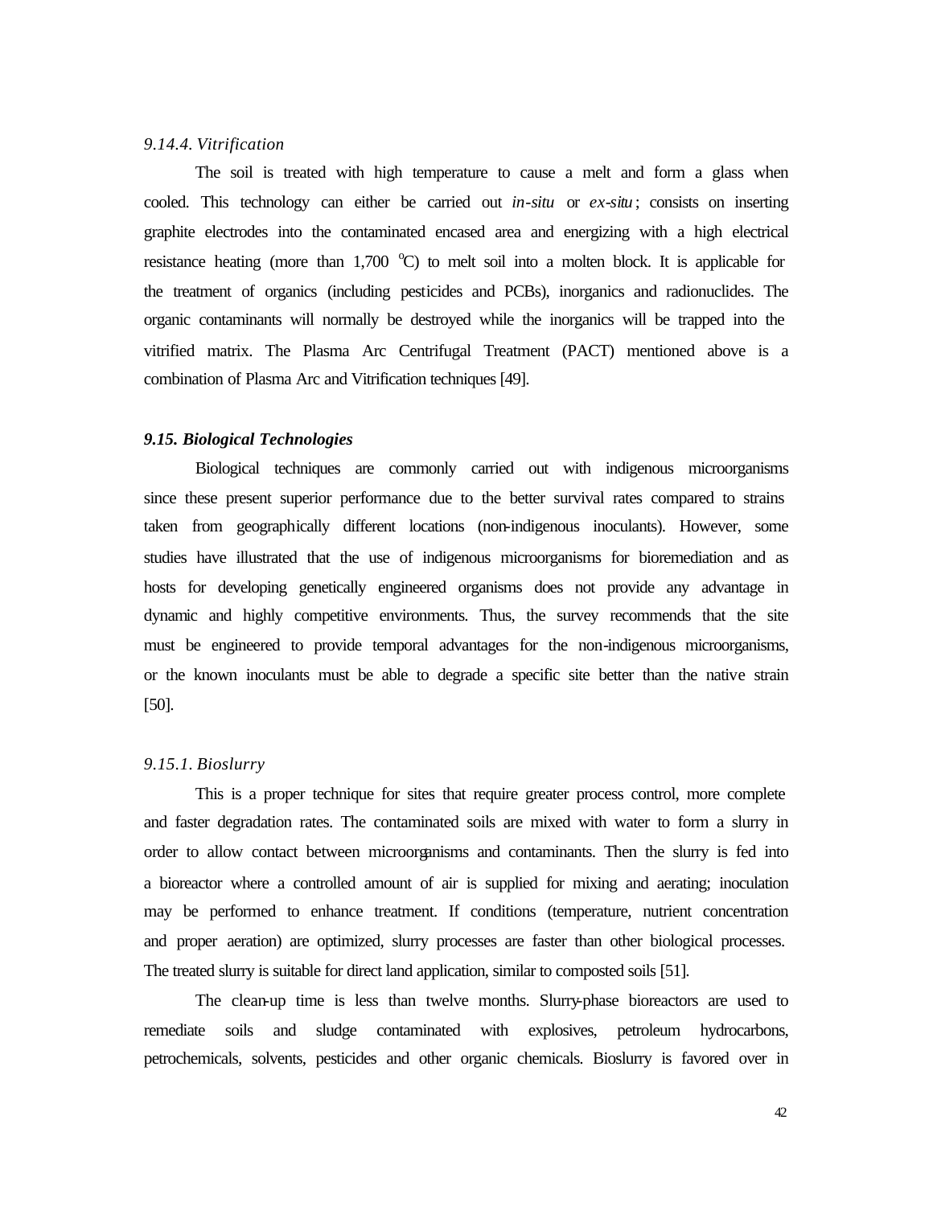### *9.14.4. Vitrification*

The soil is treated with high temperature to cause a melt and form a glass when cooled. This technology can either be carried out *in-situ* or *ex-situ*; consists on inserting graphite electrodes into the contaminated encased area and energizing with a high electrical resistance heating (more than 1,700 $^{o}$C) to melt soil into a molten block. It is applicable for the treatment of organics (including pesticides and PCBs), inorganics and radionuclides. The organic contaminants will normally be destroyed while the inorganics will be trapped into the vitrified matrix. The Plasma Arc Centrifugal Treatment (PACT) mentioned above is a combination of Plasma Arc and Vitrification techniques [49].

## *9.15. Biological Technologies*

Biological techniques are commonly carried out with indigenous microorganisms since these present superior performance due to the better survival rates compared to strains taken from geographically different locations (non-indigenous inoculants). However, some studies have illustrated that the use of indigenous microorganisms for bioremediation and as hosts for developing genetically engineered organisms does not provide any advantage in dynamic and highly competitive environments. Thus, the survey recommends that the site must be engineered to provide temporal advantages for the non-indigenous microorganisms, or the known inoculants must be able to degrade a specific site better than the native strain [50].

### *9.15.1. Bioslurry*

This is a proper technique for sites that require greater process control, more complete and faster degradation rates. The contaminated soils are mixed with water to form a slurry in order to allow contact between microorganisms and contaminants. Then the slurry is fed into a bioreactor where a controlled amount of air is supplied for mixing and aerating; inoculation may be performed to enhance treatment. If conditions (temperature, nutrient concentration and proper aeration) are optimized, slurry processes are faster than other biological processes. The treated slurry is suitable for direct land application, similar to composted soils [51].

The clean-up time is less than twelve months. Slurry-phase bioreactors are used to remediate soils and sludge contaminated with explosives, petroleum hydrocarbons, petrochemicals, solvents, pesticides and other organic chemicals. Bioslurry is favored over in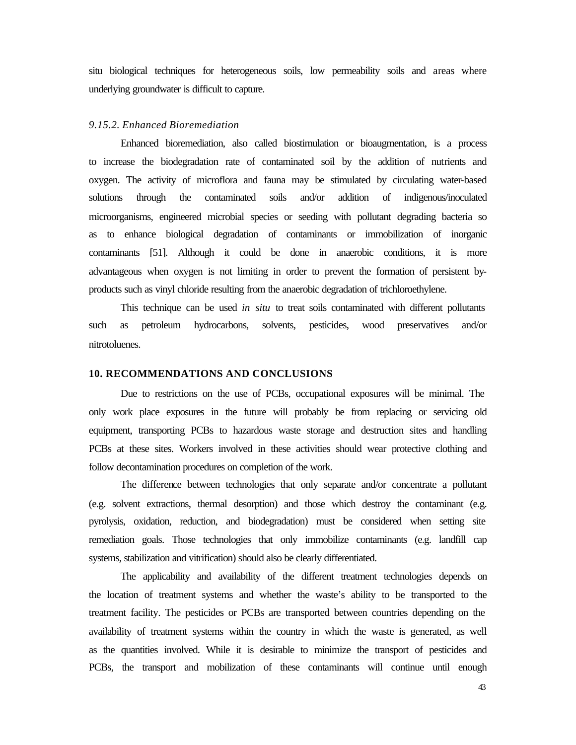situ biological techniques for heterogeneous soils, low permeability soils and areas where underlying groundwater is difficult to capture.

### *9.15.2. Enhanced Bioremediation*

Enhanced bioremediation, also called biostimulation or bioaugmentation, is a process to increase the biodegradation rate of contaminated soil by the addition of nutrients and oxygen. The activity of microflora and fauna may be stimulated by circulating water-based solutions through the contaminated soils and/or addition of indigenous/inoculated microorganisms, engineered microbial species or seeding with pollutant degrading bacteria so as to enhance biological degradation of contaminants or immobilization of inorganic contaminants [51]. Although it could be done in anaerobic conditions, it is more advantageous when oxygen is not limiting in order to prevent the formation of persistent by-products such as vinyl chloride resulting from the anaerobic degradation of trichloroethylene.

This technique can be used *in situ* to treat soils contaminated with different pollutants such as petroleum hydrocarbons, solvents, pesticides, wood preservatives and/or nitrotoluenes.

## 10. RECOMMENDATIONS AND CONCLUSIONS

Due to restrictions on the use of PCBs, occupational exposures will be minimal. The only work place exposures in the future will probably be from replacing or servicing old equipment, transporting PCBs to hazardous waste storage and destruction sites and handling PCBs at these sites. Workers involved in these activities should wear protective clothing and follow decontamination procedures on completion of the work.

The difference between technologies that only separate and/or concentrate a pollutant (e.g. solvent extractions, thermal desorption) and those which destroy the contaminant (e.g. pyrolysis, oxidation, reduction, and biodegradation) must be considered when setting site remediation goals. Those technologies that only immobilize contaminants (e.g. landfill cap systems, stabilization and vitrification) should also be clearly differentiated.

The applicability and availability of the different treatment technologies depends on the location of treatment systems and whether the waste's ability to be transported to the treatment facility. The pesticides or PCBs are transported between countries depending on the availability of treatment systems within the country in which the waste is generated, as well as the quantities involved. While it is desirable to minimize the transport of pesticides and PCBs, the transport and mobilization of these contaminants will continue until enough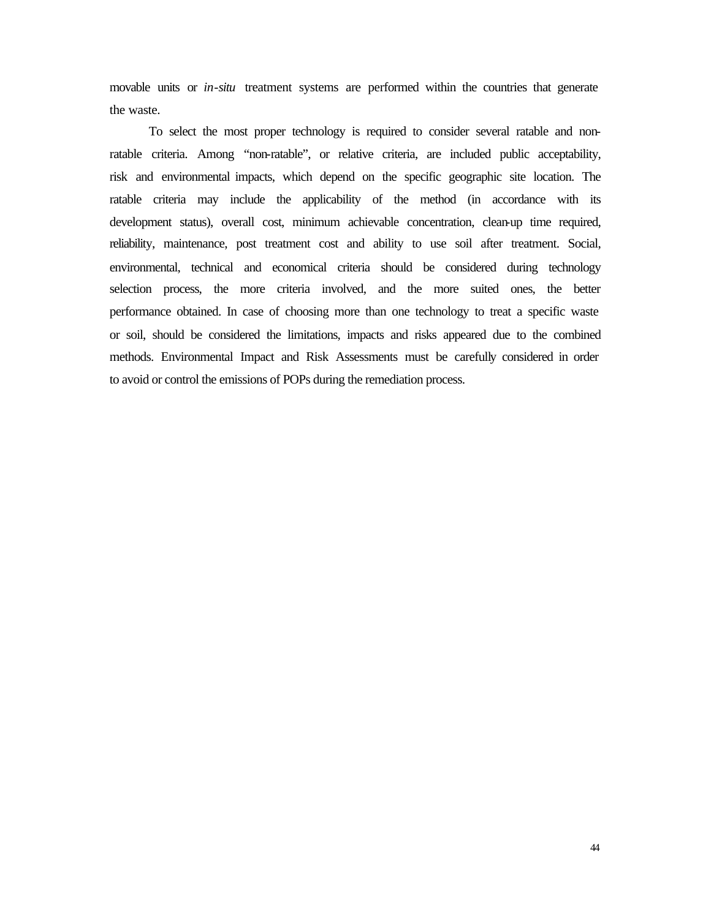movable units or *in-situ* treatment systems are performed within the countries that generate the waste.

To select the most proper technology is required to consider several ratable and non-ratable criteria. Among "non-ratable", or relative criteria, are included public acceptability, risk and environmental impacts, which depend on the specific geographic site location. The ratable criteria may include the applicability of the method (in accordance with its development status), overall cost, minimum achievable concentration, clean-up time required, reliability, maintenance, post treatment cost and ability to use soil after treatment. Social, environmental, technical and economical criteria should be considered during technology selection process, the more criteria involved, and the more suited ones, the better performance obtained. In case of choosing more than one technology to treat a specific waste or soil, should be considered the limitations, impacts and risks appeared due to the combined methods. Environmental Impact and Risk Assessments must be carefully considered in order to avoid or control the emissions of POPs during the remediation process.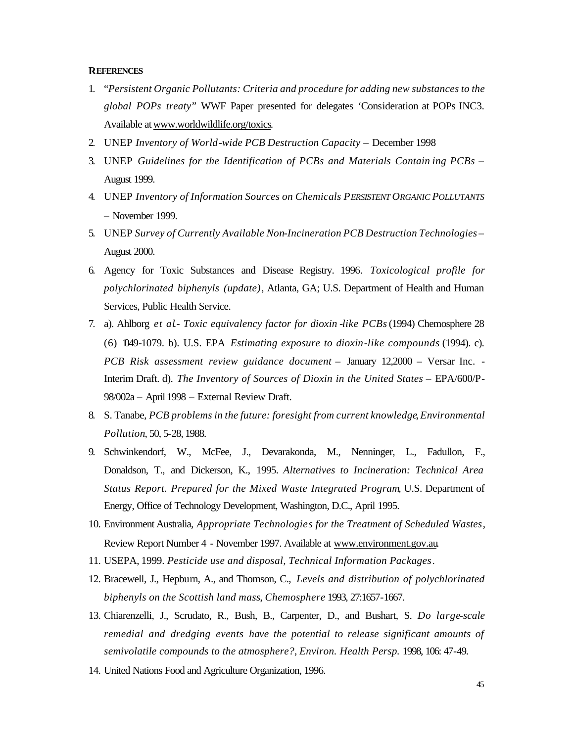## REFERENCES

1. "*Persistent Organic Pollutants: Criteria and procedure for adding new substances to the global POPs treaty*" WWF Paper presented for delegates 'Consideration at POPs INC3. Available at www.worldwildlife.org/toxics.
2. UNEP *Inventory of World-wide PCB Destruction Capacity* – December 1998
3. UNEP *Guidelines for the Identification of PCBs and Materials Contain ing PCBs* – August 1999.
4. UNEP *Inventory of Information Sources on Chemicals PERSISTENT ORGANIC POLLUTANTS* – November 1999.
5. UNEP *Survey of Currently Available Non-Incineration PCB Destruction Technologies* – August 2000.
6. Agency for Toxic Substances and Disease Registry. 1996. *Toxicological profile for polychlorinated biphenyls (update)*, Atlanta, GA; U.S. Department of Health and Human Services, Public Health Service.
7. a). Ahlborg *et al.- Toxic equivalency factor for dioxin -like PCBs* (1994) Chemosphere 28 (6) 1049-1079. b). U.S. EPA *Estimating exposure to dioxin-like compounds* (1994). c). *PCB Risk assessment review guidance document* – January 12,2000 – Versar Inc. - Interim Draft. d). *The Inventory of Sources of Dioxin in the United States* – EPA/600/P-98/002a – April 1998 – External Review Draft.
8. S. Tanabe, *PCB problems in the future: foresight from current knowledge*, *Environmental Pollution*, 50, 5-28, 1988.
9. Schwinkendorf, W., McFee, J., Devarakonda, M., Nenninger, L., Fadullon, F., Donaldson, T., and Dickerson, K., 1995. *Alternatives to Incineration: Technical Area Status Report. Prepared for the Mixed Waste Integrated Program*, U.S. Department of Energy, Office of Technology Development, Washington, D.C., April 1995.
10. Environment Australia, *Appropriate Technologies for the Treatment of Scheduled Wastes*, Review Report Number 4 - November 1997. Available at www.environment.gov.au.
11. USEPA, 1999. *Pesticide use and disposal, Technical Information Packages*.
12. Bracewell, J., Hepburn, A., and Thomson, C., *Levels and distribution of polychlorinated biphenyls on the Scottish land mass*, *Chemosphere* 1993, 27:1657-1667.
13. Chiarenzelli, J., Scrudato, R., Bush, B., Carpenter, D., and Bushart, S. *Do large-scale remedial and dredging events have the potential to release significant amounts of semivolatile compounds to the atmosphere?*, *Environ. Health Persp.* 1998, 106: 47-49.
14. United Nations Food and Agriculture Organization, 1996.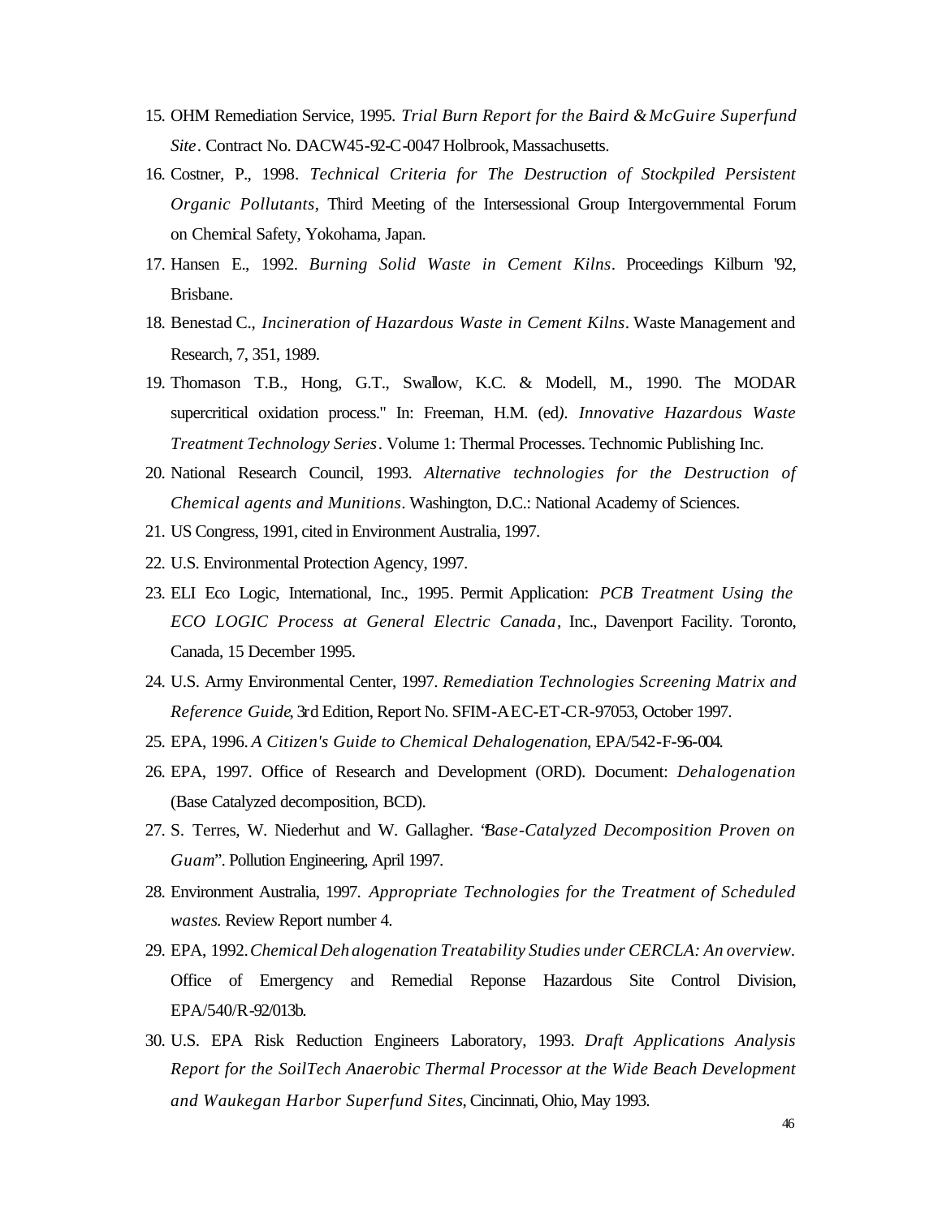15. OHM Remediation Service, 1995. *Trial Burn Report for the Baird & McGuire Superfund Site*. Contract No. DACW45-92-C-0047 Holbrook, Massachusetts.
16. Costner, P., 1998. *Technical Criteria for The Destruction of Stockpiled Persistent Organic Pollutants*, Third Meeting of the Intersessional Group Intergovernmental Forum on Chemical Safety, Yokohama, Japan.
17. Hansen E., 1992. *Burning Solid Waste in Cement Kilns*. Proceedings Kilburn '92, Brisbane.
18. Benestad C., *Incineration of Hazardous Waste in Cement Kilns*. Waste Management and Research, 7, 351, 1989.
19. Thomason T.B., Hong, G.T., Swallow, K.C. & Modell, M., 1990. The MODAR supercritical oxidation process." In: Freeman, H.M. (ed*). Innovative Hazardous Waste Treatment Technology Series*. Volume 1: Thermal Processes. Technomic Publishing Inc.
20. National Research Council, 1993. *Alternative technologies for the Destruction of Chemical agents and Munitions*. Washington, D.C.: National Academy of Sciences.
21. US Congress, 1991, cited in Environment Australia, 1997.
22. U.S. Environmental Protection Agency, 1997.
23. ELI Eco Logic, International, Inc., 1995. Permit Application: *PCB Treatment Using the ECO LOGIC Process at General Electric Canada*, Inc., Davenport Facility. Toronto, Canada, 15 December 1995.
24. U.S. Army Environmental Center, 1997. *Remediation Technologies Screening Matrix and Reference Guide*, 3rd Edition, Report No. SFIM-AEC-ET-CR-97053, October 1997.
25. EPA, 1996. *A Citizen's Guide to Chemical Dehalogenation*, EPA/542-F-96-004.
26. EPA, 1997. Office of Research and Development (ORD). Document: *Dehalogenation* (Base Catalyzed decomposition, BCD).
27. S. Terres, W. Niederhut and W. Gallagher. "*Base-Catalyzed Decomposition Proven on Guam*". Pollution Engineering, April 1997.
28. Environment Australia, 1997. *Appropriate Technologies for the Treatment of Scheduled wastes.* Review Report number 4.
29. EPA, 1992. *Chemical Dehalogenation Treatability Studies under CERCLA: An overview.* Office of Emergency and Remedial Reponse Hazardous Site Control Division, EPA/540/R-92/013b.
30. U.S. EPA Risk Reduction Engineers Laboratory, 1993. *Draft Applications Analysis Report for the SoilTech Anaerobic Thermal Processor at the Wide Beach Development and Waukegan Harbor Superfund Sites*, Cincinnati, Ohio, May 1993.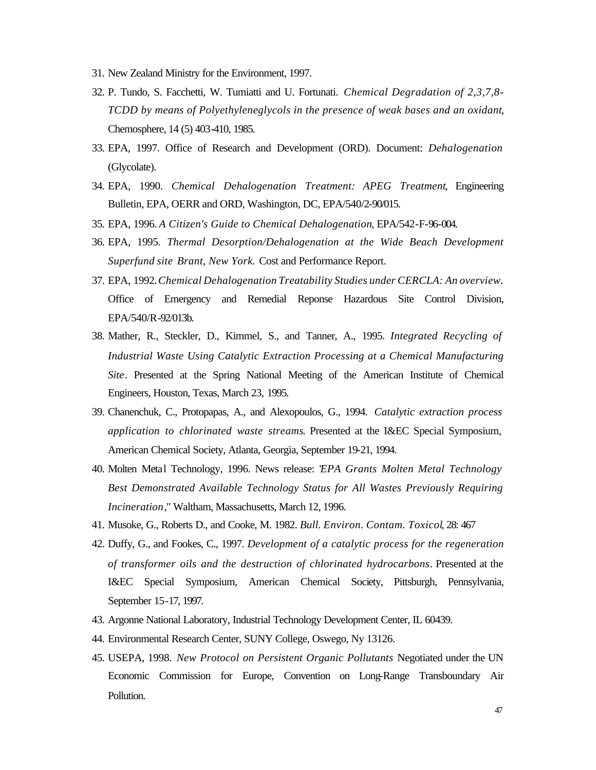31. New Zealand Ministry for the Environment, 1997.
32. P. Tundo, S. Facchetti, W. Tumiatti and U. Fortunati. *Chemical Degradation of 2,3,7,8-TCDD by means of Polyethyleneglycols in the presence of weak bases and an oxidant*, Chemosphere, 14 (5) 403-410, 1985.
33. EPA, 1997. Office of Research and Development (ORD). Document: *Dehalogenation* (Glycolate).
34. EPA, 1990. *Chemical Dehalogenation Treatment: APEG Treatment*, Engineering Bulletin, EPA, OERR and ORD, Washington, DC, EPA/540/2-90/015.
35. EPA, 1996. *A Citizen's Guide to Chemical Dehalogenation*, EPA/542-F-96-004.
36. EPA, 1995. *Thermal Desorption/Dehalogenation at the Wide Beach Development Superfund site Brant, New York*. Cost and Performance Report.
37. EPA, 1992. *Chemical Dehalogenation Treatability Studies under CERCLA: An overview*. Office of Emergency and Remedial Reponse Hazardous Site Control Division, EPA/540/R-92/013b.
38. Mather, R., Steckler, D., Kimmel, S., and Tanner, A., 1995. *Integrated Recycling of Industrial Waste Using Catalytic Extraction Processing at a Chemical Manufacturing Site*. Presented at the Spring National Meeting of the American Institute of Chemical Engineers, Houston, Texas, March 23, 1995.
39. Chanenchuk, C., Protopapas, A., and Alexopoulos, G., 1994. *Catalytic extraction process application to chlorinated waste streams*. Presented at the I&EC Special Symposium, American Chemical Society, Atlanta, Georgia, September 19-21, 1994.
40. Molten Metal Technology, 1996. News release: "*EPA Grants Molten Metal Technology Best Demonstrated Available Technology Status for All Wastes Previously Requiring Incineration*," Waltham, Massachusetts, March 12, 1996.
41. Musoke, G., Roberts D., and Cooke, M. 1982. *Bull. Environ. Contam. Toxicol*, 28: 467
42. Duffy, G., and Fookes, C., 1997. *Development of a catalytic process for the regeneration of transformer oils and the destruction of chlorinated hydrocarbons*. Presented at the I&EC Special Symposium, American Chemical Society, Pittsburgh, Pennsylvania, September 15-17, 1997.
43. Argonne National Laboratory, Industrial Technology Development Center, IL 60439.
44. Environmental Research Center, SUNY College, Oswego, Ny 13126.
45. USEPA, 1998. *New Protocol on Persistent Organic Pollutants* Negotiated under the UN Economic Commission for Europe, Convention on Long-Range Transboundary Air Pollution.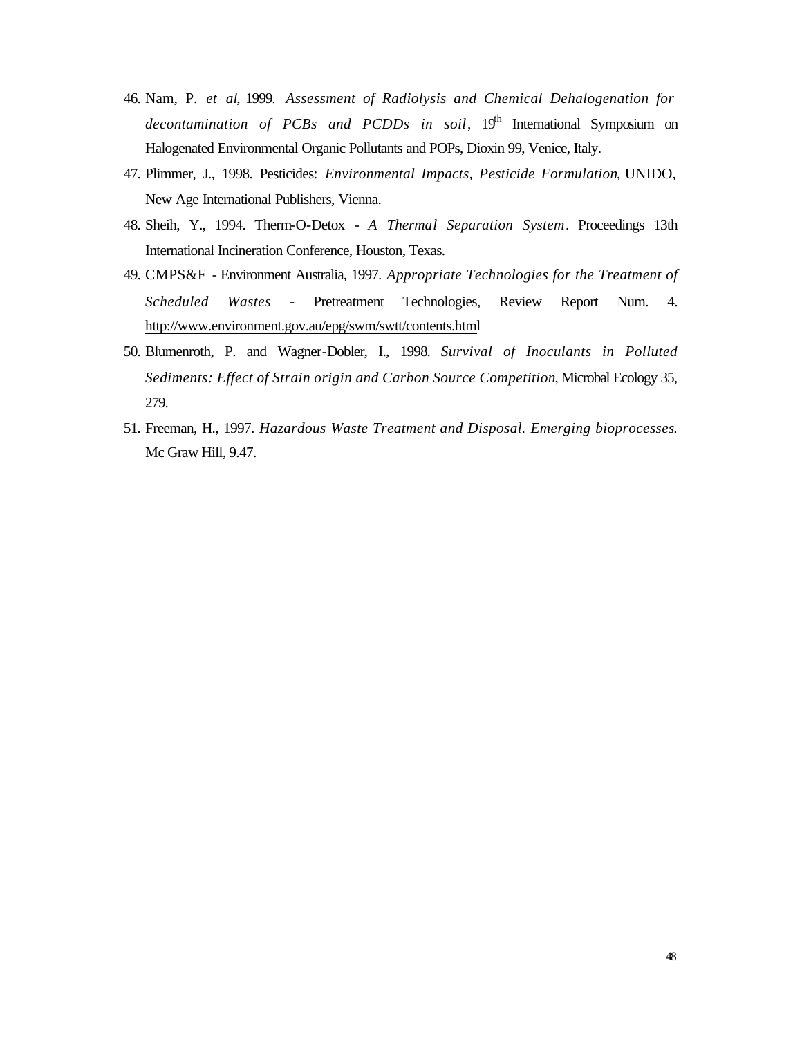46. Nam, P. *et al*, 1999. *Assessment of Radiolysis and Chemical Dehalogenation for decontamination of PCBs and PCDDs in soil*, 19th International Symposium on Halogenated Environmental Organic Pollutants and POPs, Dioxin 99, Venice, Italy.

47. Plimmer, J., 1998. Pesticides: *Environmental Impacts, Pesticide Formulation*, UNIDO, New Age International Publishers, Vienna.

48. Sheih, Y., 1994. Therm-O-Detox - *A Thermal Separation System*. Proceedings 13th International Incineration Conference, Houston, Texas.

49. CMPS&F - Environment Australia, 1997. *Appropriate Technologies for the Treatment of Scheduled Wastes* - Pretreatment Technologies, Review Report Num. 4. http://www.environment.gov.au/epg/swm/swtt/contents.html

50. Blumenroth, P. and Wagner-Dobler, I., 1998. *Survival of Inoculants in Polluted Sediments: Effect of Strain origin and Carbon Source Competition*, Microbal Ecology 35, 279.

51. Freeman, H., 1997. *Hazardous Waste Treatment and Disposal. Emerging bioprocesses.* Mc Graw Hill, 9.47.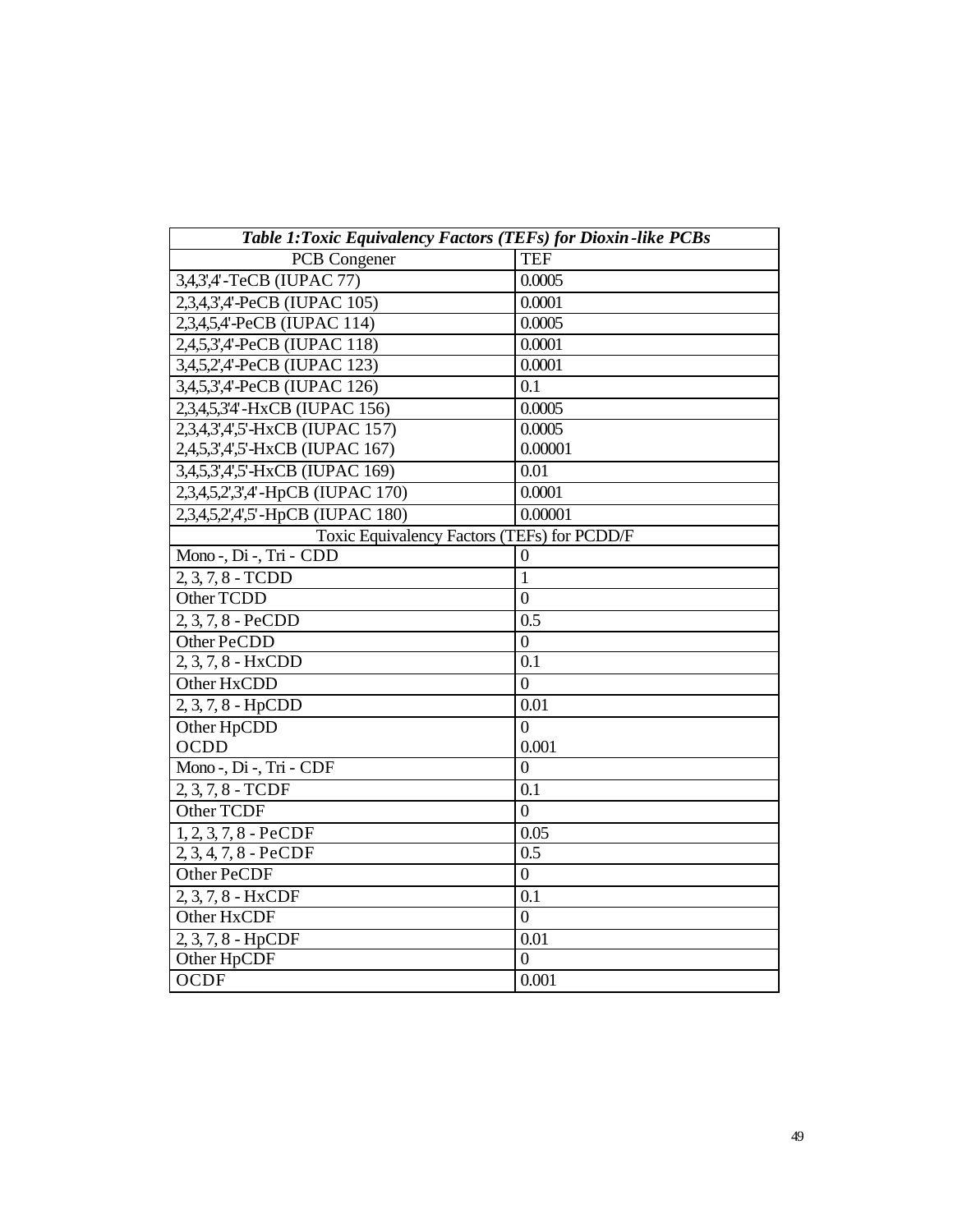| *Table 1:Toxic Equivalency Factors (TEFs) for Dioxin-like PCBs* | |
|---|---|
| PCB Congener | TEF |
| 3,4,3',4'-TeCB (IUPAC 77) | 0.0005 |
| 2,3,4,3',4'-PeCB (IUPAC 105) | 0.0001 |
| 2,3,4,5,4'-PeCB (IUPAC 114) | 0.0005 |
| 2,4,5,3',4'-PeCB (IUPAC 118) | 0.0001 |
| 3,4,5,2',4'-PeCB (IUPAC 123) | 0.0001 |
| 3,4,5,3',4'-PeCB (IUPAC 126) | 0.1 |
| 2,3,4,5,3'4'-HxCB (IUPAC 156) | 0.0005 |
| 2,3,4,3',4',5'-HxCB (IUPAC 157) | 0.0005 |
| 2,4,5,3',4',5'-HxCB (IUPAC 167) | 0.00001 |
| 3,4,5,3',4',5'-HxCB (IUPAC 169) | 0.01 |
| 2,3,4,5,2',3',4'-HpCB (IUPAC 170) | 0.0001 |
| 2,3,4,5,2',4',5'-HpCB (IUPAC 180) | 0.00001 |
| Toxic Equivalency Factors (TEFs) for PCDD/F | |
| Mono-, Di-, Tri - CDD | 0 |
| 2, 3, 7, 8 - TCDD | 1 |
| Other TCDD | 0 |
| 2, 3, 7, 8 - PeCDD | 0.5 |
| Other PeCDD | 0 |
| 2, 3, 7, 8 - HxCDD | 0.1 |
| Other HxCDD | 0 |
| 2, 3, 7, 8 - HpCDD | 0.01 |
| Other HpCDD | 0 |
| OCDD | 0.001 |
| Mono-, Di-, Tri - CDF | 0 |
| 2, 3, 7, 8 - TCDF | 0.1 |
| Other TCDF | 0 |
| 1, 2, 3, 7, 8 - PeCDF | 0.05 |
| 2, 3, 4, 7, 8 - PeCDF | 0.5 |
| Other PeCDF | 0 |
| 2, 3, 7, 8 - HxCDF | 0.1 |
| Other HxCDF | 0 |
| 2, 3, 7, 8 - HpCDF | 0.01 |
| Other HpCDF | 0 |
| OCDF | 0.001 |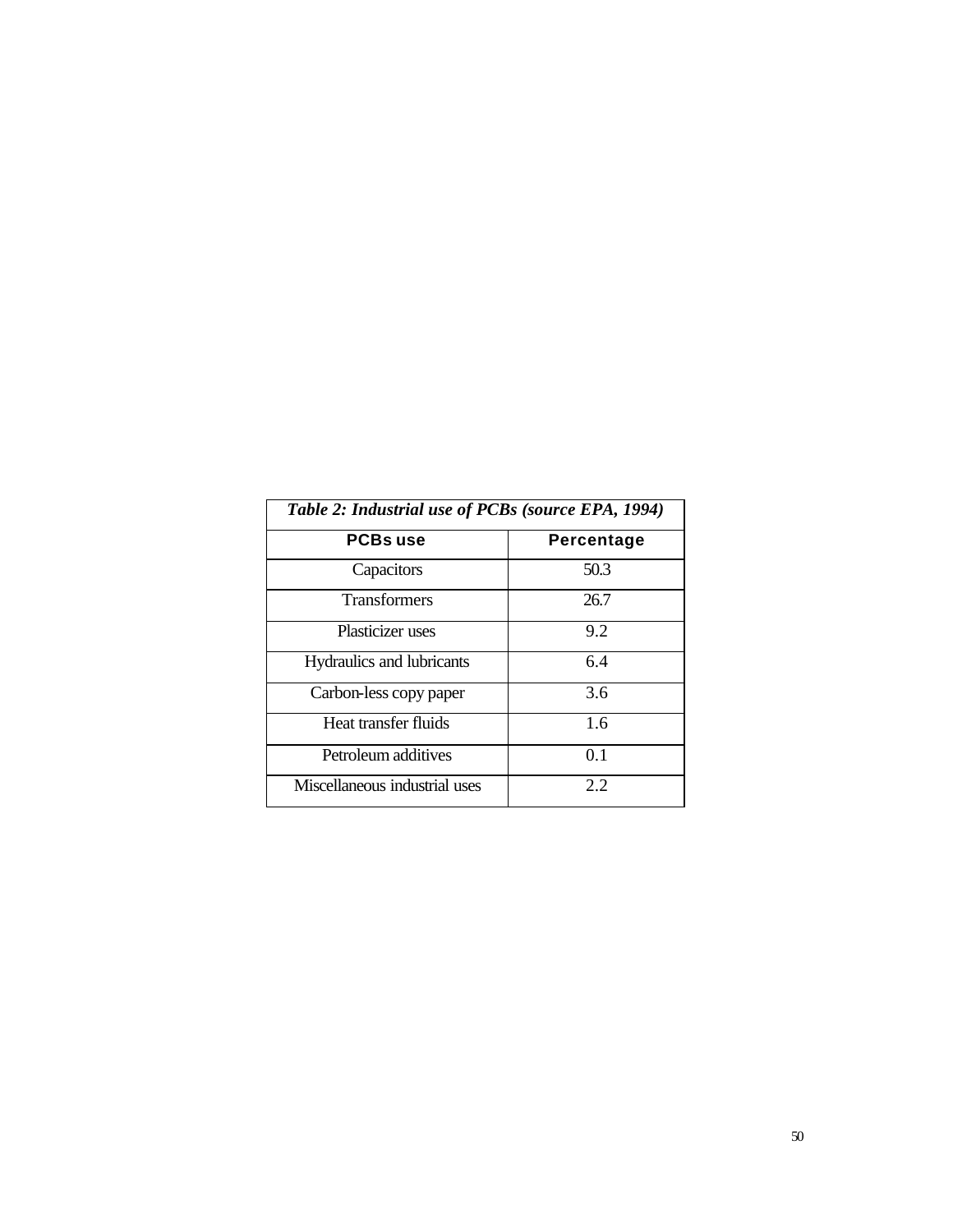*Table 2: Industrial use of PCBs (source EPA, 1994)*

| PCBs use | Percentage |
|---|---|
| Capacitors | 50.3 |
| Transformers | 26.7 |
| Plasticizer uses | 9.2 |
| Hydraulics and lubricants | 6.4 |
| Carbon-less copy paper | 3.6 |
| Heat transfer fluids | 1.6 |
| Petroleum additives | 0.1 |
| Miscellaneous industrial uses | 2.2 |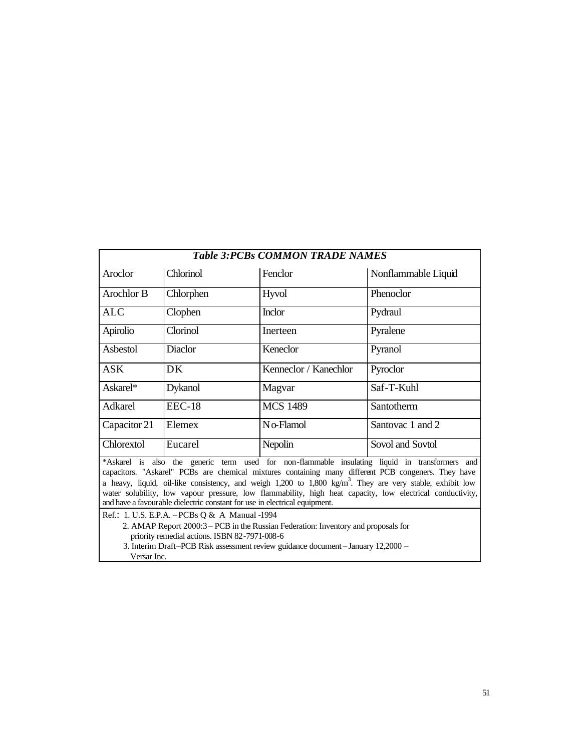***Table 3:PCBs COMMON TRADE NAMES***

| | | | |
|---|---|---|---|
| Aroclor | Chlorinol | Fenclor | Nonflammable Liquid |
| Arochlor B | Chlorphen | Hyvol | Phenoclor |
| ALC | Clophen | Inclor | Pydraul |
| Apirolio | Clorinol | Inerteen | Pyralene |
| Asbestol | Diaclor | Keneclor | Pyranol |
| ASK | DK | Kenneclor / Kanechlor | Pyroclor |
| Askarel* | Dykanol | Magvar | Saf-T-Kuhl |
| Adkarel | EEC-18 | MCS 1489 | Santotherm |
| Capacitor 21 | Elemex | No-Flamol | Santovac 1 and 2 |
| Chlorextol | Eucarel | Nepolin | Sovol and Sovtol |

*Askarel is also the generic term used for non-flammable insulating liquid in transformers and capacitors. "Askarel" PCBs are chemical mixtures containing many different PCB congeners. They have a heavy, liquid, oil-like consistency, and weigh 1,200 to 1,800 $kg/m^3$. They are very stable, exhibit low water solubility, low vapour pressure, low flammability, high heat capacity, low electrical conductivity, and have a favourable dielectric constant for use in electrical equipment.

Ref.: 1. U.S. E.P.A. – PCBs Q & A Manual -1994
2. AMAP Report 2000:3 – PCB in the Russian Federation: Inventory and proposals for priority remedial actions. ISBN 82-7971-008-6
3. Interim Draft–PCB Risk assessment review guidance document – January 12,2000 – Versar Inc.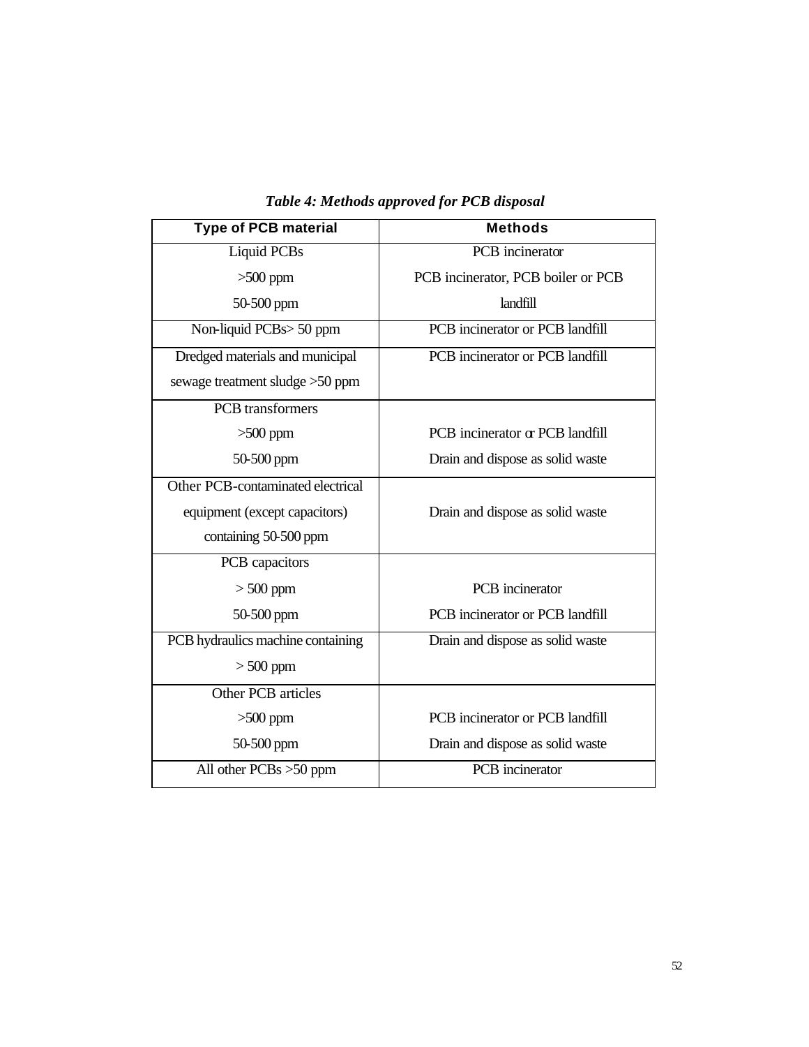*Table 4: Methods approved for PCB disposal*

| Type of PCB material | Methods |
|---|---|
| Liquid PCBs | PCB incinerator |
| >500 ppm | PCB incinerator, PCB boiler or PCB |
| 50-500 ppm | landfill |
| Non-liquid PCBs> 50 ppm | PCB incinerator or PCB landfill |
| Dredged materials and municipal sewage treatment sludge >50 ppm | PCB incinerator or PCB landfill |
| PCB transformers | |
| >500 ppm | PCB incinerator or PCB landfill |
| 50-500 ppm | Drain and dispose as solid waste |
| Other PCB-contaminated electrical equipment (except capacitors) containing 50-500 ppm | Drain and dispose as solid waste |
| PCB capacitors | |
| > 500 ppm | PCB incinerator |
| 50-500 ppm | PCB incinerator or PCB landfill |
| PCB hydraulics machine containing > 500 ppm | Drain and dispose as solid waste |
| Other PCB articles | |
| >500 ppm | PCB incinerator or PCB landfill |
| 50-500 ppm | Drain and dispose as solid waste |
| All other PCBs >50 ppm | PCB incinerator |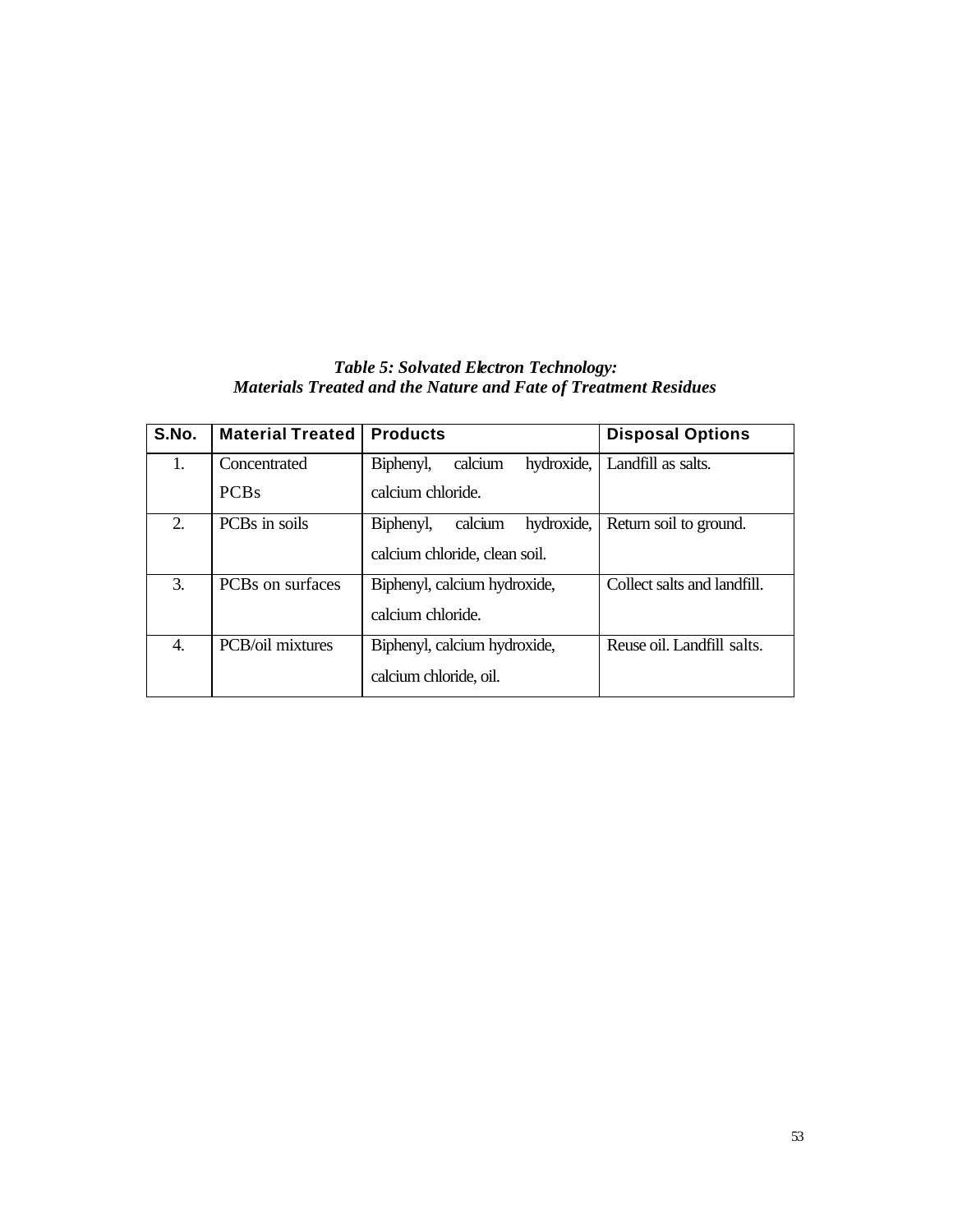***Table 5: Solvated Electron Technology:***
***Materials Treated and the Nature and Fate of Treatment Residues***

| S.No. | Material Treated | Products | Disposal Options |
|---|---|---|---|
| 1. | Concentrated PCBs | Biphenyl, calcium hydroxide, calcium chloride. | Landfill as salts. |
| 2. | PCBs in soils | Biphenyl, calcium hydroxide, calcium chloride, clean soil. | Return soil to ground. |
| 3. | PCBs on surfaces | Biphenyl, calcium hydroxide, calcium chloride. | Collect salts and landfill. |
| 4. | PCB/oil mixtures | Biphenyl, calcium hydroxide, calcium chloride, oil. | Reuse oil. Landfill salts. |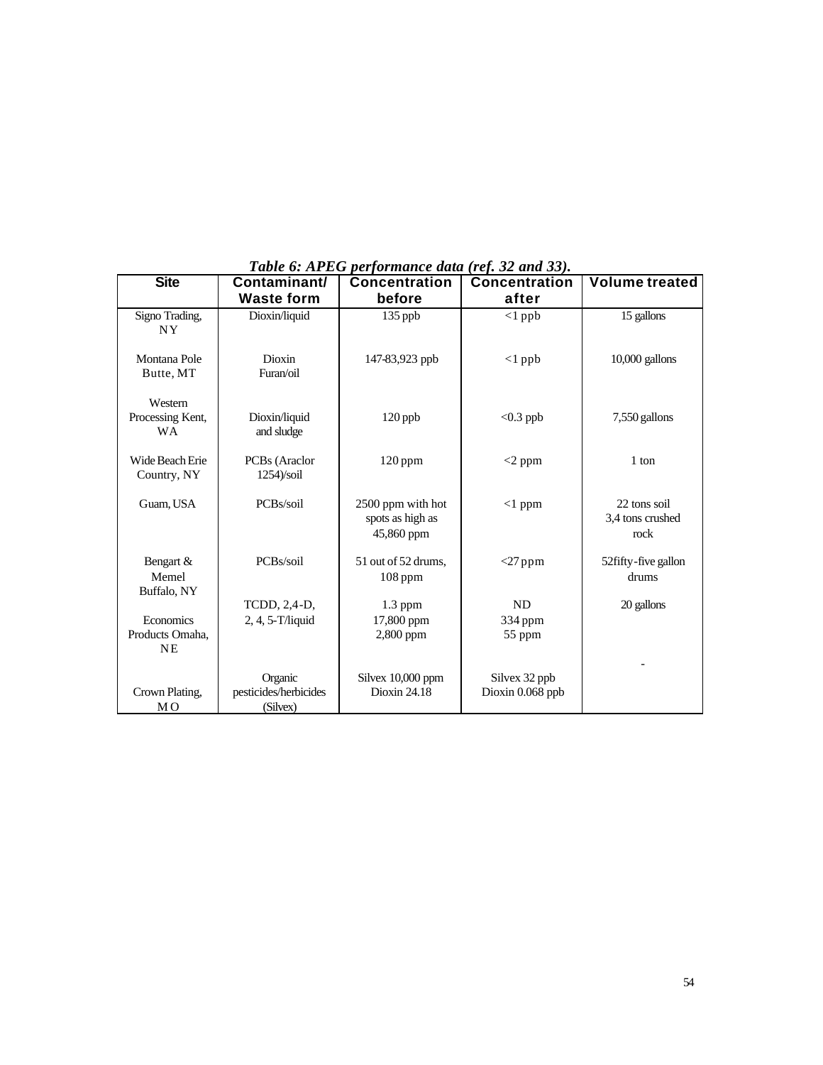*Table 6: APEG performance data (ref. 32 and 33).*

| Site | Contaminant/ Waste form | Concentration before | Concentration after | Volume treated |
|---|---|---|---|---|
| Signo Trading, NY | Dioxin/liquid | 135 ppb | <1 ppb | 15 gallons |
| Montana Pole Butte, MT | Dioxin Furan/oil | 147-83,923 ppb | <1 ppb | 10,000 gallons |
| Western Processing Kent, WA | Dioxin/liquid and sludge | 120 ppb | <0.3 ppb | 7,550 gallons |
| Wide Beach Erie Country, NY | PCBs (Araclor 1254)/soil | 120 ppm | <2 ppm | 1 ton |
| Guam, USA | PCBs/soil | 2500 ppm with hot spots as high as 45,860 ppm | <1 ppm | 22 tons soil 3,4 tons crushed rock |
| Bengart & Memel Buffalo, NY | PCBs/soil | 51 out of 52 drums, 108 ppm | <27 ppm | 52fifty-five gallon drums |
| Economics Products Omaha, NE | TCDD, 2,4-D, 2, 4, 5-T/liquid | 1.3 ppm 17,800 ppm 2,800 ppm | ND 334 ppm 55 ppm | 20 gallons |
| Crown Plating, MO | Organic pesticides/herbicides (Silvex) | Silvex 10,000 ppm Dioxin 24.18 | Silvex 32 ppb Dioxin 0.068 ppb | - |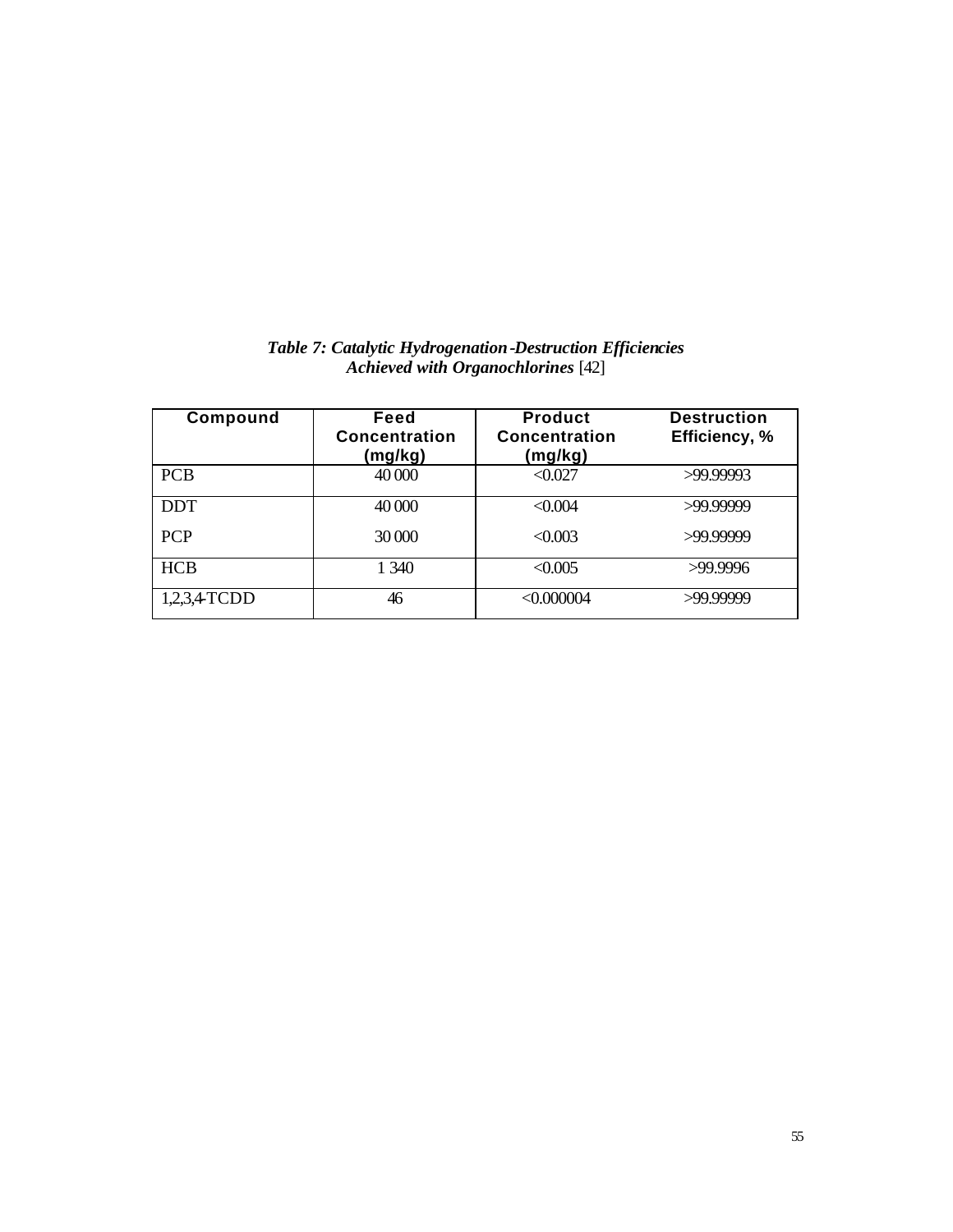***Table 7: Catalytic Hydrogenation-Destruction Efficiencies Achieved with Organochlorines*** [42]

| Compound | Feed Concentration (mg/kg) | Product Concentration (mg/kg) | Destruction Efficiency, % |
|---|---|---|---|
| PCB | 40 000 | <0.027 | >99.99993 |
| DDT | 40 000 | <0.004 | >99.99999 |
| PCP | 30 000 | <0.003 | >99.99999 |
| HCB | 1 340 | <0.005 | >99.9996 |
| 1,2,3,4-TCDD | 46 | <0.000004 | >99.99999 |